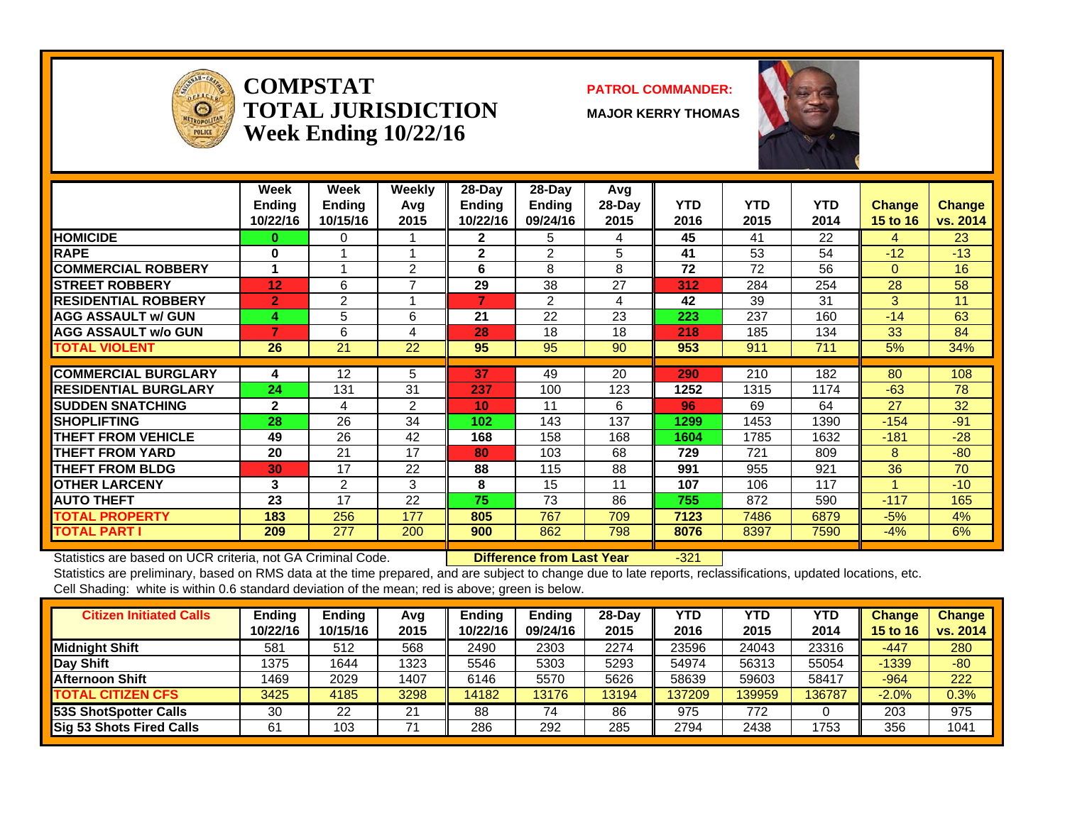# COMPSTAT TOTAL JURISDICTION Week Ending 10/22/16

**PATROL COMMANDER:**

**MAJOR KERRY THOMAS**

| | Week Ending 10/22/16 | Week Ending 10/15/16 | Weekly Avg 2015 | 28-Day Ending 10/22/16 | 28-Day Ending 09/24/16 | Avg 28-Day 2015 | YTD 2016 | YTD 2015 | YTD 2014 | Change 15 to 16 | Change vs. 2014 |
|---|---|---|---|---|---|---|---|---|---|---|---|
| **HOMICIDE** | 0 | 0 | 1 | 2 | 5 | 4 | 45 | 41 | 22 | 4 | 23 |
| **RAPE** | 0 | 1 | 1 | 2 | 2 | 5 | 41 | 53 | 54 | -12 | -13 |
| **COMMERCIAL ROBBERY** | 1 | 1 | 2 | 6 | 8 | 8 | 72 | 72 | 56 | 0 | 16 |
| **STREET ROBBERY** | 12 | 6 | 7 | 29 | 38 | 27 | 312 | 284 | 254 | 28 | 58 |
| **RESIDENTIAL ROBBERY** | 2 | 2 | 1 | 7 | 2 | 4 | 42 | 39 | 31 | 3 | 11 |
| **AGG ASSAULT w/ GUN** | 4 | 5 | 6 | 21 | 22 | 23 | 223 | 237 | 160 | -14 | 63 |
| **AGG ASSAULT w/o GUN** | 7 | 6 | 4 | 28 | 18 | 18 | 218 | 185 | 134 | 33 | 84 |
| **TOTAL VIOLENT** | 26 | 21 | 22 | 95 | 95 | 90 | 953 | 911 | 711 | 5% | 34% |
| **COMMERCIAL BURGLARY** | 4 | 12 | 5 | 37 | 49 | 20 | 290 | 210 | 182 | 80 | 108 |
| **RESIDENTIAL BURGLARY** | 24 | 131 | 31 | 237 | 100 | 123 | 1252 | 1315 | 1174 | -63 | 78 |
| **SUDDEN SNATCHING** | 2 | 4 | 2 | 10 | 11 | 6 | 96 | 69 | 64 | 27 | 32 |
| **SHOPLIFTING** | 28 | 26 | 34 | 102 | 143 | 137 | 1299 | 1453 | 1390 | -154 | -91 |
| **THEFT FROM VEHICLE** | 49 | 26 | 42 | 168 | 158 | 168 | 1604 | 1785 | 1632 | -181 | -28 |
| **THEFT FROM YARD** | 20 | 21 | 17 | 80 | 103 | 68 | 729 | 721 | 809 | 8 | -80 |
| **THEFT FROM BLDG** | 30 | 17 | 22 | 88 | 115 | 88 | 991 | 955 | 921 | 36 | 70 |
| **OTHER LARCENY** | 3 | 2 | 3 | 8 | 15 | 11 | 107 | 106 | 117 | 1 | -10 |
| **AUTO THEFT** | 23 | 17 | 22 | 75 | 73 | 86 | 755 | 872 | 590 | -117 | 165 |
| **TOTAL PROPERTY** | 183 | 256 | 177 | 805 | 767 | 709 | 7123 | 7486 | 6879 | -5% | 4% |
| **TOTAL PART I** | 209 | 277 | 200 | 900 | 862 | 798 | 8076 | 8397 | 7590 | -4% | 6% |

Statistics are based on UCR criteria, not GA Criminal Code. **Difference from Last Year** -321

Statistics are preliminary, based on RMS data at the time prepared, and are subject to change due to late reports, reclassifications, updated locations, etc.

Cell Shading: white is within 0.6 standard deviation of the mean; red is above; green is below.

| Citizen Initiated Calls | Ending 10/22/16 | Ending 10/15/16 | Avg 2015 | Ending 10/22/16 | Ending 09/24/16 | 28-Day 2015 | YTD 2016 | YTD 2015 | YTD 2014 | Change 15 to 16 | Change vs. 2014 |
|---|---|---|---|---|---|---|---|---|---|---|---|
| **Midnight Shift** | 581 | 512 | 568 | 2490 | 2303 | 2274 | 23596 | 24043 | 23316 | -447 | 280 |
| **Day Shift** | 1375 | 1644 | 1323 | 5546 | 5303 | 5293 | 54974 | 56313 | 55054 | -1339 | -80 |
| **Afternoon Shift** | 1469 | 2029 | 1407 | 6146 | 5570 | 5626 | 58639 | 59603 | 58417 | -964 | 222 |
| **TOTAL CITIZEN CFS** | 3425 | 4185 | 3298 | 14182 | 13176 | 13194 | 137209 | 139959 | 136787 | -2.0% | 0.3% |
| **53S ShotSpotter Calls** | 30 | 22 | 21 | 88 | 74 | 86 | 975 | 772 | 0 | 203 | 975 |
| **Sig 53 Shots Fired Calls** | 61 | 103 | 71 | 286 | 292 | 285 | 2794 | 2438 | 1753 | 356 | 1041 |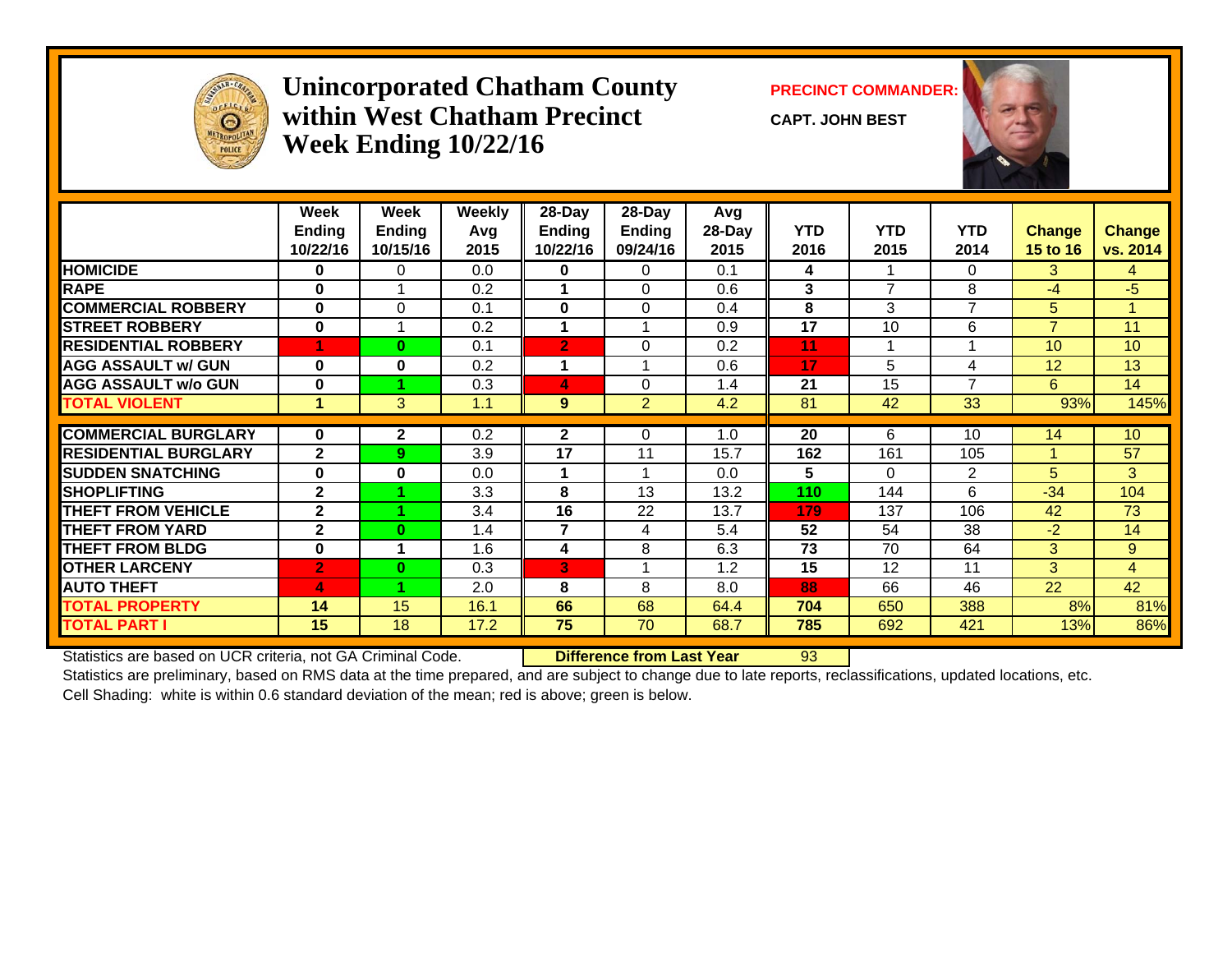# Unincorporated Chatham County within West Chatham Precinct Week Ending 10/22/16

**PRECINCT COMMANDER:**

**CAPT. JOHN BEST**

| | Week Ending 10/22/16 | Week Ending 10/15/16 | Weekly Avg 2015 | 28-Day Ending 10/22/16 | 28-Day Ending 09/24/16 | Avg 28-Day 2015 | YTD 2016 | YTD 2015 | YTD 2014 | Change 15 to 16 | Change vs. 2014 |
|---|---|---|---|---|---|---|---|---|---|---|---|
| HOMICIDE | 0 | 0 | 0.0 | 0 | 0 | 0.1 | 4 | 1 | 0 | 3 | 4 |
| RAPE | 0 | 1 | 0.2 | 1 | 0 | 0.6 | 3 | 7 | 8 | -4 | -5 |
| COMMERCIAL ROBBERY | 0 | 0 | 0.1 | 0 | 0 | 0.4 | 8 | 3 | 7 | 5 | 1 |
| STREET ROBBERY | 0 | 1 | 0.2 | 1 | 1 | 0.9 | 17 | 10 | 6 | 7 | 11 |
| RESIDENTIAL ROBBERY | 1 | 0 | 0.1 | 2 | 0 | 0.2 | 11 | 1 | 1 | 10 | 10 |
| AGG ASSAULT w/ GUN | 0 | 0 | 0.2 | 1 | 1 | 0.6 | 17 | 5 | 4 | 12 | 13 |
| AGG ASSAULT w/o GUN | 0 | 1 | 0.3 | 4 | 0 | 1.4 | 21 | 15 | 7 | 6 | 14 |
| TOTAL VIOLENT | 1 | 3 | 1.1 | 9 | 2 | 4.2 | 81 | 42 | 33 | 93% | 145% |
| COMMERCIAL BURGLARY | 0 | 2 | 0.2 | 2 | 0 | 1.0 | 20 | 6 | 10 | 14 | 10 |
| RESIDENTIAL BURGLARY | 2 | 9 | 3.9 | 17 | 11 | 15.7 | 162 | 161 | 105 | 1 | 57 |
| SUDDEN SNATCHING | 0 | 0 | 0.0 | 1 | 1 | 0.0 | 5 | 0 | 2 | 5 | 3 |
| SHOPLIFTING | 2 | 1 | 3.3 | 8 | 13 | 13.2 | 110 | 144 | 6 | -34 | 104 |
| THEFT FROM VEHICLE | 2 | 1 | 3.4 | 16 | 22 | 13.7 | 179 | 137 | 106 | 42 | 73 |
| THEFT FROM YARD | 2 | 0 | 1.4 | 7 | 4 | 5.4 | 52 | 54 | 38 | -2 | 14 |
| THEFT FROM BLDG | 0 | 1 | 1.6 | 4 | 8 | 6.3 | 73 | 70 | 64 | 3 | 9 |
| OTHER LARCENY | 2 | 0 | 0.3 | 3 | 1 | 1.2 | 15 | 12 | 11 | 3 | 4 |
| AUTO THEFT | 4 | 1 | 2.0 | 8 | 8 | 8.0 | 88 | 66 | 46 | 22 | 42 |
| TOTAL PROPERTY | 14 | 15 | 16.1 | 66 | 68 | 64.4 | 704 | 650 | 388 | 8% | 81% |
| TOTAL PART I | 15 | 18 | 17.2 | 75 | 70 | 68.7 | 785 | 692 | 421 | 13% | 86% |

Statistics are based on UCR criteria, not GA Criminal Code. **Difference from Last Year** 93

Statistics are preliminary, based on RMS data at the time prepared, and are subject to change due to late reports, reclassifications, updated locations, etc.

Cell Shading: white is within 0.6 standard deviation of the mean; red is above; green is below.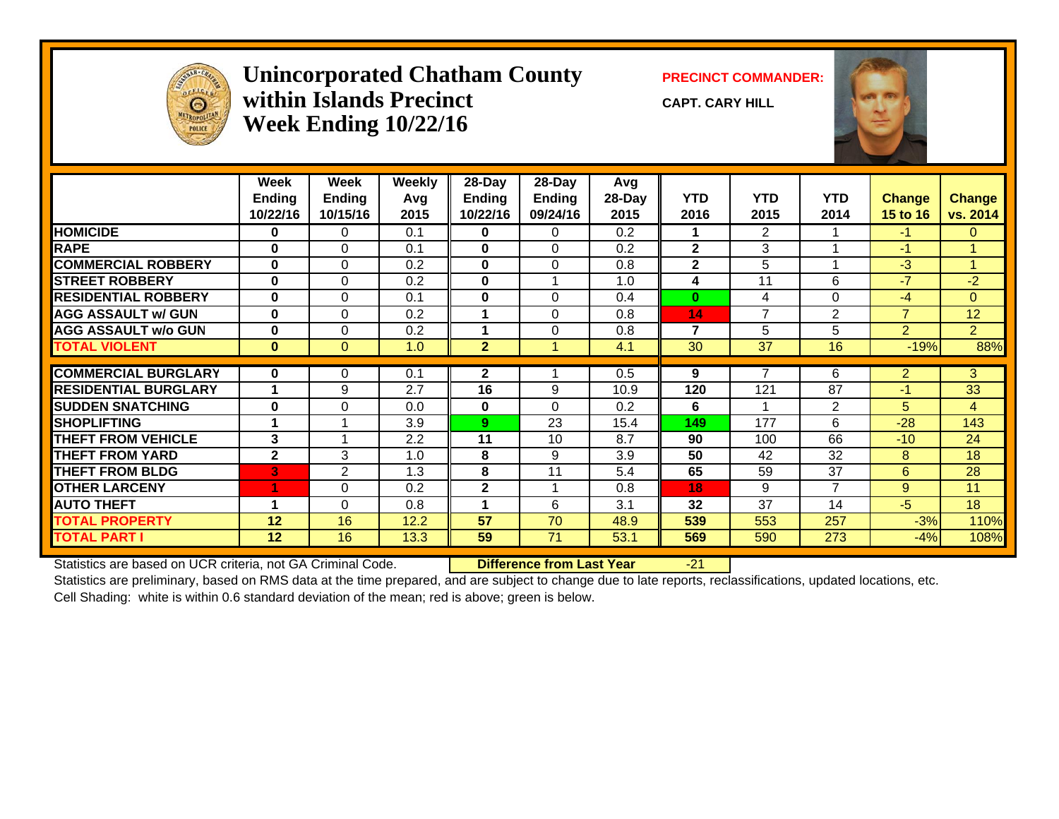# Unincorporated Chatham County within Islands Precinct Week Ending 10/22/16

**PRECINCT COMMANDER:**

**CAPT. CARY HILL**

| | Week Ending 10/22/16 | Week Ending 10/15/16 | Weekly Avg 2015 | 28-Day Ending 10/22/16 | 28-Day Ending 09/24/16 | Avg 28-Day 2015 | YTD 2016 | YTD 2015 | YTD 2014 | Change 15 to 16 | Change vs. 2014 |
|---|---|---|---|---|---|---|---|---|---|---|---|
| HOMICIDE | 0 | 0 | 0.1 | 0 | 0 | 0.2 | 1 | 2 | 1 | -1 | 0 |
| RAPE | 0 | 0 | 0.1 | 0 | 0 | 0.2 | 2 | 3 | 1 | -1 | 1 |
| COMMERCIAL ROBBERY | 0 | 0 | 0.2 | 0 | 0 | 0.8 | 2 | 5 | 1 | -3 | 1 |
| STREET ROBBERY | 0 | 0 | 0.2 | 0 | 1 | 1.0 | 4 | 11 | 6 | -7 | -2 |
| RESIDENTIAL ROBBERY | 0 | 0 | 0.1 | 0 | 0 | 0.4 | 0 | 4 | 0 | -4 | 0 |
| AGG ASSAULT w/ GUN | 0 | 0 | 0.2 | 1 | 0 | 0.8 | 14 | 7 | 2 | 7 | 12 |
| AGG ASSAULT w/o GUN | 0 | 0 | 0.2 | 1 | 0 | 0.8 | 7 | 5 | 5 | 2 | 2 |
| **TOTAL VIOLENT** | 0 | 0 | 1.0 | 2 | 1 | 4.1 | 30 | 37 | 16 | -19% | 88% |
| COMMERCIAL BURGLARY | 0 | 0 | 0.1 | 2 | 1 | 0.5 | 9 | 7 | 6 | 2 | 3 |
| RESIDENTIAL BURGLARY | 1 | 9 | 2.7 | 16 | 9 | 10.9 | 120 | 121 | 87 | -1 | 33 |
| SUDDEN SNATCHING | 0 | 0 | 0.0 | 0 | 0 | 0.2 | 6 | 1 | 2 | 5 | 4 |
| SHOPLIFTING | 1 | 1 | 3.9 | 9 | 23 | 15.4 | 149 | 177 | 6 | -28 | 143 |
| THEFT FROM VEHICLE | 3 | 1 | 2.2 | 11 | 10 | 8.7 | 90 | 100 | 66 | -10 | 24 |
| THEFT FROM YARD | 2 | 3 | 1.0 | 8 | 9 | 3.9 | 50 | 42 | 32 | 8 | 18 |
| THEFT FROM BLDG | 3 | 2 | 1.3 | 8 | 11 | 5.4 | 65 | 59 | 37 | 6 | 28 |
| OTHER LARCENY | 1 | 0 | 0.2 | 2 | 1 | 0.8 | 18 | 9 | 7 | 9 | 11 |
| AUTO THEFT | 1 | 0 | 0.8 | 1 | 6 | 3.1 | 32 | 37 | 14 | -5 | 18 |
| **TOTAL PROPERTY** | 12 | 16 | 12.2 | 57 | 70 | 48.9 | 539 | 553 | 257 | -3% | 110% |
| **TOTAL PART I** | 12 | 16 | 13.3 | 59 | 71 | 53.1 | 569 | 590 | 273 | -4% | 108% |

Statistics are based on UCR criteria, not GA Criminal Code. **Difference from Last Year** -21

Statistics are preliminary, based on RMS data at the time prepared, and are subject to change due to late reports, reclassifications, updated locations, etc.

Cell Shading: white is within 0.6 standard deviation of the mean; red is above; green is below.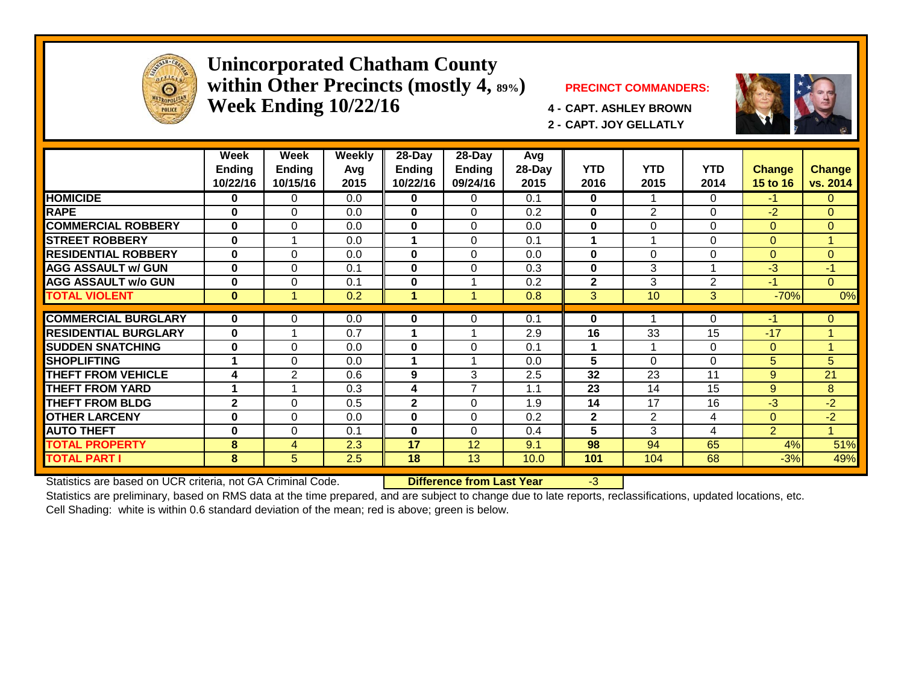# Unincorporated Chatham County within Other Precincts (mostly 4, 89%) Week Ending 10/22/16

**PRECINCT COMMANDERS:**

4 - CAPT. ASHLEY BROWN

2 - CAPT. JOY GELLATLY

| | Week Ending 10/22/16 | Week Ending 10/15/16 | Weekly Avg 2015 | 28-Day Ending 10/22/16 | 28-Day Ending 09/24/16 | Avg 28-Day 2015 | YTD 2016 | YTD 2015 | YTD 2014 | Change 15 to 16 | Change vs. 2014 |
|---|---|---|---|---|---|---|---|---|---|---|---|
| HOMICIDE | 0 | 0 | 0.0 | 0 | 0 | 0.1 | 0 | 1 | 0 | -1 | 0 |
| RAPE | 0 | 0 | 0.0 | 0 | 0 | 0.2 | 0 | 2 | 0 | -2 | 0 |
| COMMERCIAL ROBBERY | 0 | 0 | 0.0 | 0 | 0 | 0.0 | 0 | 0 | 0 | 0 | 0 |
| STREET ROBBERY | 0 | 1 | 0.0 | 1 | 0 | 0.1 | 1 | 1 | 0 | 0 | 1 |
| RESIDENTIAL ROBBERY | 0 | 0 | 0.0 | 0 | 0 | 0.0 | 0 | 0 | 0 | 0 | 0 |
| AGG ASSAULT w/ GUN | 0 | 0 | 0.1 | 0 | 0 | 0.3 | 0 | 3 | 1 | -3 | -1 |
| AGG ASSAULT w/o GUN | 0 | 0 | 0.1 | 0 | 1 | 0.2 | 2 | 3 | 2 | -1 | 0 |
| TOTAL VIOLENT | 0 | 1 | 0.2 | 1 | 1 | 0.8 | 3 | 10 | 3 | -70% | 0% |
| COMMERCIAL BURGLARY | 0 | 0 | 0.0 | 0 | 0 | 0.1 | 0 | 1 | 0 | -1 | 0 |
| RESIDENTIAL BURGLARY | 0 | 1 | 0.7 | 1 | 1 | 2.9 | 16 | 33 | 15 | -17 | 1 |
| SUDDEN SNATCHING | 0 | 0 | 0.0 | 0 | 0 | 0.1 | 1 | 1 | 0 | 0 | 1 |
| SHOPLIFTING | 1 | 0 | 0.0 | 1 | 1 | 0.0 | 5 | 0 | 0 | 5 | 5 |
| THEFT FROM VEHICLE | 4 | 2 | 0.6 | 9 | 3 | 2.5 | 32 | 23 | 11 | 9 | 21 |
| THEFT FROM YARD | 1 | 1 | 0.3 | 4 | 7 | 1.1 | 23 | 14 | 15 | 9 | 8 |
| THEFT FROM BLDG | 2 | 0 | 0.5 | 2 | 0 | 1.9 | 14 | 17 | 16 | -3 | -2 |
| OTHER LARCENY | 0 | 0 | 0.0 | 0 | 0 | 0.2 | 2 | 2 | 4 | 0 | -2 |
| AUTO THEFT | 0 | 0 | 0.1 | 0 | 0 | 0.4 | 5 | 3 | 4 | 2 | 1 |
| TOTAL PROPERTY | 8 | 4 | 2.3 | 17 | 12 | 9.1 | 98 | 94 | 65 | 4% | 51% |
| TOTAL PART I | 8 | 5 | 2.5 | 18 | 13 | 10.0 | 101 | 104 | 68 | -3% | 49% |

Statistics are based on UCR criteria, not GA Criminal Code. **Difference from Last Year** -3

Statistics are preliminary, based on RMS data at the time prepared, and are subject to change due to late reports, reclassifications, updated locations, etc.

Cell Shading: white is within 0.6 standard deviation of the mean; red is above; green is below.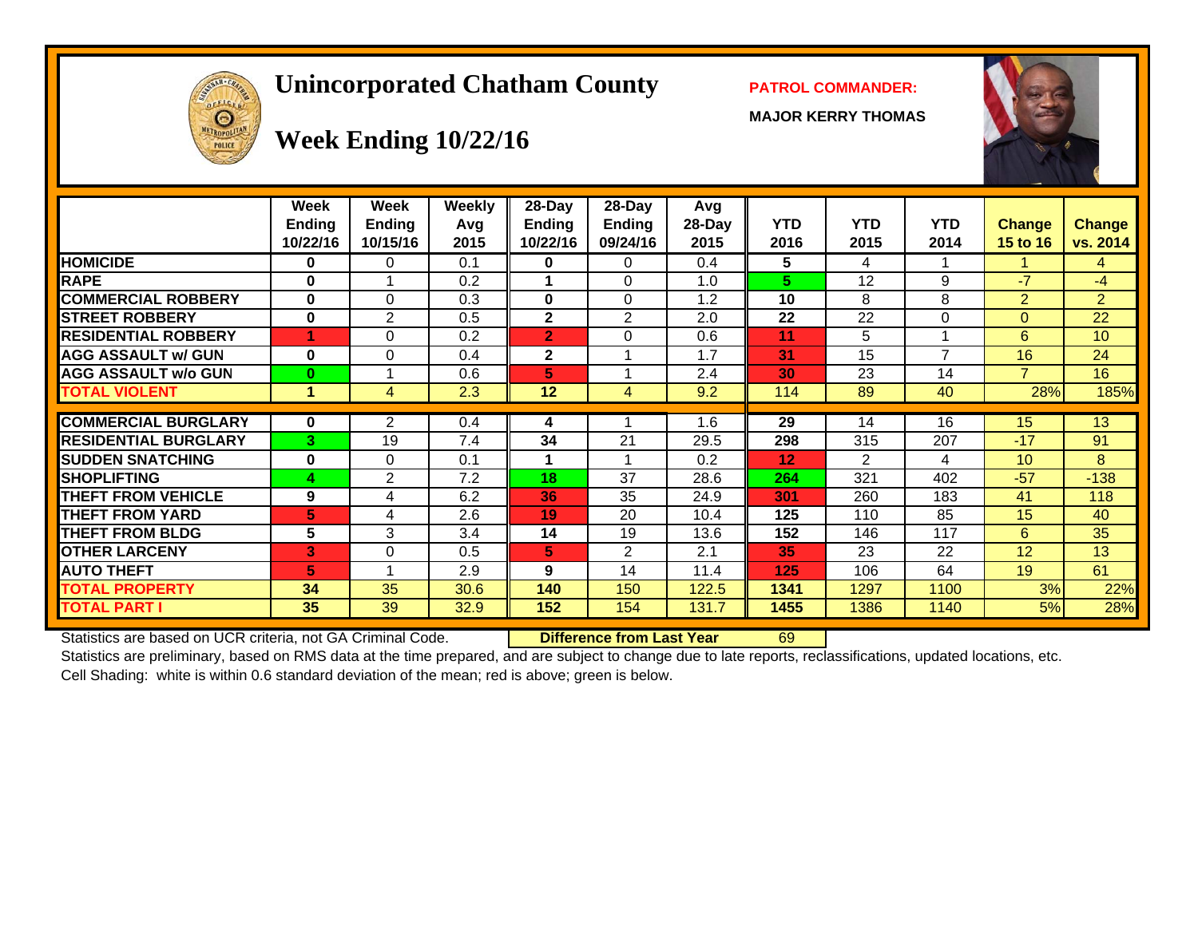# Unincorporated Chatham County

## Week Ending 10/22/16

**PATROL COMMANDER:**

**MAJOR KERRY THOMAS**

| | Week Ending 10/22/16 | Week Ending 10/15/16 | Weekly Avg 2015 | 28-Day Ending 10/22/16 | 28-Day Ending 09/24/16 | Avg 28-Day 2015 | YTD 2016 | YTD 2015 | YTD 2014 | Change 15 to 16 | Change vs. 2014 |
|---|---|---|---|---|---|---|---|---|---|---|---|
| HOMICIDE | 0 | 0 | 0.1 | 0 | 0 | 0.4 | 5 | 4 | 1 | 1 | 4 |
| RAPE | 0 | 1 | 0.2 | 1 | 0 | 1.0 | 5 | 12 | 9 | -7 | -4 |
| COMMERCIAL ROBBERY | 0 | 0 | 0.3 | 0 | 0 | 1.2 | 10 | 8 | 8 | 2 | 2 |
| STREET ROBBERY | 0 | 2 | 0.5 | 2 | 2 | 2.0 | 22 | 22 | 0 | 0 | 22 |
| RESIDENTIAL ROBBERY | 1 | 0 | 0.2 | 2 | 0 | 0.6 | 11 | 5 | 1 | 6 | 10 |
| AGG ASSAULT w/ GUN | 0 | 0 | 0.4 | 2 | 1 | 1.7 | 31 | 15 | 7 | 16 | 24 |
| AGG ASSAULT w/o GUN | 0 | 1 | 0.6 | 5 | 1 | 2.4 | 30 | 23 | 14 | 7 | 16 |
| TOTAL VIOLENT | 1 | 4 | 2.3 | 12 | 4 | 9.2 | 114 | 89 | 40 | 28% | 185% |
| COMMERCIAL BURGLARY | 0 | 2 | 0.4 | 4 | 1 | 1.6 | 29 | 14 | 16 | 15 | 13 |
| RESIDENTIAL BURGLARY | 3 | 19 | 7.4 | 34 | 21 | 29.5 | 298 | 315 | 207 | -17 | 91 |
| SUDDEN SNATCHING | 0 | 0 | 0.1 | 1 | 1 | 0.2 | 12 | 2 | 4 | 10 | 8 |
| SHOPLIFTING | 4 | 2 | 7.2 | 18 | 37 | 28.6 | 264 | 321 | 402 | -57 | -138 |
| THEFT FROM VEHICLE | 9 | 4 | 6.2 | 36 | 35 | 24.9 | 301 | 260 | 183 | 41 | 118 |
| THEFT FROM YARD | 5 | 4 | 2.6 | 19 | 20 | 10.4 | 125 | 110 | 85 | 15 | 40 |
| THEFT FROM BLDG | 5 | 3 | 3.4 | 14 | 19 | 13.6 | 152 | 146 | 117 | 6 | 35 |
| OTHER LARCENY | 3 | 0 | 0.5 | 5 | 2 | 2.1 | 35 | 23 | 22 | 12 | 13 |
| AUTO THEFT | 5 | 1 | 2.9 | 9 | 14 | 11.4 | 125 | 106 | 64 | 19 | 61 |
| TOTAL PROPERTY | 34 | 35 | 30.6 | 140 | 150 | 122.5 | 1341 | 1297 | 1100 | 3% | 22% |
| TOTAL PART I | 35 | 39 | 32.9 | 152 | 154 | 131.7 | 1455 | 1386 | 1140 | 5% | 28% |

Statistics are based on UCR criteria, not GA Criminal Code. **Difference from Last Year** 69

Statistics are preliminary, based on RMS data at the time prepared, and are subject to change due to late reports, reclassifications, updated locations, etc.

Cell Shading: white is within 0.6 standard deviation of the mean; red is above; green is below.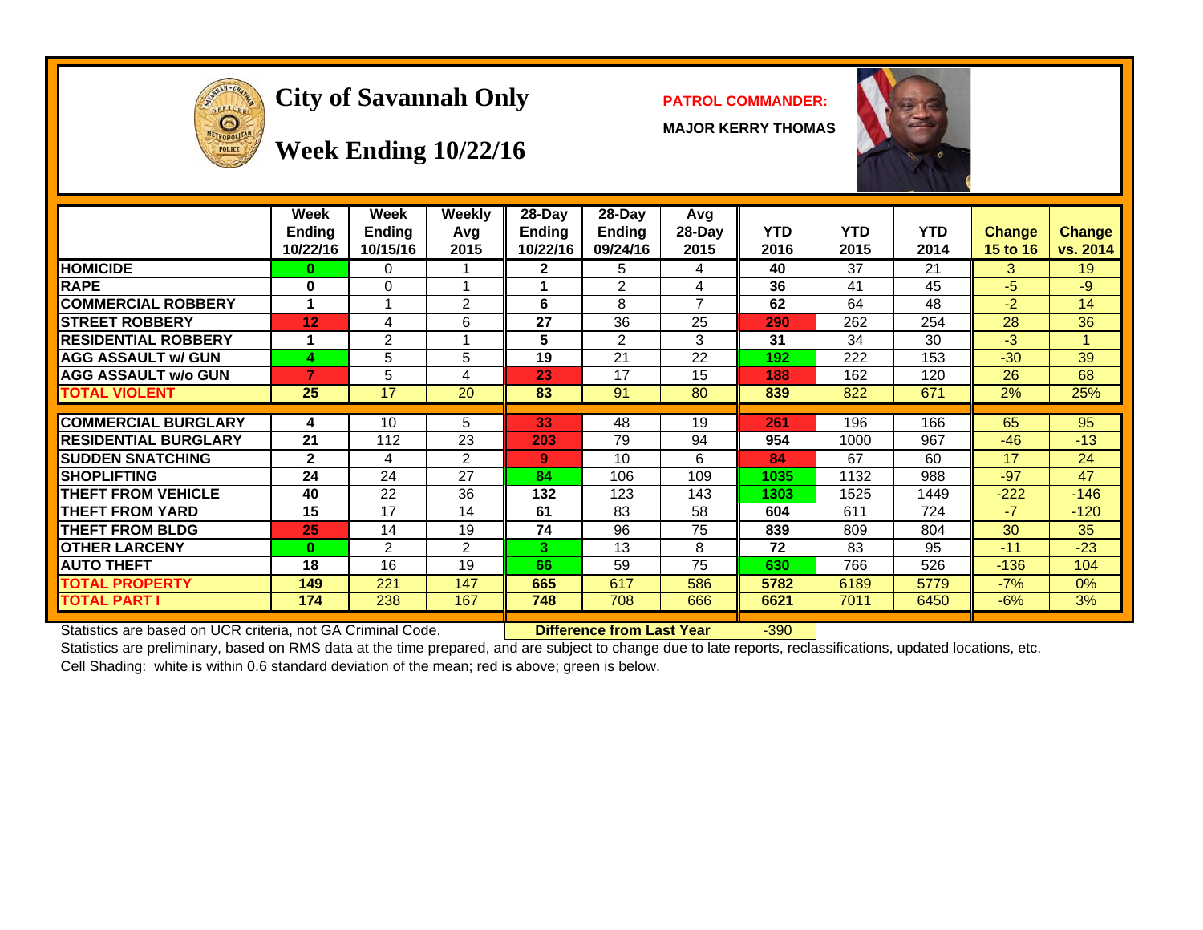# City of Savannah Only

## Week Ending 10/22/16

**PATROL COMMANDER:**

**MAJOR KERRY THOMAS**

| | Week Ending 10/22/16 | Week Ending 10/15/16 | Weekly Avg 2015 | 28-Day Ending 10/22/16 | 28-Day Ending 09/24/16 | Avg 28-Day 2015 | YTD 2016 | YTD 2015 | YTD 2014 | Change 15 to 16 | Change vs. 2014 |
|---|---|---|---|---|---|---|---|---|---|---|---|
| HOMICIDE | 0 | 0 | 1 | 2 | 5 | 4 | 40 | 37 | 21 | 3 | 19 |
| RAPE | 0 | 0 | 1 | 1 | 2 | 4 | 36 | 41 | 45 | -5 | -9 |
| COMMERCIAL ROBBERY | 1 | 1 | 2 | 6 | 8 | 7 | 62 | 64 | 48 | -2 | 14 |
| STREET ROBBERY | 12 | 4 | 6 | 27 | 36 | 25 | 290 | 262 | 254 | 28 | 36 |
| RESIDENTIAL ROBBERY | 1 | 2 | 1 | 5 | 2 | 3 | 31 | 34 | 30 | -3 | 1 |
| AGG ASSAULT w/ GUN | 4 | 5 | 5 | 19 | 21 | 22 | 192 | 222 | 153 | -30 | 39 |
| AGG ASSAULT w/o GUN | 7 | 5 | 4 | 23 | 17 | 15 | 188 | 162 | 120 | 26 | 68 |
| TOTAL VIOLENT | 25 | 17 | 20 | 83 | 91 | 80 | 839 | 822 | 671 | 2% | 25% |
| COMMERCIAL BURGLARY | 4 | 10 | 5 | 33 | 48 | 19 | 261 | 196 | 166 | 65 | 95 |
| RESIDENTIAL BURGLARY | 21 | 112 | 23 | 203 | 79 | 94 | 954 | 1000 | 967 | -46 | -13 |
| SUDDEN SNATCHING | 2 | 4 | 2 | 9 | 10 | 6 | 84 | 67 | 60 | 17 | 24 |
| SHOPLIFTING | 24 | 24 | 27 | 84 | 106 | 109 | 1035 | 1132 | 988 | -97 | 47 |
| THEFT FROM VEHICLE | 40 | 22 | 36 | 132 | 123 | 143 | 1303 | 1525 | 1449 | -222 | -146 |
| THEFT FROM YARD | 15 | 17 | 14 | 61 | 83 | 58 | 604 | 611 | 724 | -7 | -120 |
| THEFT FROM BLDG | 25 | 14 | 19 | 74 | 96 | 75 | 839 | 809 | 804 | 30 | 35 |
| OTHER LARCENY | 0 | 2 | 2 | 3 | 13 | 8 | 72 | 83 | 95 | -11 | -23 |
| AUTO THEFT | 18 | 16 | 19 | 66 | 59 | 75 | 630 | 766 | 526 | -136 | 104 |
| TOTAL PROPERTY | 149 | 221 | 147 | 665 | 617 | 586 | 5782 | 6189 | 5779 | -7% | 0% |
| TOTAL PART I | 174 | 238 | 167 | 748 | 708 | 666 | 6621 | 7011 | 6450 | -6% | 3% |

Statistics are based on UCR criteria, not GA Criminal Code. **Difference from Last Year** -390

Statistics are preliminary, based on RMS data at the time prepared, and are subject to change due to late reports, reclassifications, updated locations, etc.

Cell Shading: white is within 0.6 standard deviation of the mean; red is above; green is below.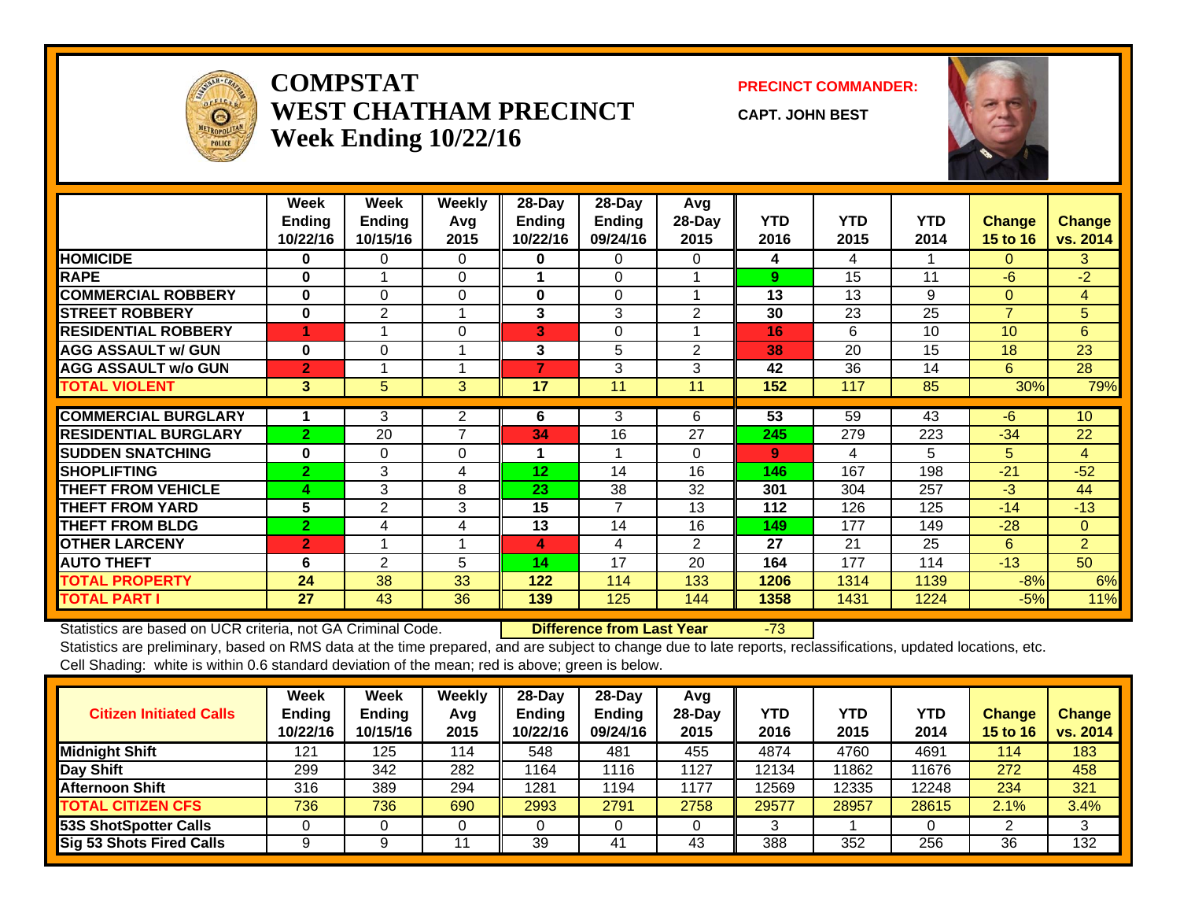# COMPSTAT
# WEST CHATHAM PRECINCT
## Week Ending 10/22/16

**PRECINCT COMMANDER:**

**CAPT. JOHN BEST**

| | Week Ending 10/22/16 | Week Ending 10/15/16 | Weekly Avg 2015 | 28-Day Ending 10/22/16 | 28-Day Ending 09/24/16 | Avg 28-Day 2015 | YTD 2016 | YTD 2015 | YTD 2014 | Change 15 to 16 | Change vs. 2014 |
|---|---|---|---|---|---|---|---|---|---|---|---|
| **HOMICIDE** | 0 | 0 | 0 | 0 | 0 | 0 | 4 | 4 | 1 | 0 | 3 |
| **RAPE** | 0 | 1 | 0 | 1 | 0 | 1 | 9 | 15 | 11 | -6 | -2 |
| **COMMERCIAL ROBBERY** | 0 | 0 | 0 | 0 | 0 | 1 | 13 | 13 | 9 | 0 | 4 |
| **STREET ROBBERY** | 0 | 2 | 1 | 3 | 3 | 2 | 30 | 23 | 25 | 7 | 5 |
| **RESIDENTIAL ROBBERY** | 1 | 1 | 0 | 3 | 0 | 1 | 16 | 6 | 10 | 10 | 6 |
| **AGG ASSAULT w/ GUN** | 0 | 0 | 1 | 3 | 5 | 2 | 38 | 20 | 15 | 18 | 23 |
| **AGG ASSAULT w/o GUN** | 2 | 1 | 1 | 7 | 3 | 3 | 42 | 36 | 14 | 6 | 28 |
| **TOTAL VIOLENT** | 3 | 5 | 3 | 17 | 11 | 11 | 152 | 117 | 85 | 30% | 79% |
| **COMMERCIAL BURGLARY** | 1 | 3 | 2 | 6 | 3 | 6 | 53 | 59 | 43 | -6 | 10 |
| **RESIDENTIAL BURGLARY** | 2 | 20 | 7 | 34 | 16 | 27 | 245 | 279 | 223 | -34 | 22 |
| **SUDDEN SNATCHING** | 0 | 0 | 0 | 1 | 1 | 0 | 9 | 4 | 5 | 5 | 4 |
| **SHOPLIFTING** | 2 | 3 | 4 | 12 | 14 | 16 | 146 | 167 | 198 | -21 | -52 |
| **THEFT FROM VEHICLE** | 4 | 3 | 8 | 23 | 38 | 32 | 301 | 304 | 257 | -3 | 44 |
| **THEFT FROM YARD** | 5 | 2 | 3 | 15 | 7 | 13 | 112 | 126 | 125 | -14 | -13 |
| **THEFT FROM BLDG** | 2 | 4 | 4 | 13 | 14 | 16 | 149 | 177 | 149 | -28 | 0 |
| **OTHER LARCENY** | 2 | 1 | 1 | 4 | 4 | 2 | 27 | 21 | 25 | 6 | 2 |
| **AUTO THEFT** | 6 | 2 | 5 | 14 | 17 | 20 | 164 | 177 | 114 | -13 | 50 |
| **TOTAL PROPERTY** | 24 | 38 | 33 | 122 | 114 | 133 | 1206 | 1314 | 1139 | -8% | 6% |
| **TOTAL PART I** | 27 | 43 | 36 | 139 | 125 | 144 | 1358 | 1431 | 1224 | -5% | 11% |

Statistics are based on UCR criteria, not GA Criminal Code. **Difference from Last Year** -73

Statistics are preliminary, based on RMS data at the time prepared, and are subject to change due to late reports, reclassifications, updated locations, etc.

Cell Shading: white is within 0.6 standard deviation of the mean; red is above; green is below.

| Citizen Initiated Calls | Week Ending 10/22/16 | Week Ending 10/15/16 | Weekly Avg 2015 | 28-Day Ending 10/22/16 | 28-Day Ending 09/24/16 | Avg 28-Day 2015 | YTD 2016 | YTD 2015 | YTD 2014 | Change 15 to 16 | Change vs. 2014 |
|---|---|---|---|---|---|---|---|---|---|---|---|
| **Midnight Shift** | 121 | 125 | 114 | 548 | 481 | 455 | 4874 | 4760 | 4691 | 114 | 183 |
| **Day Shift** | 299 | 342 | 282 | 1164 | 1116 | 1127 | 12134 | 11862 | 11676 | 272 | 458 |
| **Afternoon Shift** | 316 | 389 | 294 | 1281 | 1194 | 1177 | 12569 | 12335 | 12248 | 234 | 321 |
| **TOTAL CITIZEN CFS** | 736 | 736 | 690 | 2993 | 2791 | 2758 | 29577 | 28957 | 28615 | 2.1% | 3.4% |
| **53S ShotSpotter Calls** | 0 | 0 | 0 | 0 | 0 | 0 | 3 | 1 | 0 | 2 | 3 |
| **Sig 53 Shots Fired Calls** | 9 | 9 | 11 | 39 | 41 | 43 | 388 | 352 | 256 | 36 | 132 |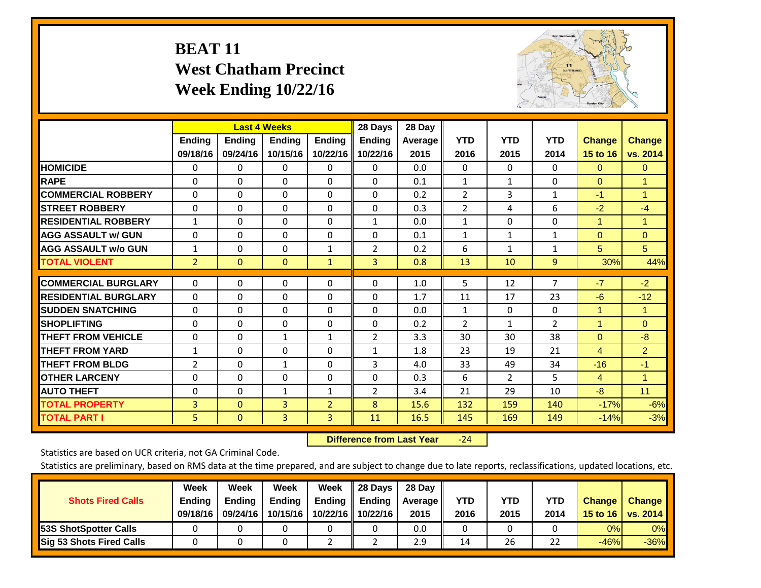# BEAT 11
## West Chatham Precinct
## Week Ending 10/22/16

| | Last 4 Weeks | | | | 28 Days | 28 Day | | | | | |
|---|---|---|---|---|---|---|---|---|---|---|---|
| | Ending 09/18/16 | Ending 09/24/16 | Ending 10/15/16 | Ending 10/22/16 | Ending 10/22/16 | Average 2015 | YTD 2016 | YTD 2015 | YTD 2014 | Change 15 to 16 | Change vs. 2014 |
| HOMICIDE | 0 | 0 | 0 | 0 | 0 | 0.0 | 0 | 0 | 0 | 0 | 0 |
| RAPE | 0 | 0 | 0 | 0 | 0 | 0.1 | 1 | 1 | 0 | 0 | 1 |
| COMMERCIAL ROBBERY | 0 | 0 | 0 | 0 | 0 | 0.2 | 2 | 3 | 1 | -1 | 1 |
| STREET ROBBERY | 0 | 0 | 0 | 0 | 0 | 0.3 | 2 | 4 | 6 | -2 | -4 |
| RESIDENTIAL ROBBERY | 1 | 0 | 0 | 0 | 1 | 0.0 | 1 | 0 | 0 | 1 | 1 |
| AGG ASSAULT w/ GUN | 0 | 0 | 0 | 0 | 0 | 0.1 | 1 | 1 | 1 | 0 | 0 |
| AGG ASSAULT w/o GUN | 1 | 0 | 0 | 1 | 2 | 0.2 | 6 | 1 | 1 | 5 | 5 |
| TOTAL VIOLENT | 2 | 0 | 0 | 1 | 3 | 0.8 | 13 | 10 | 9 | 30% | 44% |
| COMMERCIAL BURGLARY | 0 | 0 | 0 | 0 | 0 | 1.0 | 5 | 12 | 7 | -7 | -2 |
| RESIDENTIAL BURGLARY | 0 | 0 | 0 | 0 | 0 | 1.7 | 11 | 17 | 23 | -6 | -12 |
| SUDDEN SNATCHING | 0 | 0 | 0 | 0 | 0 | 0.0 | 1 | 0 | 0 | 1 | 1 |
| SHOPLIFTING | 0 | 0 | 0 | 0 | 0 | 0.2 | 2 | 1 | 2 | 1 | 0 |
| THEFT FROM VEHICLE | 0 | 0 | 1 | 1 | 2 | 3.3 | 30 | 30 | 38 | 0 | -8 |
| THEFT FROM YARD | 1 | 0 | 0 | 0 | 1 | 1.8 | 23 | 19 | 21 | 4 | 2 |
| THEFT FROM BLDG | 2 | 0 | 1 | 0 | 3 | 4.0 | 33 | 49 | 34 | -16 | -1 |
| OTHER LARCENY | 0 | 0 | 0 | 0 | 0 | 0.3 | 6 | 2 | 5 | 4 | 1 |
| AUTO THEFT | 0 | 0 | 1 | 1 | 2 | 3.4 | 21 | 29 | 10 | -8 | 11 |
| TOTAL PROPERTY | 3 | 0 | 3 | 2 | 8 | 15.6 | 132 | 159 | 140 | -17% | -6% |
| TOTAL PART I | 5 | 0 | 3 | 3 | 11 | 16.5 | 145 | 169 | 149 | -14% | -3% |

**Difference from Last Year** -24

Statistics are based on UCR criteria, not GA Criminal Code.

Statistics are preliminary, based on RMS data at the time prepared, and are subject to change due to late reports, reclassifications, updated locations, etc.

| Shots Fired Calls | Week Ending 09/18/16 | Week Ending 09/24/16 | Week Ending 10/15/16 | Week Ending 10/22/16 | 28 Days Ending 10/22/16 | 28 Day Average 2015 | YTD 2016 | YTD 2015 | YTD 2014 | Change 15 to 16 | Change vs. 2014 |
|---|---|---|---|---|---|---|---|---|---|---|---|
| 53S ShotSpotter Calls | 0 | 0 | 0 | 0 | 0 | 0.0 | 0 | 0 | 0 | 0% | 0% |
| Sig 53 Shots Fired Calls | 0 | 0 | 0 | 2 | 2 | 2.9 | 14 | 26 | 22 | -46% | -36% |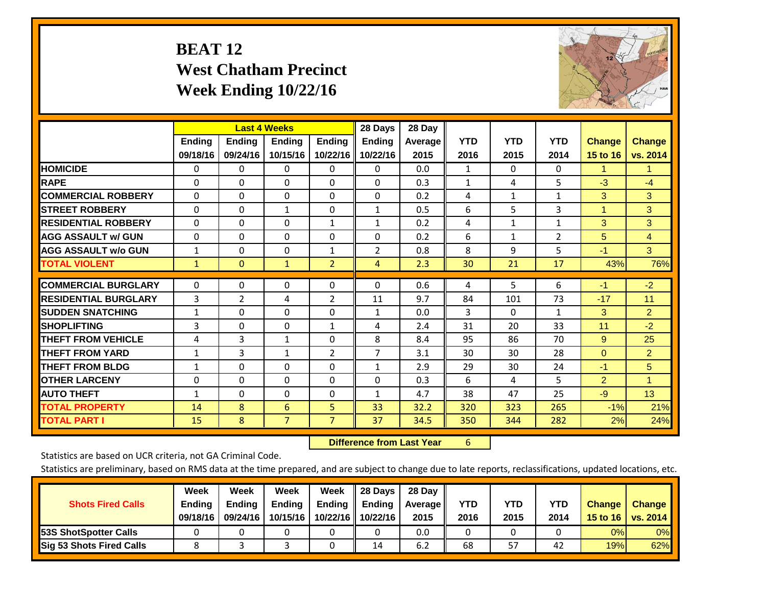# BEAT 12
## West Chatham Precinct
## Week Ending 10/22/16

| | Last 4 Weeks | | | | 28 Days | 28 Day | | | | | |
|---|---|---|---|---|---|---|---|---|---|---|---|
| | Ending 09/18/16 | Ending 09/24/16 | Ending 10/15/16 | Ending 10/22/16 | Ending 10/22/16 | Average 2015 | YTD 2016 | YTD 2015 | YTD 2014 | Change 15 to 16 | Change vs. 2014 |
| HOMICIDE | 0 | 0 | 0 | 0 | 0 | 0.0 | 1 | 0 | 0 | 1 | 1 |
| RAPE | 0 | 0 | 0 | 0 | 0 | 0.3 | 1 | 4 | 5 | -3 | -4 |
| COMMERCIAL ROBBERY | 0 | 0 | 0 | 0 | 0 | 0.2 | 4 | 1 | 1 | 3 | 3 |
| STREET ROBBERY | 0 | 0 | 1 | 0 | 1 | 0.5 | 6 | 5 | 3 | 1 | 3 |
| RESIDENTIAL ROBBERY | 0 | 0 | 0 | 1 | 1 | 0.2 | 4 | 1 | 1 | 3 | 3 |
| AGG ASSAULT w/ GUN | 0 | 0 | 0 | 0 | 0 | 0.2 | 6 | 1 | 2 | 5 | 4 |
| AGG ASSAULT w/o GUN | 1 | 0 | 0 | 1 | 2 | 0.8 | 8 | 9 | 5 | -1 | 3 |
| TOTAL VIOLENT | 1 | 0 | 1 | 2 | 4 | 2.3 | 30 | 21 | 17 | 43% | 76% |
| COMMERCIAL BURGLARY | 0 | 0 | 0 | 0 | 0 | 0.6 | 4 | 5 | 6 | -1 | -2 |
| RESIDENTIAL BURGLARY | 3 | 2 | 4 | 2 | 11 | 9.7 | 84 | 101 | 73 | -17 | 11 |
| SUDDEN SNATCHING | 1 | 0 | 0 | 0 | 1 | 0.0 | 3 | 0 | 1 | 3 | 2 |
| SHOPLIFTING | 3 | 0 | 0 | 1 | 4 | 2.4 | 31 | 20 | 33 | 11 | -2 |
| THEFT FROM VEHICLE | 4 | 3 | 1 | 0 | 8 | 8.4 | 95 | 86 | 70 | 9 | 25 |
| THEFT FROM YARD | 1 | 3 | 1 | 2 | 7 | 3.1 | 30 | 30 | 28 | 0 | 2 |
| THEFT FROM BLDG | 1 | 0 | 0 | 0 | 1 | 2.9 | 29 | 30 | 24 | -1 | 5 |
| OTHER LARCENY | 0 | 0 | 0 | 0 | 0 | 0.3 | 6 | 4 | 5 | 2 | 1 |
| AUTO THEFT | 1 | 0 | 0 | 0 | 1 | 4.7 | 38 | 47 | 25 | -9 | 13 |
| TOTAL PROPERTY | 14 | 8 | 6 | 5 | 33 | 32.2 | 320 | 323 | 265 | -1% | 21% |
| TOTAL PART I | 15 | 8 | 7 | 7 | 37 | 34.5 | 350 | 344 | 282 | 2% | 24% |

**Difference from Last Year** 6

Statistics are based on UCR criteria, not GA Criminal Code.

Statistics are preliminary, based on RMS data at the time prepared, and are subject to change due to late reports, reclassifications, updated locations, etc.

| Shots Fired Calls | Week Ending 09/18/16 | Week Ending 09/24/16 | Week Ending 10/15/16 | Week Ending 10/22/16 | 28 Days Ending 10/22/16 | 28 Day Average 2015 | YTD 2016 | YTD 2015 | YTD 2014 | Change 15 to 16 | Change vs. 2014 |
|---|---|---|---|---|---|---|---|---|---|---|---|
| 53S ShotSpotter Calls | 0 | 0 | 0 | 0 | 0 | 0.0 | 0 | 0 | 0 | 0% | 0% |
| Sig 53 Shots Fired Calls | 8 | 3 | 3 | 0 | 14 | 6.2 | 68 | 57 | 42 | 19% | 62% |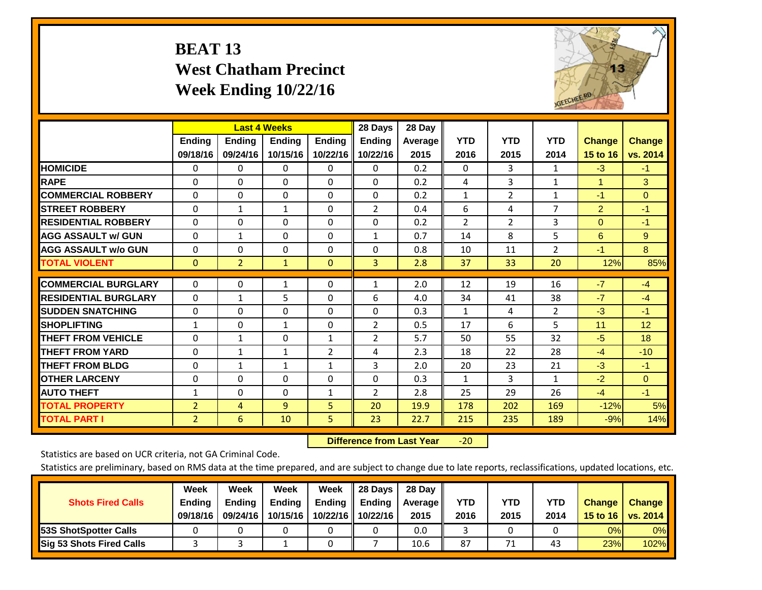# BEAT 13
## West Chatham Precinct
## Week Ending 10/22/16

| | Last 4 Weeks | | | | 28 Days | 28 Day | | | | | |
|---|---|---|---|---|---|---|---|---|---|---|---|
| | Ending 09/18/16 | Ending 09/24/16 | Ending 10/15/16 | Ending 10/22/16 | Ending 10/22/16 | Average 2015 | YTD 2016 | YTD 2015 | YTD 2014 | Change 15 to 16 | Change vs. 2014 |
| HOMICIDE | 0 | 0 | 0 | 0 | 0 | 0.2 | 0 | 3 | 1 | -3 | -1 |
| RAPE | 0 | 0 | 0 | 0 | 0 | 0.2 | 4 | 3 | 1 | 1 | 3 |
| COMMERCIAL ROBBERY | 0 | 0 | 0 | 0 | 0 | 0.2 | 1 | 2 | 1 | -1 | 0 |
| STREET ROBBERY | 0 | 1 | 1 | 0 | 2 | 0.4 | 6 | 4 | 7 | 2 | -1 |
| RESIDENTIAL ROBBERY | 0 | 0 | 0 | 0 | 0 | 0.2 | 2 | 2 | 3 | 0 | -1 |
| AGG ASSAULT w/ GUN | 0 | 1 | 0 | 0 | 1 | 0.7 | 14 | 8 | 5 | 6 | 9 |
| AGG ASSAULT w/o GUN | 0 | 0 | 0 | 0 | 0 | 0.8 | 10 | 11 | 2 | -1 | 8 |
| TOTAL VIOLENT | 0 | 2 | 1 | 0 | 3 | 2.8 | 37 | 33 | 20 | 12% | 85% |
| COMMERCIAL BURGLARY | 0 | 0 | 1 | 0 | 1 | 2.0 | 12 | 19 | 16 | -7 | -4 |
| RESIDENTIAL BURGLARY | 0 | 1 | 5 | 0 | 6 | 4.0 | 34 | 41 | 38 | -7 | -4 |
| SUDDEN SNATCHING | 0 | 0 | 0 | 0 | 0 | 0.3 | 1 | 4 | 2 | -3 | -1 |
| SHOPLIFTING | 1 | 0 | 1 | 0 | 2 | 0.5 | 17 | 6 | 5 | 11 | 12 |
| THEFT FROM VEHICLE | 0 | 1 | 0 | 1 | 2 | 5.7 | 50 | 55 | 32 | -5 | 18 |
| THEFT FROM YARD | 0 | 1 | 1 | 2 | 4 | 2.3 | 18 | 22 | 28 | -4 | -10 |
| THEFT FROM BLDG | 0 | 1 | 1 | 1 | 3 | 2.0 | 20 | 23 | 21 | -3 | -1 |
| OTHER LARCENY | 0 | 0 | 0 | 0 | 0 | 0.3 | 1 | 3 | 1 | -2 | 0 |
| AUTO THEFT | 1 | 0 | 0 | 1 | 2 | 2.8 | 25 | 29 | 26 | -4 | -1 |
| TOTAL PROPERTY | 2 | 4 | 9 | 5 | 20 | 19.9 | 178 | 202 | 169 | -12% | 5% |
| TOTAL PART I | 2 | 6 | 10 | 5 | 23 | 22.7 | 215 | 235 | 189 | -9% | 14% |

**Difference from Last Year** -20

Statistics are based on UCR criteria, not GA Criminal Code.

Statistics are preliminary, based on RMS data at the time prepared, and are subject to change due to late reports, reclassifications, updated locations, etc.

| Shots Fired Calls | Week Ending 09/18/16 | Week Ending 09/24/16 | Week Ending 10/15/16 | Week Ending 10/22/16 | 28 Days Ending 10/22/16 | 28 Day Average 2015 | YTD 2016 | YTD 2015 | YTD 2014 | Change 15 to 16 | Change vs. 2014 |
|---|---|---|---|---|---|---|---|---|---|---|---|
| 53S ShotSpotter Calls | 0 | 0 | 0 | 0 | 0 | 0.0 | 3 | 0 | 0 | 0% | 0% |
| Sig 53 Shots Fired Calls | 3 | 3 | 1 | 0 | 7 | 10.6 | 87 | 71 | 43 | 23% | 102% |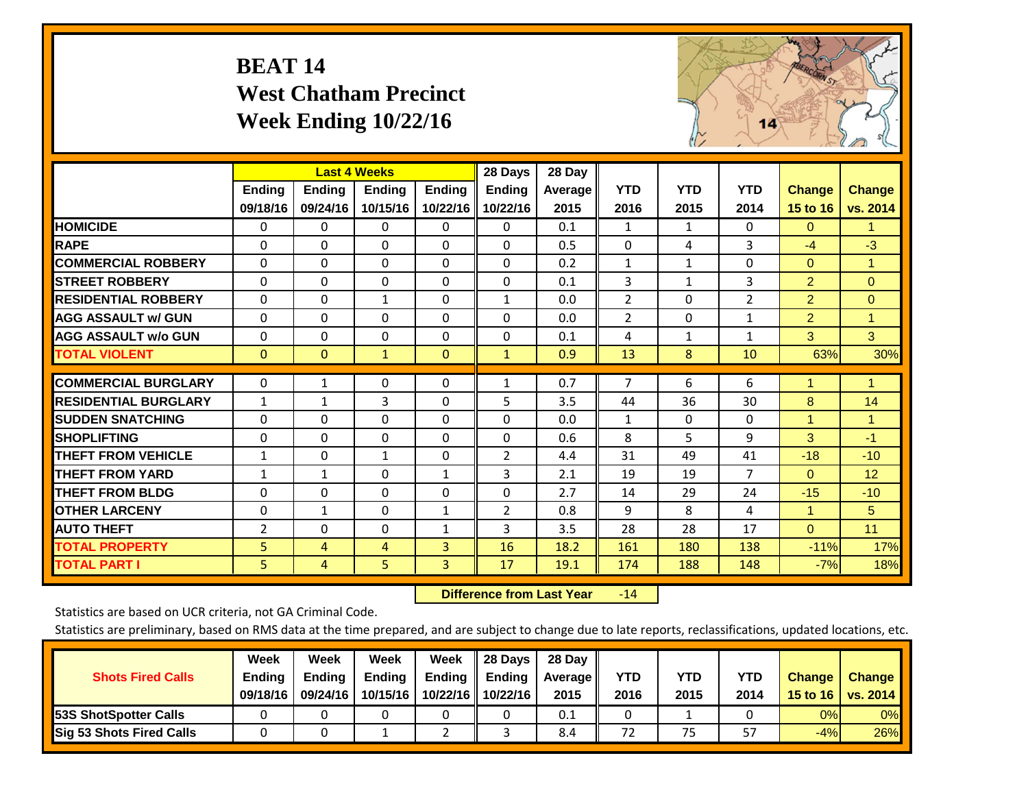# BEAT 14
## West Chatham Precinct
## Week Ending 10/22/16

| | Last 4 Weeks | | | | 28 Days | 28 Day | | | | | |
|---|---|---|---|---|---|---|---|---|---|---|---|
| | Ending 09/18/16 | Ending 09/24/16 | Ending 10/15/16 | Ending 10/22/16 | Ending 10/22/16 | Average 2015 | YTD 2016 | YTD 2015 | YTD 2014 | Change 15 to 16 | Change vs. 2014 |
| HOMICIDE | 0 | 0 | 0 | 0 | 0 | 0.1 | 1 | 1 | 0 | 0 | 1 |
| RAPE | 0 | 0 | 0 | 0 | 0 | 0.5 | 0 | 4 | 3 | -4 | -3 |
| COMMERCIAL ROBBERY | 0 | 0 | 0 | 0 | 0 | 0.2 | 1 | 1 | 0 | 0 | 1 |
| STREET ROBBERY | 0 | 0 | 0 | 0 | 0 | 0.1 | 3 | 1 | 3 | 2 | 0 |
| RESIDENTIAL ROBBERY | 0 | 0 | 1 | 0 | 1 | 0.0 | 2 | 0 | 2 | 2 | 0 |
| AGG ASSAULT w/ GUN | 0 | 0 | 0 | 0 | 0 | 0.0 | 2 | 0 | 1 | 2 | 1 |
| AGG ASSAULT w/o GUN | 0 | 0 | 0 | 0 | 0 | 0.1 | 4 | 1 | 1 | 3 | 3 |
| TOTAL VIOLENT | 0 | 0 | 1 | 0 | 1 | 0.9 | 13 | 8 | 10 | 63% | 30% |
| COMMERCIAL BURGLARY | 0 | 1 | 0 | 0 | 1 | 0.7 | 7 | 6 | 6 | 1 | 1 |
| RESIDENTIAL BURGLARY | 1 | 1 | 3 | 0 | 5 | 3.5 | 44 | 36 | 30 | 8 | 14 |
| SUDDEN SNATCHING | 0 | 0 | 0 | 0 | 0 | 0.0 | 1 | 0 | 0 | 1 | 1 |
| SHOPLIFTING | 0 | 0 | 0 | 0 | 0 | 0.6 | 8 | 5 | 9 | 3 | -1 |
| THEFT FROM VEHICLE | 1 | 0 | 1 | 0 | 2 | 4.4 | 31 | 49 | 41 | -18 | -10 |
| THEFT FROM YARD | 1 | 1 | 0 | 1 | 3 | 2.1 | 19 | 19 | 7 | 0 | 12 |
| THEFT FROM BLDG | 0 | 0 | 0 | 0 | 0 | 2.7 | 14 | 29 | 24 | -15 | -10 |
| OTHER LARCENY | 0 | 1 | 0 | 1 | 2 | 0.8 | 9 | 8 | 4 | 1 | 5 |
| AUTO THEFT | 2 | 0 | 0 | 1 | 3 | 3.5 | 28 | 28 | 17 | 0 | 11 |
| TOTAL PROPERTY | 5 | 4 | 4 | 3 | 16 | 18.2 | 161 | 180 | 138 | -11% | 17% |
| TOTAL PART I | 5 | 4 | 5 | 3 | 17 | 19.1 | 174 | 188 | 148 | -7% | 18% |

**Difference from Last Year** -14

Statistics are based on UCR criteria, not GA Criminal Code.

Statistics are preliminary, based on RMS data at the time prepared, and are subject to change due to late reports, reclassifications, updated locations, etc.

| Shots Fired Calls | Week Ending 09/18/16 | Week Ending 09/24/16 | Week Ending 10/15/16 | Week Ending 10/22/16 | 28 Days Ending 10/22/16 | 28 Day Average 2015 | YTD 2016 | YTD 2015 | YTD 2014 | Change 15 to 16 | Change vs. 2014 |
|---|---|---|---|---|---|---|---|---|---|---|---|
| 53S ShotSpotter Calls | 0 | 0 | 0 | 0 | 0 | 0.1 | 0 | 1 | 0 | 0% | 0% |
| Sig 53 Shots Fired Calls | 0 | 0 | 1 | 2 | 3 | 8.4 | 72 | 75 | 57 | -4% | 26% |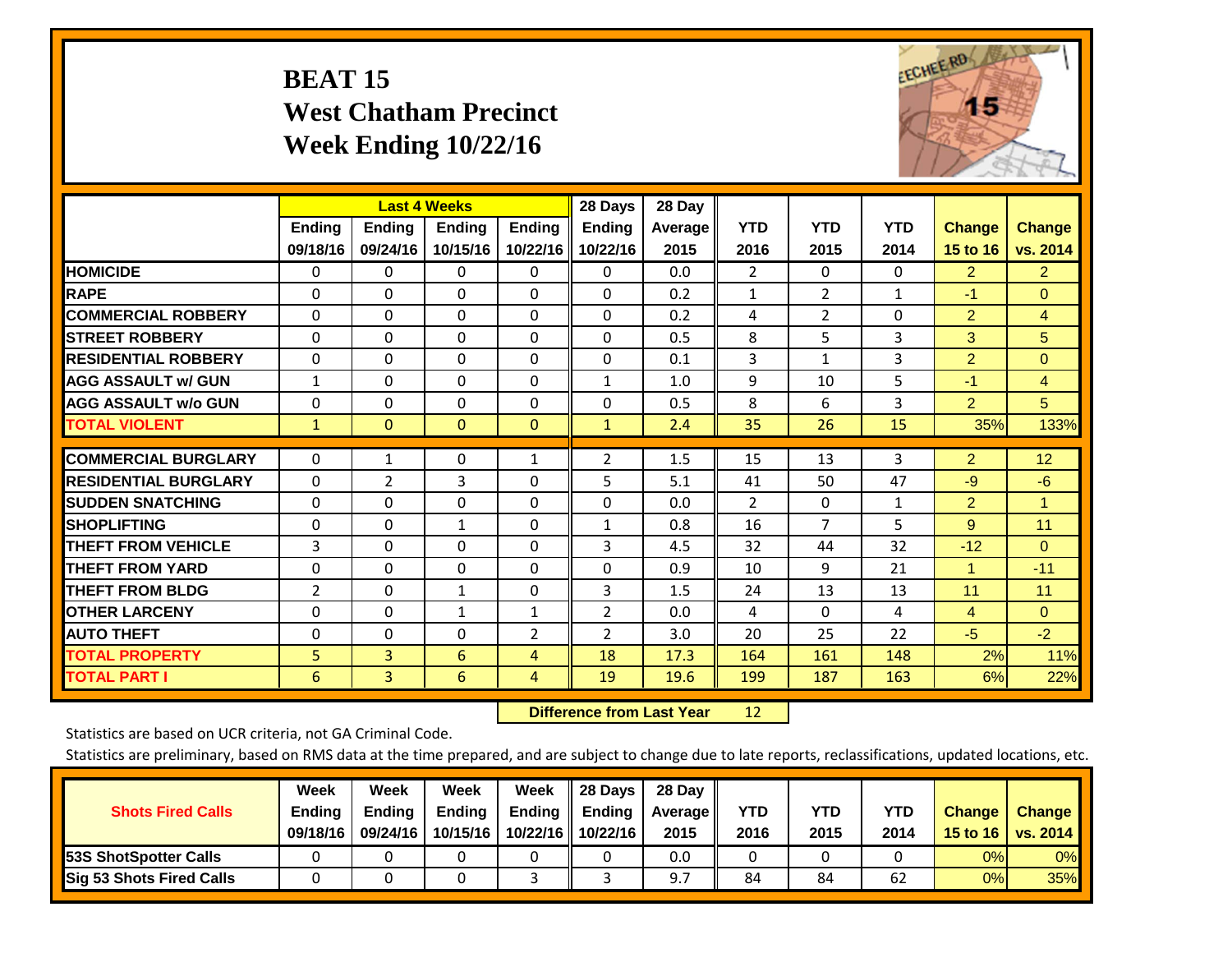# BEAT 15
## West Chatham Precinct
## Week Ending 10/22/16

| | Last 4 Weeks | | | | 28 Days | 28 Day | | | | | |
|---|---|---|---|---|---|---|---|---|---|---|---|
| | Ending 09/18/16 | Ending 09/24/16 | Ending 10/15/16 | Ending 10/22/16 | Ending 10/22/16 | Average 2015 | YTD 2016 | YTD 2015 | YTD 2014 | Change 15 to 16 | Change vs. 2014 |
| HOMICIDE | 0 | 0 | 0 | 0 | 0 | 0.0 | 2 | 0 | 0 | 2 | 2 |
| RAPE | 0 | 0 | 0 | 0 | 0 | 0.2 | 1 | 2 | 1 | -1 | 0 |
| COMMERCIAL ROBBERY | 0 | 0 | 0 | 0 | 0 | 0.2 | 4 | 2 | 0 | 2 | 4 |
| STREET ROBBERY | 0 | 0 | 0 | 0 | 0 | 0.5 | 8 | 5 | 3 | 3 | 5 |
| RESIDENTIAL ROBBERY | 0 | 0 | 0 | 0 | 0 | 0.1 | 3 | 1 | 3 | 2 | 0 |
| AGG ASSAULT w/ GUN | 1 | 0 | 0 | 0 | 1 | 1.0 | 9 | 10 | 5 | -1 | 4 |
| AGG ASSAULT w/o GUN | 0 | 0 | 0 | 0 | 0 | 0.5 | 8 | 6 | 3 | 2 | 5 |
| TOTAL VIOLENT | 1 | 0 | 0 | 0 | 1 | 2.4 | 35 | 26 | 15 | 35% | 133% |
| COMMERCIAL BURGLARY | 0 | 1 | 0 | 1 | 2 | 1.5 | 15 | 13 | 3 | 2 | 12 |
| RESIDENTIAL BURGLARY | 0 | 2 | 3 | 0 | 5 | 5.1 | 41 | 50 | 47 | -9 | -6 |
| SUDDEN SNATCHING | 0 | 0 | 0 | 0 | 0 | 0.0 | 2 | 0 | 1 | 2 | 1 |
| SHOPLIFTING | 0 | 0 | 1 | 0 | 1 | 0.8 | 16 | 7 | 5 | 9 | 11 |
| THEFT FROM VEHICLE | 3 | 0 | 0 | 0 | 3 | 4.5 | 32 | 44 | 32 | -12 | 0 |
| THEFT FROM YARD | 0 | 0 | 0 | 0 | 0 | 0.9 | 10 | 9 | 21 | 1 | -11 |
| THEFT FROM BLDG | 2 | 0 | 1 | 0 | 3 | 1.5 | 24 | 13 | 13 | 11 | 11 |
| OTHER LARCENY | 0 | 0 | 1 | 1 | 2 | 0.0 | 4 | 0 | 4 | 4 | 0 |
| AUTO THEFT | 0 | 0 | 0 | 2 | 2 | 3.0 | 20 | 25 | 22 | -5 | -2 |
| TOTAL PROPERTY | 5 | 3 | 6 | 4 | 18 | 17.3 | 164 | 161 | 148 | 2% | 11% |
| TOTAL PART I | 6 | 3 | 6 | 4 | 19 | 19.6 | 199 | 187 | 163 | 6% | 22% |

**Difference from Last Year** 12

Statistics are based on UCR criteria, not GA Criminal Code.

Statistics are preliminary, based on RMS data at the time prepared, and are subject to change due to late reports, reclassifications, updated locations, etc.

| Shots Fired Calls | Week Ending 09/18/16 | Week Ending 09/24/16 | Week Ending 10/15/16 | Week Ending 10/22/16 | 28 Days Ending 10/22/16 | 28 Day Average 2015 | YTD 2016 | YTD 2015 | YTD 2014 | Change 15 to 16 | Change vs. 2014 |
|---|---|---|---|---|---|---|---|---|---|---|---|
| 53S ShotSpotter Calls | 0 | 0 | 0 | 0 | 0 | 0.0 | 0 | 0 | 0 | 0% | 0% |
| Sig 53 Shots Fired Calls | 0 | 0 | 0 | 3 | 3 | 9.7 | 84 | 84 | 62 | 0% | 35% |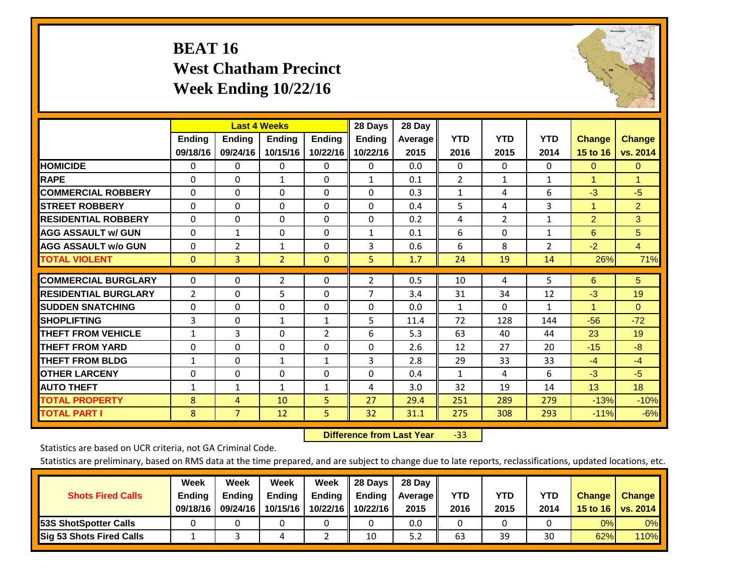# BEAT 16
## West Chatham Precinct
## Week Ending 10/22/16

| | Last 4 Weeks | | | | 28 Days | 28 Day | | | | | |
|---|---|---|---|---|---|---|---|---|---|---|---|
| | Ending 09/18/16 | Ending 09/24/16 | Ending 10/15/16 | Ending 10/22/16 | Ending 10/22/16 | Average 2015 | YTD 2016 | YTD 2015 | YTD 2014 | Change 15 to 16 | Change vs. 2014 |
| HOMICIDE | 0 | 0 | 0 | 0 | 0 | 0.0 | 0 | 0 | 0 | 0 | 0 |
| RAPE | 0 | 0 | 1 | 0 | 1 | 0.1 | 2 | 1 | 1 | 1 | 1 |
| COMMERCIAL ROBBERY | 0 | 0 | 0 | 0 | 0 | 0.3 | 1 | 4 | 6 | -3 | -5 |
| STREET ROBBERY | 0 | 0 | 0 | 0 | 0 | 0.4 | 5 | 4 | 3 | 1 | 2 |
| RESIDENTIAL ROBBERY | 0 | 0 | 0 | 0 | 0 | 0.2 | 4 | 2 | 1 | 2 | 3 |
| AGG ASSAULT w/ GUN | 0 | 1 | 0 | 0 | 1 | 0.1 | 6 | 0 | 1 | 6 | 5 |
| AGG ASSAULT w/o GUN | 0 | 2 | 1 | 0 | 3 | 0.6 | 6 | 8 | 2 | -2 | 4 |
| TOTAL VIOLENT | 0 | 3 | 2 | 0 | 5 | 1.7 | 24 | 19 | 14 | 26% | 71% |
| COMMERCIAL BURGLARY | 0 | 0 | 2 | 0 | 2 | 0.5 | 10 | 4 | 5 | 6 | 5 |
| RESIDENTIAL BURGLARY | 2 | 0 | 5 | 0 | 7 | 3.4 | 31 | 34 | 12 | -3 | 19 |
| SUDDEN SNATCHING | 0 | 0 | 0 | 0 | 0 | 0.0 | 1 | 0 | 1 | 1 | 0 |
| SHOPLIFTING | 3 | 0 | 1 | 1 | 5 | 11.4 | 72 | 128 | 144 | -56 | -72 |
| THEFT FROM VEHICLE | 1 | 3 | 0 | 2 | 6 | 5.3 | 63 | 40 | 44 | 23 | 19 |
| THEFT FROM YARD | 0 | 0 | 0 | 0 | 0 | 2.6 | 12 | 27 | 20 | -15 | -8 |
| THEFT FROM BLDG | 1 | 0 | 1 | 1 | 3 | 2.8 | 29 | 33 | 33 | -4 | -4 |
| OTHER LARCENY | 0 | 0 | 0 | 0 | 0 | 0.4 | 1 | 4 | 6 | -3 | -5 |
| AUTO THEFT | 1 | 1 | 1 | 1 | 4 | 3.0 | 32 | 19 | 14 | 13 | 18 |
| TOTAL PROPERTY | 8 | 4 | 10 | 5 | 27 | 29.4 | 251 | 289 | 279 | -13% | -10% |
| TOTAL PART I | 8 | 7 | 12 | 5 | 32 | 31.1 | 275 | 308 | 293 | -11% | -6% |

**Difference from Last Year** -33

Statistics are based on UCR criteria, not GA Criminal Code.

Statistics are preliminary, based on RMS data at the time prepared, and are subject to change due to late reports, reclassifications, updated locations, etc.

| Shots Fired Calls | Week Ending 09/18/16 | Week Ending 09/24/16 | Week Ending 10/15/16 | Week Ending 10/22/16 | 28 Days Ending 10/22/16 | 28 Day Average 2015 | YTD 2016 | YTD 2015 | YTD 2014 | Change 15 to 16 | Change vs. 2014 |
|---|---|---|---|---|---|---|---|---|---|---|---|
| 53S ShotSpotter Calls | 0 | 0 | 0 | 0 | 0 | 0.0 | 0 | 0 | 0 | 0% | 0% |
| Sig 53 Shots Fired Calls | 1 | 3 | 4 | 2 | 10 | 5.2 | 63 | 39 | 30 | 62% | 110% |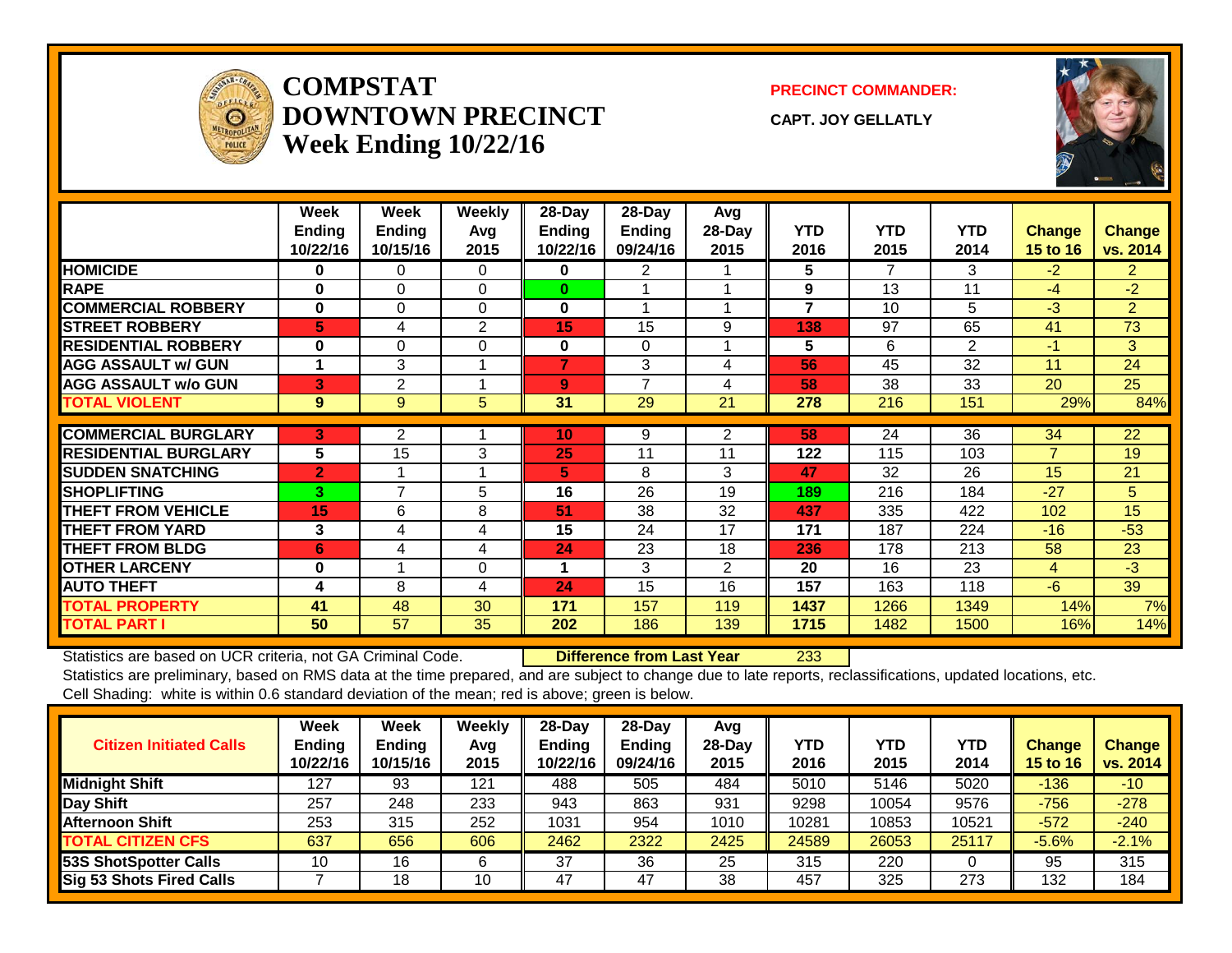# COMPSTAT
# DOWNTOWN PRECINCT
## Week Ending 10/22/16

**PRECINCT COMMANDER:**

**CAPT. JOY GELLATLY**

| | Week Ending 10/22/16 | Week Ending 10/15/16 | Weekly Avg 2015 | 28-Day Ending 10/22/16 | 28-Day Ending 09/24/16 | Avg 28-Day 2015 | YTD 2016 | YTD 2015 | YTD 2014 | Change 15 to 16 | Change vs. 2014 |
|---|---|---|---|---|---|---|---|---|---|---|---|
| **HOMICIDE** | 0 | 0 | 0 | 0 | 2 | 1 | 5 | 7 | 3 | -2 | 2 |
| **RAPE** | 0 | 0 | 0 | 0 | 1 | 1 | 9 | 13 | 11 | -4 | -2 |
| **COMMERCIAL ROBBERY** | 0 | 0 | 0 | 0 | 1 | 1 | 7 | 10 | 5 | -3 | 2 |
| **STREET ROBBERY** | 5 | 4 | 2 | 15 | 15 | 9 | 138 | 97 | 65 | 41 | 73 |
| **RESIDENTIAL ROBBERY** | 0 | 0 | 0 | 0 | 0 | 1 | 5 | 6 | 2 | -1 | 3 |
| **AGG ASSAULT w/ GUN** | 1 | 3 | 1 | 7 | 3 | 4 | 56 | 45 | 32 | 11 | 24 |
| **AGG ASSAULT w/o GUN** | 3 | 2 | 1 | 9 | 7 | 4 | 58 | 38 | 33 | 20 | 25 |
| **TOTAL VIOLENT** | 9 | 9 | 5 | 31 | 29 | 21 | 278 | 216 | 151 | 29% | 84% |
| **COMMERCIAL BURGLARY** | 3 | 2 | 1 | 10 | 9 | 2 | 58 | 24 | 36 | 34 | 22 |
| **RESIDENTIAL BURGLARY** | 5 | 15 | 3 | 25 | 11 | 11 | 122 | 115 | 103 | 7 | 19 |
| **SUDDEN SNATCHING** | 2 | 1 | 1 | 5 | 8 | 3 | 47 | 32 | 26 | 15 | 21 |
| **SHOPLIFTING** | 3 | 7 | 5 | 16 | 26 | 19 | 189 | 216 | 184 | -27 | 5 |
| **THEFT FROM VEHICLE** | 15 | 6 | 8 | 51 | 38 | 32 | 437 | 335 | 422 | 102 | 15 |
| **THEFT FROM YARD** | 3 | 4 | 4 | 15 | 24 | 17 | 171 | 187 | 224 | -16 | -53 |
| **THEFT FROM BLDG** | 6 | 4 | 4 | 24 | 23 | 18 | 236 | 178 | 213 | 58 | 23 |
| **OTHER LARCENY** | 0 | 1 | 0 | 1 | 3 | 2 | 20 | 16 | 23 | 4 | -3 |
| **AUTO THEFT** | 4 | 8 | 4 | 24 | 15 | 16 | 157 | 163 | 118 | -6 | 39 |
| **TOTAL PROPERTY** | 41 | 48 | 30 | 171 | 157 | 119 | 1437 | 1266 | 1349 | 14% | 7% |
| **TOTAL PART I** | 50 | 57 | 35 | 202 | 186 | 139 | 1715 | 1482 | 1500 | 16% | 14% |

Statistics are based on UCR criteria, not GA Criminal Code. **Difference from Last Year** 233

Statistics are preliminary, based on RMS data at the time prepared, and are subject to change due to late reports, reclassifications, updated locations, etc.

Cell Shading: white is within 0.6 standard deviation of the mean; red is above; green is below.

| Citizen Initiated Calls | Week Ending 10/22/16 | Week Ending 10/15/16 | Weekly Avg 2015 | 28-Day Ending 10/22/16 | 28-Day Ending 09/24/16 | Avg 28-Day 2015 | YTD 2016 | YTD 2015 | YTD 2014 | Change 15 to 16 | Change vs. 2014 |
|---|---|---|---|---|---|---|---|---|---|---|---|
| **Midnight Shift** | 127 | 93 | 121 | 488 | 505 | 484 | 5010 | 5146 | 5020 | -136 | -10 |
| **Day Shift** | 257 | 248 | 233 | 943 | 863 | 931 | 9298 | 10054 | 9576 | -756 | -278 |
| **Afternoon Shift** | 253 | 315 | 252 | 1031 | 954 | 1010 | 10281 | 10853 | 10521 | -572 | -240 |
| **TOTAL CITIZEN CFS** | 637 | 656 | 606 | 2462 | 2322 | 2425 | 24589 | 26053 | 25117 | -5.6% | -2.1% |
| **53S ShotSpotter Calls** | 10 | 16 | 6 | 37 | 36 | 25 | 315 | 220 | 0 | 95 | 315 |
| **Sig 53 Shots Fired Calls** | 7 | 18 | 10 | 47 | 47 | 38 | 457 | 325 | 273 | 132 | 184 |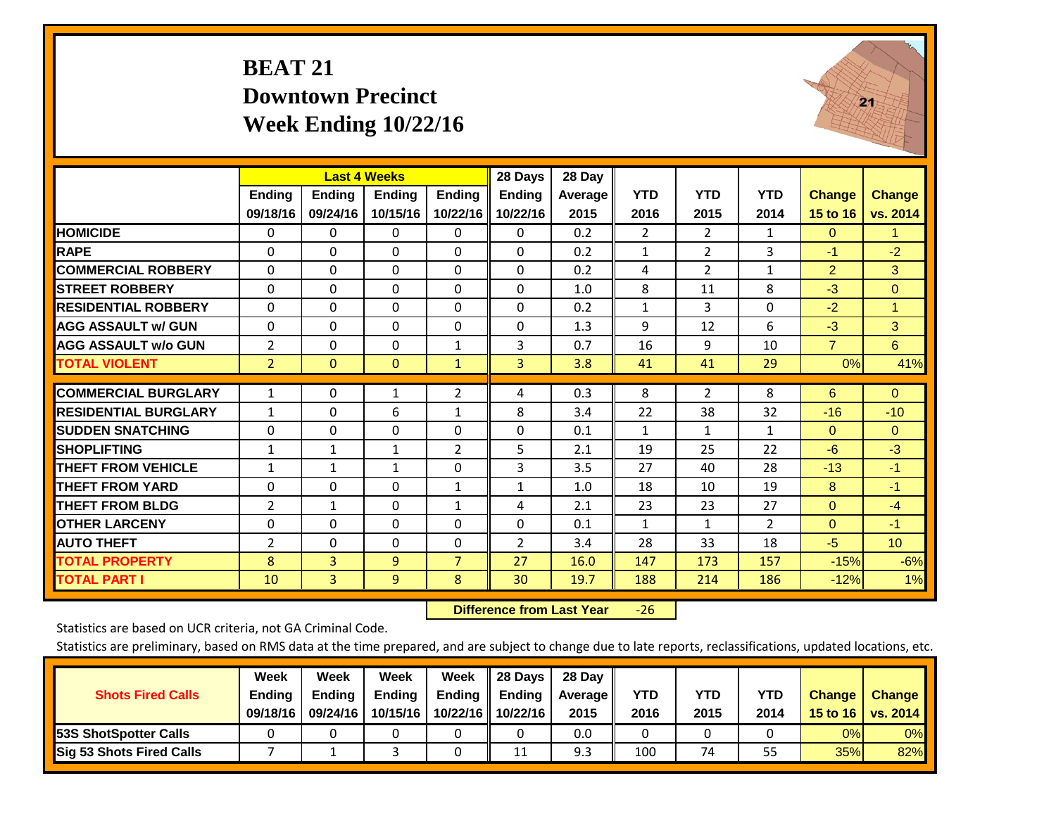# BEAT 21
## Downtown Precinct
## Week Ending 10/22/16

| | Last 4 Weeks | | | | 28 Days | 28 Day | | | | | |
|---|---|---|---|---|---|---|---|---|---|---|---|
| | Ending 09/18/16 | Ending 09/24/16 | Ending 10/15/16 | Ending 10/22/16 | Ending 10/22/16 | Average 2015 | YTD 2016 | YTD 2015 | YTD 2014 | Change 15 to 16 | Change vs. 2014 |
| **HOMICIDE** | 0 | 0 | 0 | 0 | 0 | 0.2 | 2 | 2 | 1 | 0 | 1 |
| **RAPE** | 0 | 0 | 0 | 0 | 0 | 0.2 | 1 | 2 | 3 | -1 | -2 |
| **COMMERCIAL ROBBERY** | 0 | 0 | 0 | 0 | 0 | 0.2 | 4 | 2 | 1 | 2 | 3 |
| **STREET ROBBERY** | 0 | 0 | 0 | 0 | 0 | 1.0 | 8 | 11 | 8 | -3 | 0 |
| **RESIDENTIAL ROBBERY** | 0 | 0 | 0 | 0 | 0 | 0.2 | 1 | 3 | 0 | -2 | 1 |
| **AGG ASSAULT w/ GUN** | 0 | 0 | 0 | 0 | 0 | 1.3 | 9 | 12 | 6 | -3 | 3 |
| **AGG ASSAULT w/o GUN** | 2 | 0 | 0 | 1 | 3 | 0.7 | 16 | 9 | 10 | 7 | 6 |
| **TOTAL VIOLENT** | 2 | 0 | 0 | 1 | 3 | 3.8 | 41 | 41 | 29 | 0% | 41% |
| **COMMERCIAL BURGLARY** | 1 | 0 | 1 | 2 | 4 | 0.3 | 8 | 2 | 8 | 6 | 0 |
| **RESIDENTIAL BURGLARY** | 1 | 0 | 6 | 1 | 8 | 3.4 | 22 | 38 | 32 | -16 | -10 |
| **SUDDEN SNATCHING** | 0 | 0 | 0 | 0 | 0 | 0.1 | 1 | 1 | 1 | 0 | 0 |
| **SHOPLIFTING** | 1 | 1 | 1 | 2 | 5 | 2.1 | 19 | 25 | 22 | -6 | -3 |
| **THEFT FROM VEHICLE** | 1 | 1 | 1 | 0 | 3 | 3.5 | 27 | 40 | 28 | -13 | -1 |
| **THEFT FROM YARD** | 0 | 0 | 0 | 1 | 1 | 1.0 | 18 | 10 | 19 | 8 | -1 |
| **THEFT FROM BLDG** | 2 | 1 | 0 | 1 | 4 | 2.1 | 23 | 23 | 27 | 0 | -4 |
| **OTHER LARCENY** | 0 | 0 | 0 | 0 | 0 | 0.1 | 1 | 1 | 2 | 0 | -1 |
| **AUTO THEFT** | 2 | 0 | 0 | 0 | 2 | 3.4 | 28 | 33 | 18 | -5 | 10 |
| **TOTAL PROPERTY** | 8 | 3 | 9 | 7 | 27 | 16.0 | 147 | 173 | 157 | -15% | -6% |
| **TOTAL PART I** | 10 | 3 | 9 | 8 | 30 | 19.7 | 188 | 214 | 186 | -12% | 1% |

**Difference from Last Year** -26

Statistics are based on UCR criteria, not GA Criminal Code.

Statistics are preliminary, based on RMS data at the time prepared, and are subject to change due to late reports, reclassifications, updated locations, etc.

| Shots Fired Calls | Week Ending 09/18/16 | Week Ending 09/24/16 | Week Ending 10/15/16 | Week Ending 10/22/16 | 28 Days Ending 10/22/16 | 28 Day Average 2015 | YTD 2016 | YTD 2015 | YTD 2014 | Change 15 to 16 | Change vs. 2014 |
|---|---|---|---|---|---|---|---|---|---|---|---|
| **53S ShotSpotter Calls** | 0 | 0 | 0 | 0 | 0 | 0.0 | 0 | 0 | 0 | 0% | 0% |
| **Sig 53 Shots Fired Calls** | 7 | 1 | 3 | 0 | 11 | 9.3 | 100 | 74 | 55 | 35% | 82% |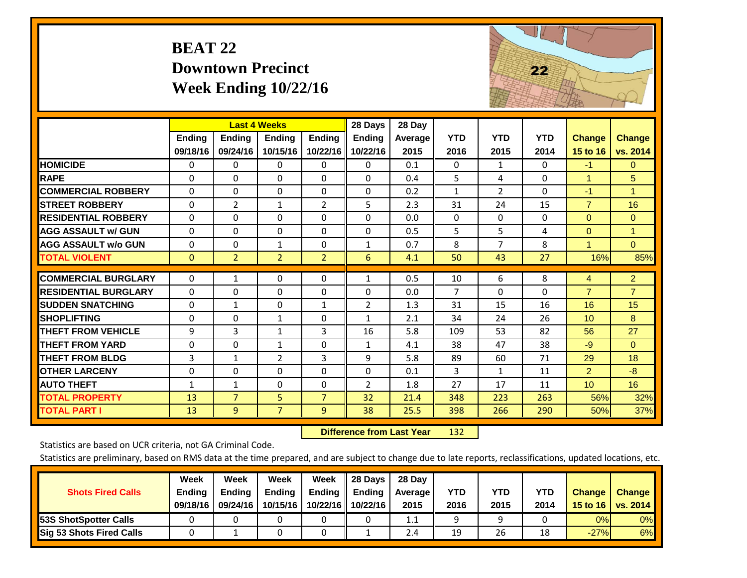# BEAT 22
## Downtown Precinct
## Week Ending 10/22/16

| | Last 4 Weeks | | | | 28 Days | 28 Day | | | | | |
|---|---|---|---|---|---|---|---|---|---|---|---|
| | Ending 09/18/16 | Ending 09/24/16 | Ending 10/15/16 | Ending 10/22/16 | Ending 10/22/16 | Average 2015 | YTD 2016 | YTD 2015 | YTD 2014 | Change 15 to 16 | Change vs. 2014 |
| HOMICIDE | 0 | 0 | 0 | 0 | 0 | 0.1 | 0 | 1 | 0 | -1 | 0 |
| RAPE | 0 | 0 | 0 | 0 | 0 | 0.4 | 5 | 4 | 0 | 1 | 5 |
| COMMERCIAL ROBBERY | 0 | 0 | 0 | 0 | 0 | 0.2 | 1 | 2 | 0 | -1 | 1 |
| STREET ROBBERY | 0 | 2 | 1 | 2 | 5 | 2.3 | 31 | 24 | 15 | 7 | 16 |
| RESIDENTIAL ROBBERY | 0 | 0 | 0 | 0 | 0 | 0.0 | 0 | 0 | 0 | 0 | 0 |
| AGG ASSAULT w/ GUN | 0 | 0 | 0 | 0 | 0 | 0.5 | 5 | 5 | 4 | 0 | 1 |
| AGG ASSAULT w/o GUN | 0 | 0 | 1 | 0 | 1 | 0.7 | 8 | 7 | 8 | 1 | 0 |
| TOTAL VIOLENT | 0 | 2 | 2 | 2 | 6 | 4.1 | 50 | 43 | 27 | 16% | 85% |
| COMMERCIAL BURGLARY | 0 | 1 | 0 | 0 | 1 | 0.5 | 10 | 6 | 8 | 4 | 2 |
| RESIDENTIAL BURGLARY | 0 | 0 | 0 | 0 | 0 | 0.0 | 7 | 0 | 0 | 7 | 7 |
| SUDDEN SNATCHING | 0 | 1 | 0 | 1 | 2 | 1.3 | 31 | 15 | 16 | 16 | 15 |
| SHOPLIFTING | 0 | 0 | 1 | 0 | 1 | 2.1 | 34 | 24 | 26 | 10 | 8 |
| THEFT FROM VEHICLE | 9 | 3 | 1 | 3 | 16 | 5.8 | 109 | 53 | 82 | 56 | 27 |
| THEFT FROM YARD | 0 | 0 | 1 | 0 | 1 | 4.1 | 38 | 47 | 38 | -9 | 0 |
| THEFT FROM BLDG | 3 | 1 | 2 | 3 | 9 | 5.8 | 89 | 60 | 71 | 29 | 18 |
| OTHER LARCENY | 0 | 0 | 0 | 0 | 0 | 0.1 | 3 | 1 | 11 | 2 | -8 |
| AUTO THEFT | 1 | 1 | 0 | 0 | 2 | 1.8 | 27 | 17 | 11 | 10 | 16 |
| TOTAL PROPERTY | 13 | 7 | 5 | 7 | 32 | 21.4 | 348 | 223 | 263 | 56% | 32% |
| TOTAL PART I | 13 | 9 | 7 | 9 | 38 | 25.5 | 398 | 266 | 290 | 50% | 37% |

**Difference from Last Year** 132

Statistics are based on UCR criteria, not GA Criminal Code.

Statistics are preliminary, based on RMS data at the time prepared, and are subject to change due to late reports, reclassifications, updated locations, etc.

| Shots Fired Calls | Week Ending 09/18/16 | Week Ending 09/24/16 | Week Ending 10/15/16 | Week Ending 10/22/16 | 28 Days Ending 10/22/16 | 28 Day Average 2015 | YTD 2016 | YTD 2015 | YTD 2014 | Change 15 to 16 | Change vs. 2014 |
|---|---|---|---|---|---|---|---|---|---|---|---|
| 53S ShotSpotter Calls | 0 | 0 | 0 | 0 | 0 | 1.1 | 9 | 9 | 0 | 0% | 0% |
| Sig 53 Shots Fired Calls | 0 | 1 | 0 | 0 | 1 | 2.4 | 19 | 26 | 18 | -27% | 6% |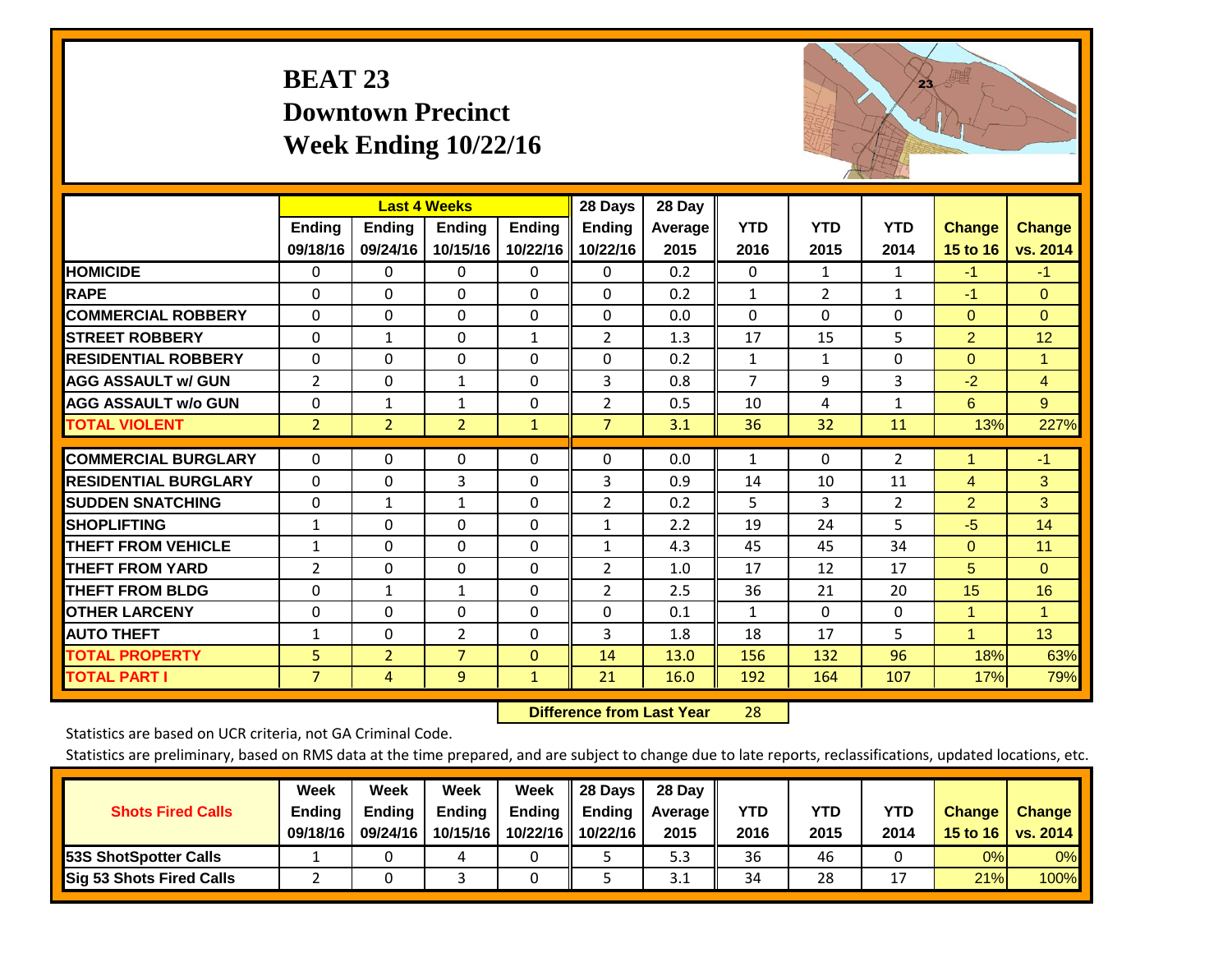# BEAT 23
# Downtown Precinct
# Week Ending 10/22/16

| | Last 4 Weeks | | | | 28 Days | 28 Day | | | | | |
|---|---|---|---|---|---|---|---|---|---|---|---|
| | Ending 09/18/16 | Ending 09/24/16 | Ending 10/15/16 | Ending 10/22/16 | Ending 10/22/16 | Average 2015 | YTD 2016 | YTD 2015 | YTD 2014 | Change 15 to 16 | Change vs. 2014 |
| HOMICIDE | 0 | 0 | 0 | 0 | 0 | 0.2 | 0 | 1 | 1 | -1 | -1 |
| RAPE | 0 | 0 | 0 | 0 | 0 | 0.2 | 1 | 2 | 1 | -1 | 0 |
| COMMERCIAL ROBBERY | 0 | 0 | 0 | 0 | 0 | 0.0 | 0 | 0 | 0 | 0 | 0 |
| STREET ROBBERY | 0 | 1 | 0 | 1 | 2 | 1.3 | 17 | 15 | 5 | 2 | 12 |
| RESIDENTIAL ROBBERY | 0 | 0 | 0 | 0 | 0 | 0.2 | 1 | 1 | 0 | 0 | 1 |
| AGG ASSAULT w/ GUN | 2 | 0 | 1 | 0 | 3 | 0.8 | 7 | 9 | 3 | -2 | 4 |
| AGG ASSAULT w/o GUN | 0 | 1 | 1 | 0 | 2 | 0.5 | 10 | 4 | 1 | 6 | 9 |
| TOTAL VIOLENT | 2 | 2 | 2 | 1 | 7 | 3.1 | 36 | 32 | 11 | 13% | 227% |
| COMMERCIAL BURGLARY | 0 | 0 | 0 | 0 | 0 | 0.0 | 1 | 0 | 2 | 1 | -1 |
| RESIDENTIAL BURGLARY | 0 | 0 | 3 | 0 | 3 | 0.9 | 14 | 10 | 11 | 4 | 3 |
| SUDDEN SNATCHING | 0 | 1 | 1 | 0 | 2 | 0.2 | 5 | 3 | 2 | 2 | 3 |
| SHOPLIFTING | 1 | 0 | 0 | 0 | 1 | 2.2 | 19 | 24 | 5 | -5 | 14 |
| THEFT FROM VEHICLE | 1 | 0 | 0 | 0 | 1 | 4.3 | 45 | 45 | 34 | 0 | 11 |
| THEFT FROM YARD | 2 | 0 | 0 | 0 | 2 | 1.0 | 17 | 12 | 17 | 5 | 0 |
| THEFT FROM BLDG | 0 | 1 | 1 | 0 | 2 | 2.5 | 36 | 21 | 20 | 15 | 16 |
| OTHER LARCENY | 0 | 0 | 0 | 0 | 0 | 0.1 | 1 | 0 | 0 | 1 | 1 |
| AUTO THEFT | 1 | 0 | 2 | 0 | 3 | 1.8 | 18 | 17 | 5 | 1 | 13 |
| TOTAL PROPERTY | 5 | 2 | 7 | 0 | 14 | 13.0 | 156 | 132 | 96 | 18% | 63% |
| TOTAL PART I | 7 | 4 | 9 | 1 | 21 | 16.0 | 192 | 164 | 107 | 17% | 79% |

**Difference from Last Year** 28

Statistics are based on UCR criteria, not GA Criminal Code.

Statistics are preliminary, based on RMS data at the time prepared, and are subject to change due to late reports, reclassifications, updated locations, etc.

| Shots Fired Calls | Week Ending 09/18/16 | Week Ending 09/24/16 | Week Ending 10/15/16 | Week Ending 10/22/16 | 28 Days Ending 10/22/16 | 28 Day Average 2015 | YTD 2016 | YTD 2015 | YTD 2014 | Change 15 to 16 | Change vs. 2014 |
|---|---|---|---|---|---|---|---|---|---|---|---|
| 53S ShotSpotter Calls | 1 | 0 | 4 | 0 | 5 | 5.3 | 36 | 46 | 0 | 0% | 0% |
| Sig 53 Shots Fired Calls | 2 | 0 | 3 | 0 | 5 | 3.1 | 34 | 28 | 17 | 21% | 100% |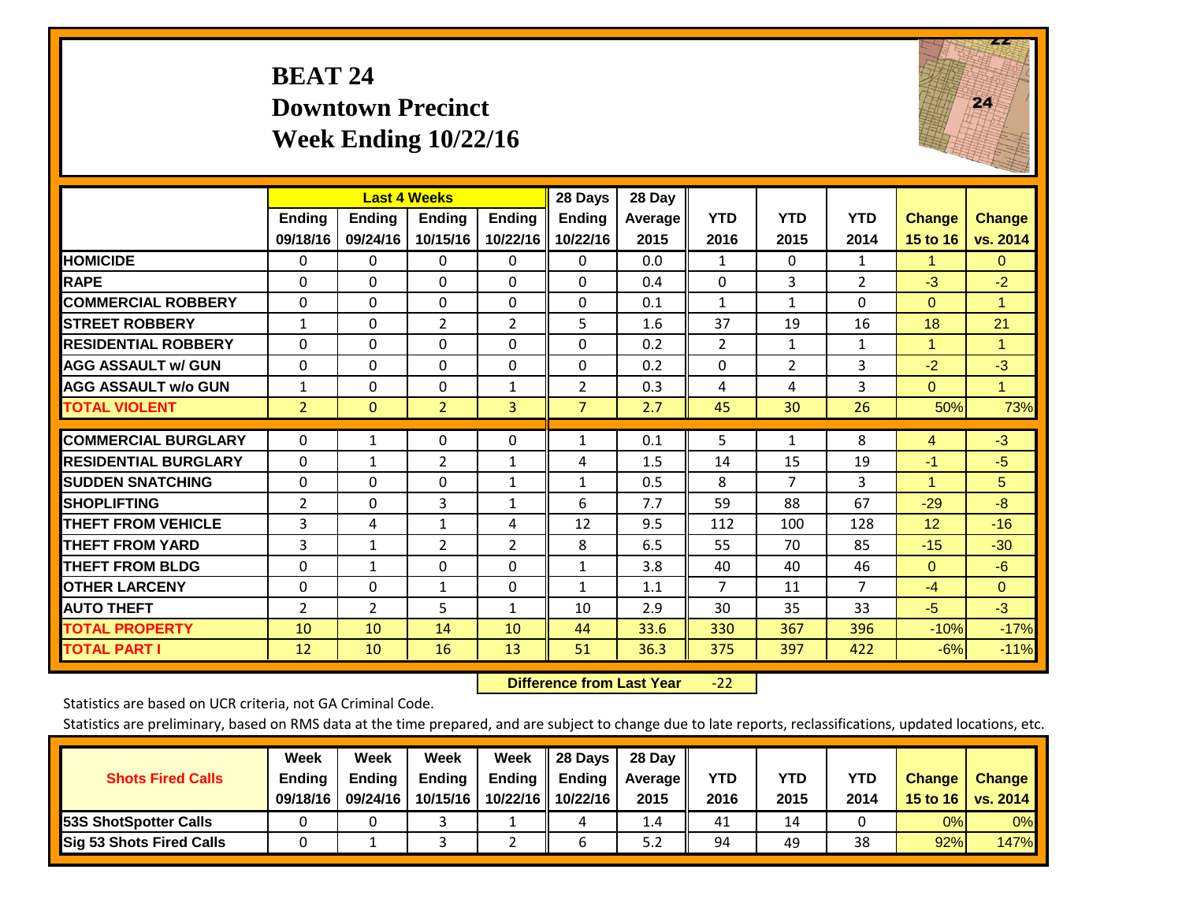# BEAT 24
## Downtown Precinct
## Week Ending 10/22/16

| | Last 4 Weeks | | | | 28 Days | 28 Day | | | | | |
|---|---|---|---|---|---|---|---|---|---|---|---|
| | Ending 09/18/16 | Ending 09/24/16 | Ending 10/15/16 | Ending 10/22/16 | Ending 10/22/16 | Average 2015 | YTD 2016 | YTD 2015 | YTD 2014 | Change 15 to 16 | Change vs. 2014 |
| **HOMICIDE** | 0 | 0 | 0 | 0 | 0 | 0.0 | 1 | 0 | 1 | 1 | 0 |
| **RAPE** | 0 | 0 | 0 | 0 | 0 | 0.4 | 0 | 3 | 2 | -3 | -2 |
| **COMMERCIAL ROBBERY** | 0 | 0 | 0 | 0 | 0 | 0.1 | 1 | 1 | 0 | 0 | 1 |
| **STREET ROBBERY** | 1 | 0 | 2 | 2 | 5 | 1.6 | 37 | 19 | 16 | 18 | 21 |
| **RESIDENTIAL ROBBERY** | 0 | 0 | 0 | 0 | 0 | 0.2 | 2 | 1 | 1 | 1 | 1 |
| **AGG ASSAULT w/ GUN** | 0 | 0 | 0 | 0 | 0 | 0.2 | 0 | 2 | 3 | -2 | -3 |
| **AGG ASSAULT w/o GUN** | 1 | 0 | 0 | 1 | 2 | 0.3 | 4 | 4 | 3 | 0 | 1 |
| **TOTAL VIOLENT** | 2 | 0 | 2 | 3 | 7 | 2.7 | 45 | 30 | 26 | 50% | 73% |
| **COMMERCIAL BURGLARY** | 0 | 1 | 0 | 0 | 1 | 0.1 | 5 | 1 | 8 | 4 | -3 |
| **RESIDENTIAL BURGLARY** | 0 | 1 | 2 | 1 | 4 | 1.5 | 14 | 15 | 19 | -1 | -5 |
| **SUDDEN SNATCHING** | 0 | 0 | 0 | 1 | 1 | 0.5 | 8 | 7 | 3 | 1 | 5 |
| **SHOPLIFTING** | 2 | 0 | 3 | 1 | 6 | 7.7 | 59 | 88 | 67 | -29 | -8 |
| **THEFT FROM VEHICLE** | 3 | 4 | 1 | 4 | 12 | 9.5 | 112 | 100 | 128 | 12 | -16 |
| **THEFT FROM YARD** | 3 | 1 | 2 | 2 | 8 | 6.5 | 55 | 70 | 85 | -15 | -30 |
| **THEFT FROM BLDG** | 0 | 1 | 0 | 0 | 1 | 3.8 | 40 | 40 | 46 | 0 | -6 |
| **OTHER LARCENY** | 0 | 0 | 1 | 0 | 1 | 1.1 | 7 | 11 | 7 | -4 | 0 |
| **AUTO THEFT** | 2 | 2 | 5 | 1 | 10 | 2.9 | 30 | 35 | 33 | -5 | -3 |
| **TOTAL PROPERTY** | 10 | 10 | 14 | 10 | 44 | 33.6 | 330 | 367 | 396 | -10% | -17% |
| **TOTAL PART I** | 12 | 10 | 16 | 13 | 51 | 36.3 | 375 | 397 | 422 | -6% | -11% |

**Difference from Last Year** -22

Statistics are based on UCR criteria, not GA Criminal Code.

Statistics are preliminary, based on RMS data at the time prepared, and are subject to change due to late reports, reclassifications, updated locations, etc.

| Shots Fired Calls | Week Ending 09/18/16 | Week Ending 09/24/16 | Week Ending 10/15/16 | Week Ending 10/22/16 | 28 Days Ending 10/22/16 | 28 Day Average 2015 | YTD 2016 | YTD 2015 | YTD 2014 | Change 15 to 16 | Change vs. 2014 |
|---|---|---|---|---|---|---|---|---|---|---|---|
| **53S ShotSpotter Calls** | 0 | 0 | 3 | 1 | 4 | 1.4 | 41 | 14 | 0 | 0% | 0% |
| **Sig 53 Shots Fired Calls** | 0 | 1 | 3 | 2 | 6 | 5.2 | 94 | 49 | 38 | 92% | 147% |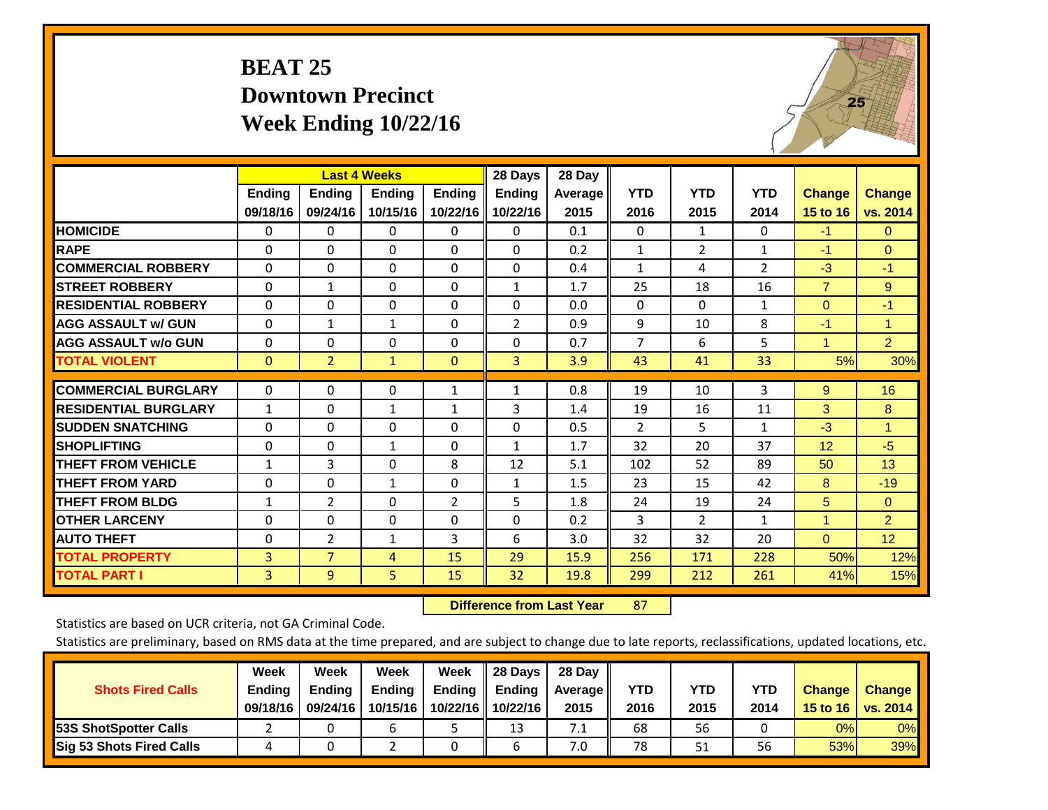# BEAT 25
## Downtown Precinct
## Week Ending 10/22/16

| | Last 4 Weeks | | | | 28 Days | 28 Day | | | | | |
|---|---|---|---|---|---|---|---|---|---|---|---|
| | Ending 09/18/16 | Ending 09/24/16 | Ending 10/15/16 | Ending 10/22/16 | Ending 10/22/16 | Average 2015 | YTD 2016 | YTD 2015 | YTD 2014 | Change 15 to 16 | Change vs. 2014 |
| HOMICIDE | 0 | 0 | 0 | 0 | 0 | 0.1 | 0 | 1 | 0 | -1 | 0 |
| RAPE | 0 | 0 | 0 | 0 | 0 | 0.2 | 1 | 2 | 1 | -1 | 0 |
| COMMERCIAL ROBBERY | 0 | 0 | 0 | 0 | 0 | 0.4 | 1 | 4 | 2 | -3 | -1 |
| STREET ROBBERY | 0 | 1 | 0 | 0 | 1 | 1.7 | 25 | 18 | 16 | 7 | 9 |
| RESIDENTIAL ROBBERY | 0 | 0 | 0 | 0 | 0 | 0.0 | 0 | 0 | 1 | 0 | -1 |
| AGG ASSAULT w/ GUN | 0 | 1 | 1 | 0 | 2 | 0.9 | 9 | 10 | 8 | -1 | 1 |
| AGG ASSAULT w/o GUN | 0 | 0 | 0 | 0 | 0 | 0.7 | 7 | 6 | 5 | 1 | 2 |
| TOTAL VIOLENT | 0 | 2 | 1 | 0 | 3 | 3.9 | 43 | 41 | 33 | 5% | 30% |
| COMMERCIAL BURGLARY | 0 | 0 | 0 | 1 | 1 | 0.8 | 19 | 10 | 3 | 9 | 16 |
| RESIDENTIAL BURGLARY | 1 | 0 | 1 | 1 | 3 | 1.4 | 19 | 16 | 11 | 3 | 8 |
| SUDDEN SNATCHING | 0 | 0 | 0 | 0 | 0 | 0.5 | 2 | 5 | 1 | -3 | 1 |
| SHOPLIFTING | 0 | 0 | 1 | 0 | 1 | 1.7 | 32 | 20 | 37 | 12 | -5 |
| THEFT FROM VEHICLE | 1 | 3 | 0 | 8 | 12 | 5.1 | 102 | 52 | 89 | 50 | 13 |
| THEFT FROM YARD | 0 | 0 | 1 | 0 | 1 | 1.5 | 23 | 15 | 42 | 8 | -19 |
| THEFT FROM BLDG | 1 | 2 | 0 | 2 | 5 | 1.8 | 24 | 19 | 24 | 5 | 0 |
| OTHER LARCENY | 0 | 0 | 0 | 0 | 0 | 0.2 | 3 | 2 | 1 | 1 | 2 |
| AUTO THEFT | 0 | 2 | 1 | 3 | 6 | 3.0 | 32 | 32 | 20 | 0 | 12 |
| TOTAL PROPERTY | 3 | 7 | 4 | 15 | 29 | 15.9 | 256 | 171 | 228 | 50% | 12% |
| TOTAL PART I | 3 | 9 | 5 | 15 | 32 | 19.8 | 299 | 212 | 261 | 41% | 15% |

**Difference from Last Year** 87

Statistics are based on UCR criteria, not GA Criminal Code.

Statistics are preliminary, based on RMS data at the time prepared, and are subject to change due to late reports, reclassifications, updated locations, etc.

| Shots Fired Calls | Week Ending 09/18/16 | Week Ending 09/24/16 | Week Ending 10/15/16 | Week Ending 10/22/16 | 28 Days Ending 10/22/16 | 28 Day Average 2015 | YTD 2016 | YTD 2015 | YTD 2014 | Change 15 to 16 | Change vs. 2014 |
|---|---|---|---|---|---|---|---|---|---|---|---|
| 53S ShotSpotter Calls | 2 | 0 | 6 | 5 | 13 | 7.1 | 68 | 56 | 0 | 0% | 0% |
| Sig 53 Shots Fired Calls | 4 | 0 | 2 | 0 | 6 | 7.0 | 78 | 51 | 56 | 53% | 39% |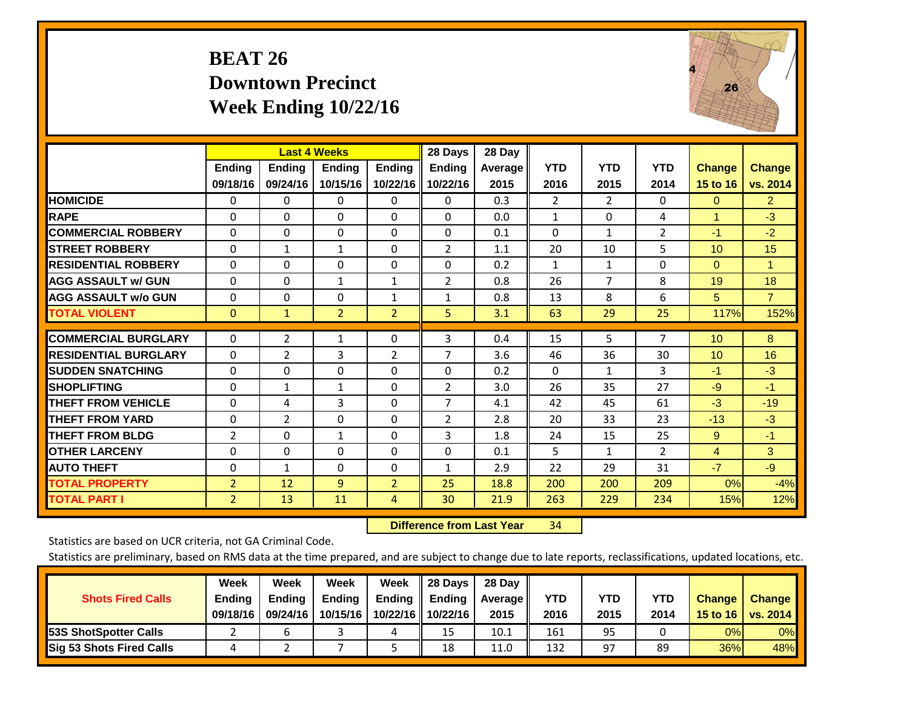# BEAT 26
## Downtown Precinct
## Week Ending 10/22/16

| | Last 4 Weeks | | | | 28 Days | 28 Day | | | | | |
|---|---|---|---|---|---|---|---|---|---|---|---|
| | Ending 09/18/16 | Ending 09/24/16 | Ending 10/15/16 | Ending 10/22/16 | Ending 10/22/16 | Average 2015 | YTD 2016 | YTD 2015 | YTD 2014 | Change 15 to 16 | Change vs. 2014 |
| HOMICIDE | 0 | 0 | 0 | 0 | 0 | 0.3 | 2 | 2 | 0 | 0 | 2 |
| RAPE | 0 | 0 | 0 | 0 | 0 | 0.0 | 1 | 0 | 4 | 1 | -3 |
| COMMERCIAL ROBBERY | 0 | 0 | 0 | 0 | 0 | 0.1 | 0 | 1 | 2 | -1 | -2 |
| STREET ROBBERY | 0 | 1 | 1 | 0 | 2 | 1.1 | 20 | 10 | 5 | 10 | 15 |
| RESIDENTIAL ROBBERY | 0 | 0 | 0 | 0 | 0 | 0.2 | 1 | 1 | 0 | 0 | 1 |
| AGG ASSAULT w/ GUN | 0 | 0 | 1 | 1 | 2 | 0.8 | 26 | 7 | 8 | 19 | 18 |
| AGG ASSAULT w/o GUN | 0 | 0 | 0 | 1 | 1 | 0.8 | 13 | 8 | 6 | 5 | 7 |
| TOTAL VIOLENT | 0 | 1 | 2 | 2 | 5 | 3.1 | 63 | 29 | 25 | 117% | 152% |
| COMMERCIAL BURGLARY | 0 | 2 | 1 | 0 | 3 | 0.4 | 15 | 5 | 7 | 10 | 8 |
| RESIDENTIAL BURGLARY | 0 | 2 | 3 | 2 | 7 | 3.6 | 46 | 36 | 30 | 10 | 16 |
| SUDDEN SNATCHING | 0 | 0 | 0 | 0 | 0 | 0.2 | 0 | 1 | 3 | -1 | -3 |
| SHOPLIFTING | 0 | 1 | 1 | 0 | 2 | 3.0 | 26 | 35 | 27 | -9 | -1 |
| THEFT FROM VEHICLE | 0 | 4 | 3 | 0 | 7 | 4.1 | 42 | 45 | 61 | -3 | -19 |
| THEFT FROM YARD | 0 | 2 | 0 | 0 | 2 | 2.8 | 20 | 33 | 23 | -13 | -3 |
| THEFT FROM BLDG | 2 | 0 | 1 | 0 | 3 | 1.8 | 24 | 15 | 25 | 9 | -1 |
| OTHER LARCENY | 0 | 0 | 0 | 0 | 0 | 0.1 | 5 | 1 | 2 | 4 | 3 |
| AUTO THEFT | 0 | 1 | 0 | 0 | 1 | 2.9 | 22 | 29 | 31 | -7 | -9 |
| TOTAL PROPERTY | 2 | 12 | 9 | 2 | 25 | 18.8 | 200 | 200 | 209 | 0% | -4% |
| TOTAL PART I | 2 | 13 | 11 | 4 | 30 | 21.9 | 263 | 229 | 234 | 15% | 12% |

**Difference from Last Year** 34

Statistics are based on UCR criteria, not GA Criminal Code.

Statistics are preliminary, based on RMS data at the time prepared, and are subject to change due to late reports, reclassifications, updated locations, etc.

| Shots Fired Calls | Week Ending 09/18/16 | Week Ending 09/24/16 | Week Ending 10/15/16 | Week Ending 10/22/16 | 28 Days Ending 10/22/16 | 28 Day Average 2015 | YTD 2016 | YTD 2015 | YTD 2014 | Change 15 to 16 | Change vs. 2014 |
|---|---|---|---|---|---|---|---|---|---|---|---|
| 53S ShotSpotter Calls | 2 | 6 | 3 | 4 | 15 | 10.1 | 161 | 95 | 0 | 0% | 0% |
| Sig 53 Shots Fired Calls | 4 | 2 | 7 | 5 | 18 | 11.0 | 132 | 97 | 89 | 36% | 48% |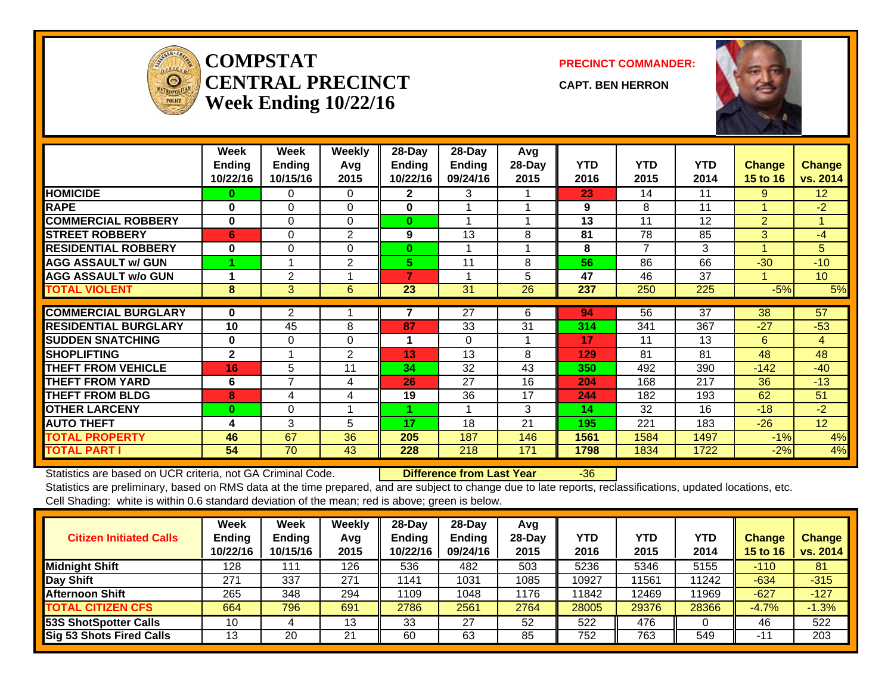# COMPSTAT CENTRAL PRECINCT
## Week Ending 10/22/16

**PRECINCT COMMANDER:**

**CAPT. BEN HERRON**

| | Week Ending 10/22/16 | Week Ending 10/15/16 | Weekly Avg 2015 | 28-Day Ending 10/22/16 | 28-Day Ending 09/24/16 | Avg 28-Day 2015 | YTD 2016 | YTD 2015 | YTD 2014 | Change 15 to 16 | Change vs. 2014 |
|---|---|---|---|---|---|---|---|---|---|---|---|
| **HOMICIDE** | 0 | 0 | 0 | 2 | 3 | 1 | 23 | 14 | 11 | 9 | 12 |
| **RAPE** | 0 | 0 | 0 | 0 | 1 | 1 | 9 | 8 | 11 | 1 | -2 |
| **COMMERCIAL ROBBERY** | 0 | 0 | 0 | 0 | 1 | 1 | 13 | 11 | 12 | 2 | 1 |
| **STREET ROBBERY** | 6 | 0 | 2 | 9 | 13 | 8 | 81 | 78 | 85 | 3 | -4 |
| **RESIDENTIAL ROBBERY** | 0 | 0 | 0 | 0 | 1 | 1 | 8 | 7 | 3 | 1 | 5 |
| **AGG ASSAULT w/ GUN** | 1 | 1 | 2 | 5 | 11 | 8 | 56 | 86 | 66 | -30 | -10 |
| **AGG ASSAULT w/o GUN** | 1 | 2 | 1 | 7 | 1 | 5 | 47 | 46 | 37 | 1 | 10 |
| **TOTAL VIOLENT** | 8 | 3 | 6 | 23 | 31 | 26 | 237 | 250 | 225 | -5% | 5% |
| **COMMERCIAL BURGLARY** | 0 | 2 | 1 | 7 | 27 | 6 | 94 | 56 | 37 | 38 | 57 |
| **RESIDENTIAL BURGLARY** | 10 | 45 | 8 | 87 | 33 | 31 | 314 | 341 | 367 | -27 | -53 |
| **SUDDEN SNATCHING** | 0 | 0 | 0 | 1 | 0 | 1 | 17 | 11 | 13 | 6 | 4 |
| **SHOPLIFTING** | 2 | 1 | 2 | 13 | 13 | 8 | 129 | 81 | 81 | 48 | 48 |
| **THEFT FROM VEHICLE** | 16 | 5 | 11 | 34 | 32 | 43 | 350 | 492 | 390 | -142 | -40 |
| **THEFT FROM YARD** | 6 | 7 | 4 | 26 | 27 | 16 | 204 | 168 | 217 | 36 | -13 |
| **THEFT FROM BLDG** | 8 | 4 | 4 | 19 | 36 | 17 | 244 | 182 | 193 | 62 | 51 |
| **OTHER LARCENY** | 0 | 0 | 1 | 1 | 1 | 3 | 14 | 32 | 16 | -18 | -2 |
| **AUTO THEFT** | 4 | 3 | 5 | 17 | 18 | 21 | 195 | 221 | 183 | -26 | 12 |
| **TOTAL PROPERTY** | 46 | 67 | 36 | 205 | 187 | 146 | 1561 | 1584 | 1497 | -1% | 4% |
| **TOTAL PART I** | 54 | 70 | 43 | 228 | 218 | 171 | 1798 | 1834 | 1722 | -2% | 4% |

Statistics are based on UCR criteria, not GA Criminal Code. **Difference from Last Year** -36

Statistics are preliminary, based on RMS data at the time prepared, and are subject to change due to late reports, reclassifications, updated locations, etc.

Cell Shading: white is within 0.6 standard deviation of the mean; red is above; green is below.

| Citizen Initiated Calls | Week Ending 10/22/16 | Week Ending 10/15/16 | Weekly Avg 2015 | 28-Day Ending 10/22/16 | 28-Day Ending 09/24/16 | Avg 28-Day 2015 | YTD 2016 | YTD 2015 | YTD 2014 | Change 15 to 16 | Change vs. 2014 |
|---|---|---|---|---|---|---|---|---|---|---|---|
| **Midnight Shift** | 128 | 111 | 126 | 536 | 482 | 503 | 5236 | 5346 | 5155 | -110 | 81 |
| **Day Shift** | 271 | 337 | 271 | 1141 | 1031 | 1085 | 10927 | 11561 | 11242 | -634 | -315 |
| **Afternoon Shift** | 265 | 348 | 294 | 1109 | 1048 | 1176 | 11842 | 12469 | 11969 | -627 | -127 |
| **TOTAL CITIZEN CFS** | 664 | 796 | 691 | 2786 | 2561 | 2764 | 28005 | 29376 | 28366 | -4.7% | -1.3% |
| **53S ShotSpotter Calls** | 10 | 4 | 13 | 33 | 27 | 52 | 522 | 476 | 0 | 46 | 522 |
| **Sig 53 Shots Fired Calls** | 13 | 20 | 21 | 60 | 63 | 85 | 752 | 763 | 549 | -11 | 203 |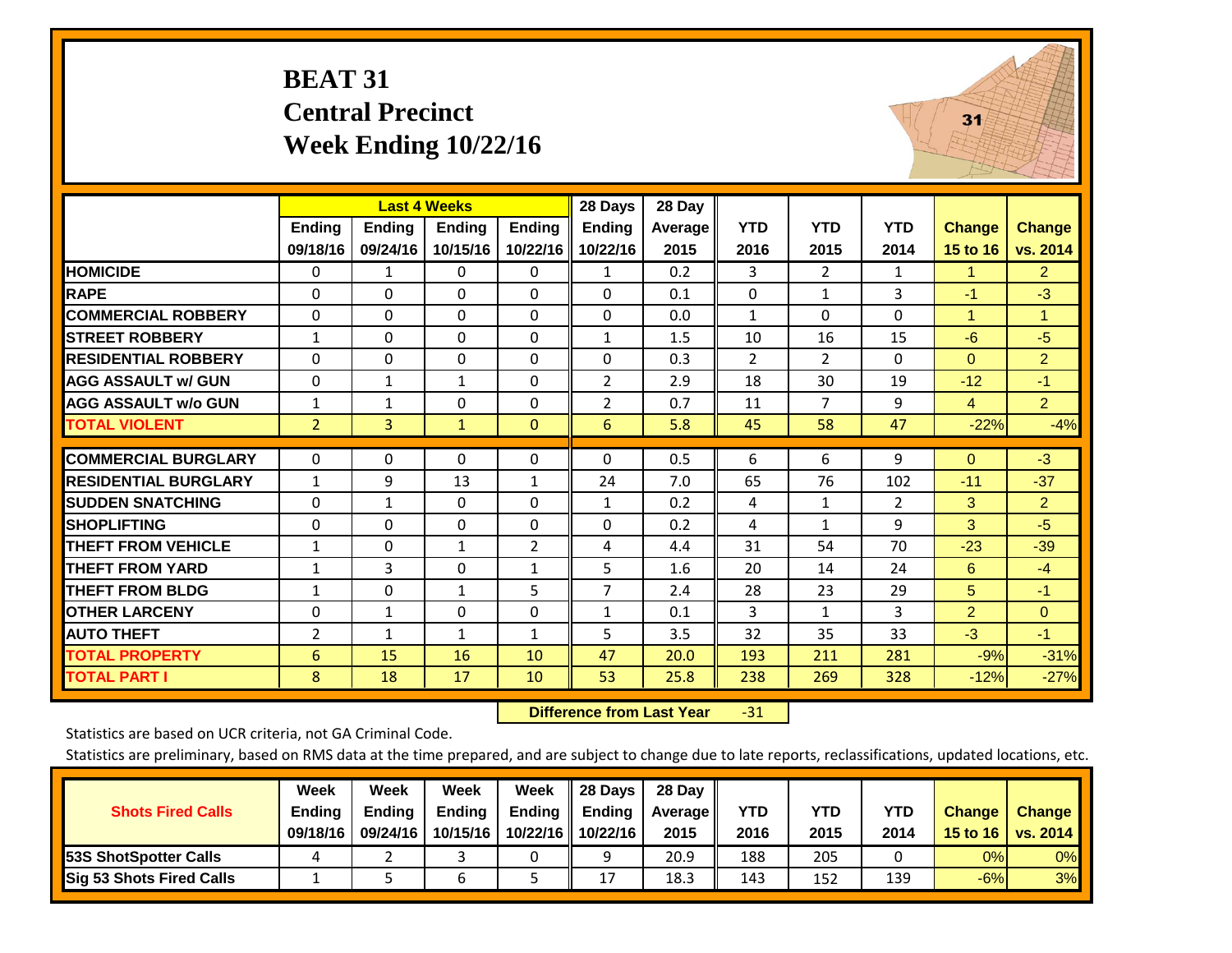# BEAT 31
## Central Precinct
## Week Ending 10/22/16

| | Last 4 Weeks | | | | 28 Days | 28 Day | | | | | |
|---|---|---|---|---|---|---|---|---|---|---|---|
| | Ending 09/18/16 | Ending 09/24/16 | Ending 10/15/16 | Ending 10/22/16 | Ending 10/22/16 | Average 2015 | YTD 2016 | YTD 2015 | YTD 2014 | Change 15 to 16 | Change vs. 2014 |
| HOMICIDE | 0 | 1 | 0 | 0 | 1 | 0.2 | 3 | 2 | 1 | 1 | 2 |
| RAPE | 0 | 0 | 0 | 0 | 0 | 0.1 | 0 | 1 | 3 | -1 | -3 |
| COMMERCIAL ROBBERY | 0 | 0 | 0 | 0 | 0 | 0.0 | 1 | 0 | 0 | 1 | 1 |
| STREET ROBBERY | 1 | 0 | 0 | 0 | 1 | 1.5 | 10 | 16 | 15 | -6 | -5 |
| RESIDENTIAL ROBBERY | 0 | 0 | 0 | 0 | 0 | 0.3 | 2 | 2 | 0 | 0 | 2 |
| AGG ASSAULT w/ GUN | 0 | 1 | 1 | 0 | 2 | 2.9 | 18 | 30 | 19 | -12 | -1 |
| AGG ASSAULT w/o GUN | 1 | 1 | 0 | 0 | 2 | 0.7 | 11 | 7 | 9 | 4 | 2 |
| TOTAL VIOLENT | 2 | 3 | 1 | 0 | 6 | 5.8 | 45 | 58 | 47 | -22% | -4% |
| COMMERCIAL BURGLARY | 0 | 0 | 0 | 0 | 0 | 0.5 | 6 | 6 | 9 | 0 | -3 |
| RESIDENTIAL BURGLARY | 1 | 9 | 13 | 1 | 24 | 7.0 | 65 | 76 | 102 | -11 | -37 |
| SUDDEN SNATCHING | 0 | 1 | 0 | 0 | 1 | 0.2 | 4 | 1 | 2 | 3 | 2 |
| SHOPLIFTING | 0 | 0 | 0 | 0 | 0 | 0.2 | 4 | 1 | 9 | 3 | -5 |
| THEFT FROM VEHICLE | 1 | 0 | 1 | 2 | 4 | 4.4 | 31 | 54 | 70 | -23 | -39 |
| THEFT FROM YARD | 1 | 3 | 0 | 1 | 5 | 1.6 | 20 | 14 | 24 | 6 | -4 |
| THEFT FROM BLDG | 1 | 0 | 1 | 5 | 7 | 2.4 | 28 | 23 | 29 | 5 | -1 |
| OTHER LARCENY | 0 | 1 | 0 | 0 | 1 | 0.1 | 3 | 1 | 3 | 2 | 0 |
| AUTO THEFT | 2 | 1 | 1 | 1 | 5 | 3.5 | 32 | 35 | 33 | -3 | -1 |
| TOTAL PROPERTY | 6 | 15 | 16 | 10 | 47 | 20.0 | 193 | 211 | 281 | -9% | -31% |
| TOTAL PART I | 8 | 18 | 17 | 10 | 53 | 25.8 | 238 | 269 | 328 | -12% | -27% |

**Difference from Last Year** -31

Statistics are based on UCR criteria, not GA Criminal Code.

Statistics are preliminary, based on RMS data at the time prepared, and are subject to change due to late reports, reclassifications, updated locations, etc.

| Shots Fired Calls | Week Ending 09/18/16 | Week Ending 09/24/16 | Week Ending 10/15/16 | Week Ending 10/22/16 | 28 Days Ending 10/22/16 | 28 Day Average 2015 | YTD 2016 | YTD 2015 | YTD 2014 | Change 15 to 16 | Change vs. 2014 |
|---|---|---|---|---|---|---|---|---|---|---|---|
| 53S ShotSpotter Calls | 4 | 2 | 3 | 0 | 9 | 20.9 | 188 | 205 | 0 | 0% | 0% |
| Sig 53 Shots Fired Calls | 1 | 5 | 6 | 5 | 17 | 18.3 | 143 | 152 | 139 | -6% | 3% |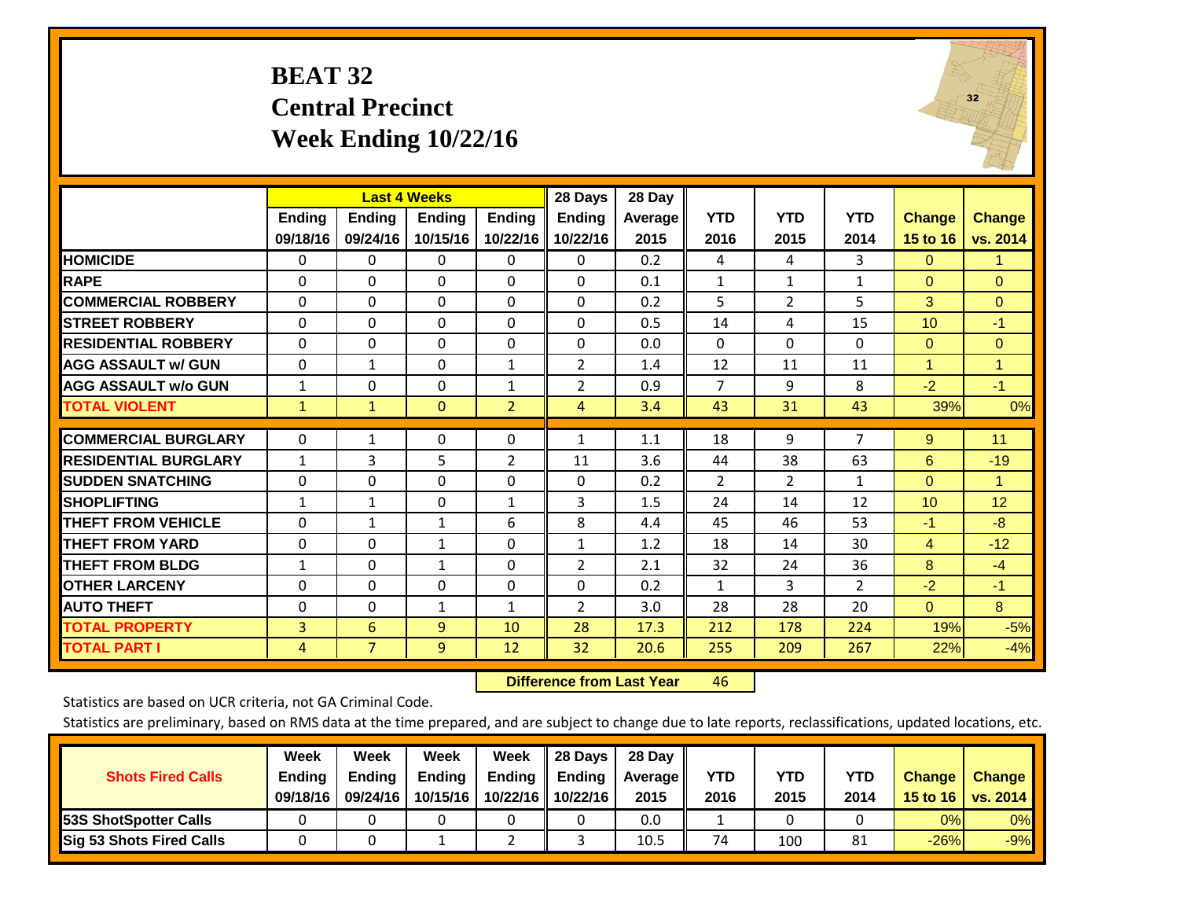# BEAT 32
## Central Precinct
## Week Ending 10/22/16

| | Last 4 Weeks | | | | 28 Days | 28 Day | | | | | |
|---|---|---|---|---|---|---|---|---|---|---|---|
| | Ending 09/18/16 | Ending 09/24/16 | Ending 10/15/16 | Ending 10/22/16 | Ending 10/22/16 | Average 2015 | YTD 2016 | YTD 2015 | YTD 2014 | Change 15 to 16 | Change vs. 2014 |
| HOMICIDE | 0 | 0 | 0 | 0 | 0 | 0.2 | 4 | 4 | 3 | 0 | 1 |
| RAPE | 0 | 0 | 0 | 0 | 0 | 0.1 | 1 | 1 | 1 | 0 | 0 |
| COMMERCIAL ROBBERY | 0 | 0 | 0 | 0 | 0 | 0.2 | 5 | 2 | 5 | 3 | 0 |
| STREET ROBBERY | 0 | 0 | 0 | 0 | 0 | 0.5 | 14 | 4 | 15 | 10 | -1 |
| RESIDENTIAL ROBBERY | 0 | 0 | 0 | 0 | 0 | 0.0 | 0 | 0 | 0 | 0 | 0 |
| AGG ASSAULT w/ GUN | 0 | 1 | 0 | 1 | 2 | 1.4 | 12 | 11 | 11 | 1 | 1 |
| AGG ASSAULT w/o GUN | 1 | 0 | 0 | 1 | 2 | 0.9 | 7 | 9 | 8 | -2 | -1 |
| TOTAL VIOLENT | 1 | 1 | 0 | 2 | 4 | 3.4 | 43 | 31 | 43 | 39% | 0% |
| COMMERCIAL BURGLARY | 0 | 1 | 0 | 0 | 1 | 1.1 | 18 | 9 | 7 | 9 | 11 |
| RESIDENTIAL BURGLARY | 1 | 3 | 5 | 2 | 11 | 3.6 | 44 | 38 | 63 | 6 | -19 |
| SUDDEN SNATCHING | 0 | 0 | 0 | 0 | 0 | 0.2 | 2 | 2 | 1 | 0 | 1 |
| SHOPLIFTING | 1 | 1 | 0 | 1 | 3 | 1.5 | 24 | 14 | 12 | 10 | 12 |
| THEFT FROM VEHICLE | 0 | 1 | 1 | 6 | 8 | 4.4 | 45 | 46 | 53 | -1 | -8 |
| THEFT FROM YARD | 0 | 0 | 1 | 0 | 1 | 1.2 | 18 | 14 | 30 | 4 | -12 |
| THEFT FROM BLDG | 1 | 0 | 1 | 0 | 2 | 2.1 | 32 | 24 | 36 | 8 | -4 |
| OTHER LARCENY | 0 | 0 | 0 | 0 | 0 | 0.2 | 1 | 3 | 2 | -2 | -1 |
| AUTO THEFT | 0 | 0 | 1 | 1 | 2 | 3.0 | 28 | 28 | 20 | 0 | 8 |
| TOTAL PROPERTY | 3 | 6 | 9 | 10 | 28 | 17.3 | 212 | 178 | 224 | 19% | -5% |
| TOTAL PART I | 4 | 7 | 9 | 12 | 32 | 20.6 | 255 | 209 | 267 | 22% | -4% |

**Difference from Last Year** 46

Statistics are based on UCR criteria, not GA Criminal Code.

Statistics are preliminary, based on RMS data at the time prepared, and are subject to change due to late reports, reclassifications, updated locations, etc.

| Shots Fired Calls | Week Ending 09/18/16 | Week Ending 09/24/16 | Week Ending 10/15/16 | Week Ending 10/22/16 | 28 Days Ending 10/22/16 | 28 Day Average 2015 | YTD 2016 | YTD 2015 | YTD 2014 | Change 15 to 16 | Change vs. 2014 |
|---|---|---|---|---|---|---|---|---|---|---|---|
| 53S ShotSpotter Calls | 0 | 0 | 0 | 0 | 0 | 0.0 | 1 | 0 | 0 | 0% | 0% |
| Sig 53 Shots Fired Calls | 0 | 0 | 1 | 2 | 3 | 10.5 | 74 | 100 | 81 | -26% | -9% |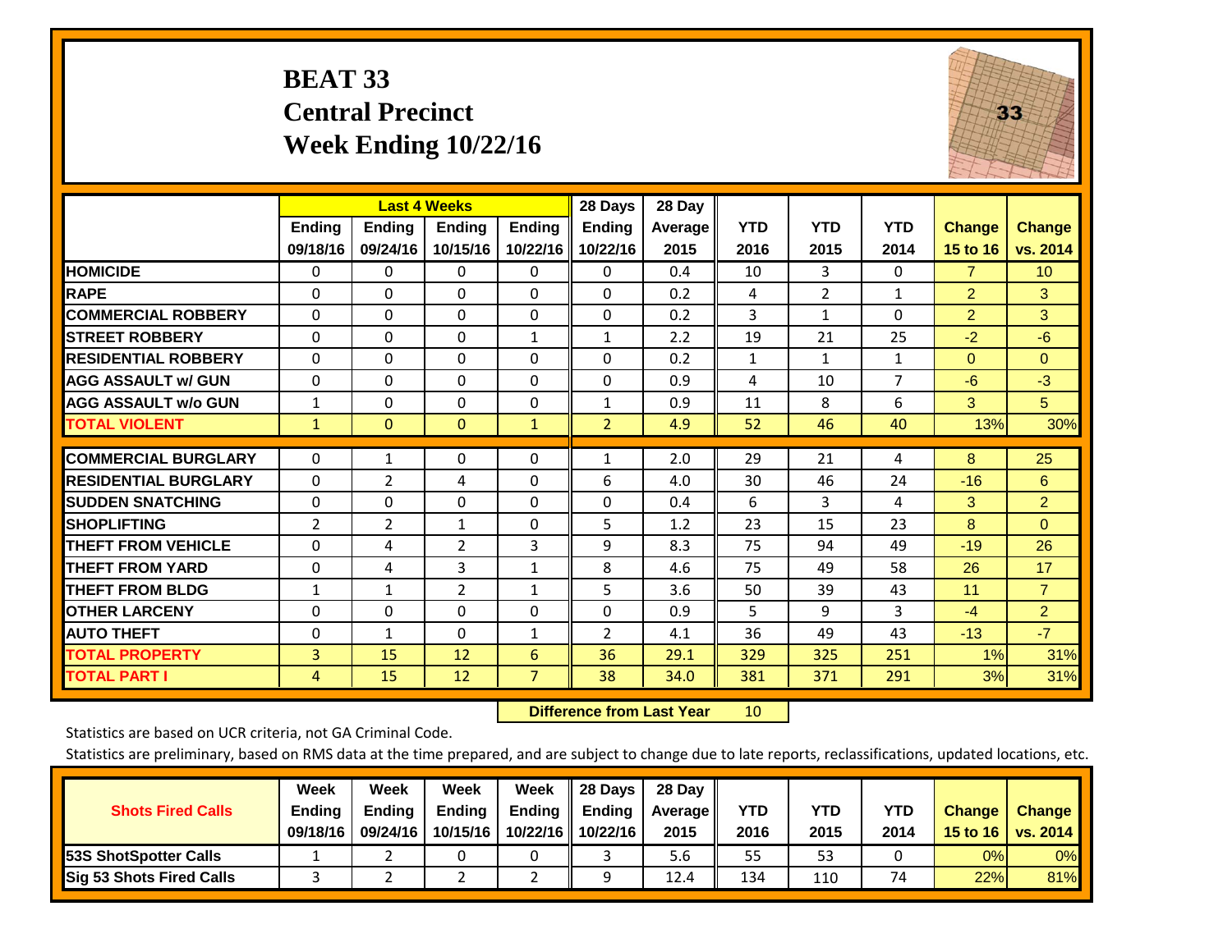# BEAT 33
## Central Precinct
## Week Ending 10/22/16

| | Last 4 Weeks | | | | 28 Days | 28 Day | | | | | |
|---|---|---|---|---|---|---|---|---|---|---|---|
| | Ending 09/18/16 | Ending 09/24/16 | Ending 10/15/16 | Ending 10/22/16 | Ending 10/22/16 | Average 2015 | YTD 2016 | YTD 2015 | YTD 2014 | Change 15 to 16 | Change vs. 2014 |
| HOMICIDE | 0 | 0 | 0 | 0 | 0 | 0.4 | 10 | 3 | 0 | 7 | 10 |
| RAPE | 0 | 0 | 0 | 0 | 0 | 0.2 | 4 | 2 | 1 | 2 | 3 |
| COMMERCIAL ROBBERY | 0 | 0 | 0 | 0 | 0 | 0.2 | 3 | 1 | 0 | 2 | 3 |
| STREET ROBBERY | 0 | 0 | 0 | 1 | 1 | 2.2 | 19 | 21 | 25 | -2 | -6 |
| RESIDENTIAL ROBBERY | 0 | 0 | 0 | 0 | 0 | 0.2 | 1 | 1 | 1 | 0 | 0 |
| AGG ASSAULT w/ GUN | 0 | 0 | 0 | 0 | 0 | 0.9 | 4 | 10 | 7 | -6 | -3 |
| AGG ASSAULT w/o GUN | 1 | 0 | 0 | 0 | 1 | 0.9 | 11 | 8 | 6 | 3 | 5 |
| TOTAL VIOLENT | 1 | 0 | 0 | 1 | 2 | 4.9 | 52 | 46 | 40 | 13% | 30% |
| COMMERCIAL BURGLARY | 0 | 1 | 0 | 0 | 1 | 2.0 | 29 | 21 | 4 | 8 | 25 |
| RESIDENTIAL BURGLARY | 0 | 2 | 4 | 0 | 6 | 4.0 | 30 | 46 | 24 | -16 | 6 |
| SUDDEN SNATCHING | 0 | 0 | 0 | 0 | 0 | 0.4 | 6 | 3 | 4 | 3 | 2 |
| SHOPLIFTING | 2 | 2 | 1 | 0 | 5 | 1.2 | 23 | 15 | 23 | 8 | 0 |
| THEFT FROM VEHICLE | 0 | 4 | 2 | 3 | 9 | 8.3 | 75 | 94 | 49 | -19 | 26 |
| THEFT FROM YARD | 0 | 4 | 3 | 1 | 8 | 4.6 | 75 | 49 | 58 | 26 | 17 |
| THEFT FROM BLDG | 1 | 1 | 2 | 1 | 5 | 3.6 | 50 | 39 | 43 | 11 | 7 |
| OTHER LARCENY | 0 | 0 | 0 | 0 | 0 | 0.9 | 5 | 9 | 3 | -4 | 2 |
| AUTO THEFT | 0 | 1 | 0 | 1 | 2 | 4.1 | 36 | 49 | 43 | -13 | -7 |
| TOTAL PROPERTY | 3 | 15 | 12 | 6 | 36 | 29.1 | 329 | 325 | 251 | 1% | 31% |
| TOTAL PART I | 4 | 15 | 12 | 7 | 38 | 34.0 | 381 | 371 | 291 | 3% | 31% |

**Difference from Last Year** 10

Statistics are based on UCR criteria, not GA Criminal Code.

Statistics are preliminary, based on RMS data at the time prepared, and are subject to change due to late reports, reclassifications, updated locations, etc.

| Shots Fired Calls | Week Ending 09/18/16 | Week Ending 09/24/16 | Week Ending 10/15/16 | Week Ending 10/22/16 | 28 Days Ending 10/22/16 | 28 Day Average 2015 | YTD 2016 | YTD 2015 | YTD 2014 | Change 15 to 16 | Change vs. 2014 |
|---|---|---|---|---|---|---|---|---|---|---|---|
| 53S ShotSpotter Calls | 1 | 2 | 0 | 0 | 3 | 5.6 | 55 | 53 | 0 | 0% | 0% |
| Sig 53 Shots Fired Calls | 3 | 2 | 2 | 2 | 9 | 12.4 | 134 | 110 | 74 | 22% | 81% |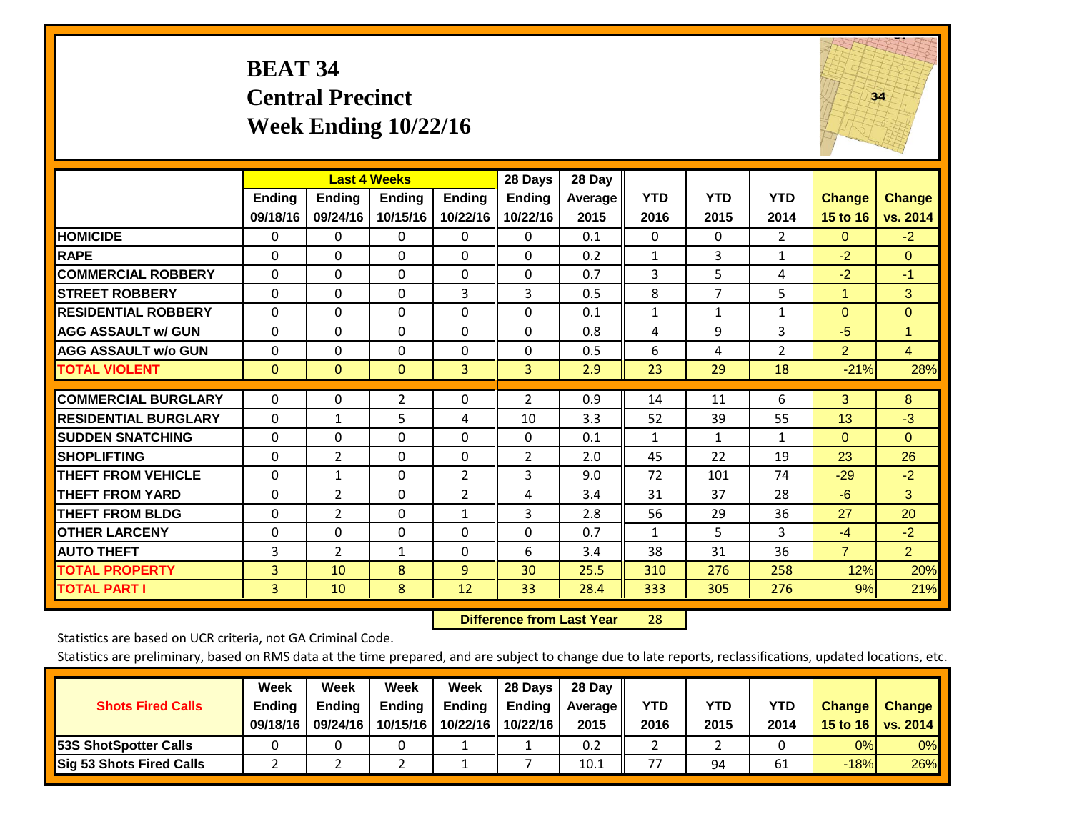# BEAT 34
## Central Precinct
## Week Ending 10/22/16

| | Last 4 Weeks | | | | 28 Days | 28 Day | | | | | |
|---|---|---|---|---|---|---|---|---|---|---|---|
| | Ending 09/18/16 | Ending 09/24/16 | Ending 10/15/16 | Ending 10/22/16 | Ending 10/22/16 | Average 2015 | YTD 2016 | YTD 2015 | YTD 2014 | Change 15 to 16 | Change vs. 2014 |
| HOMICIDE | 0 | 0 | 0 | 0 | 0 | 0.1 | 0 | 0 | 2 | 0 | -2 |
| RAPE | 0 | 0 | 0 | 0 | 0 | 0.2 | 1 | 3 | 1 | -2 | 0 |
| COMMERCIAL ROBBERY | 0 | 0 | 0 | 0 | 0 | 0.7 | 3 | 5 | 4 | -2 | -1 |
| STREET ROBBERY | 0 | 0 | 0 | 3 | 3 | 0.5 | 8 | 7 | 5 | 1 | 3 |
| RESIDENTIAL ROBBERY | 0 | 0 | 0 | 0 | 0 | 0.1 | 1 | 1 | 1 | 0 | 0 |
| AGG ASSAULT w/ GUN | 0 | 0 | 0 | 0 | 0 | 0.8 | 4 | 9 | 3 | -5 | 1 |
| AGG ASSAULT w/o GUN | 0 | 0 | 0 | 0 | 0 | 0.5 | 6 | 4 | 2 | 2 | 4 |
| TOTAL VIOLENT | 0 | 0 | 0 | 3 | 3 | 2.9 | 23 | 29 | 18 | -21% | 28% |
| COMMERCIAL BURGLARY | 0 | 0 | 2 | 0 | 2 | 0.9 | 14 | 11 | 6 | 3 | 8 |
| RESIDENTIAL BURGLARY | 0 | 1 | 5 | 4 | 10 | 3.3 | 52 | 39 | 55 | 13 | -3 |
| SUDDEN SNATCHING | 0 | 0 | 0 | 0 | 0 | 0.1 | 1 | 1 | 1 | 0 | 0 |
| SHOPLIFTING | 0 | 2 | 0 | 0 | 2 | 2.0 | 45 | 22 | 19 | 23 | 26 |
| THEFT FROM VEHICLE | 0 | 1 | 0 | 2 | 3 | 9.0 | 72 | 101 | 74 | -29 | -2 |
| THEFT FROM YARD | 0 | 2 | 0 | 2 | 4 | 3.4 | 31 | 37 | 28 | -6 | 3 |
| THEFT FROM BLDG | 0 | 2 | 0 | 1 | 3 | 2.8 | 56 | 29 | 36 | 27 | 20 |
| OTHER LARCENY | 0 | 0 | 0 | 0 | 0 | 0.7 | 1 | 5 | 3 | -4 | -2 |
| AUTO THEFT | 3 | 2 | 1 | 0 | 6 | 3.4 | 38 | 31 | 36 | 7 | 2 |
| TOTAL PROPERTY | 3 | 10 | 8 | 9 | 30 | 25.5 | 310 | 276 | 258 | 12% | 20% |
| TOTAL PART I | 3 | 10 | 8 | 12 | 33 | 28.4 | 333 | 305 | 276 | 9% | 21% |

**Difference from Last Year** 28

Statistics are based on UCR criteria, not GA Criminal Code.

Statistics are preliminary, based on RMS data at the time prepared, and are subject to change due to late reports, reclassifications, updated locations, etc.

| Shots Fired Calls | Week Ending 09/18/16 | Week Ending 09/24/16 | Week Ending 10/15/16 | Week Ending 10/22/16 | 28 Days Ending 10/22/16 | 28 Day Average 2015 | YTD 2016 | YTD 2015 | YTD 2014 | Change 15 to 16 | Change vs. 2014 |
|---|---|---|---|---|---|---|---|---|---|---|---|
| 53S ShotSpotter Calls | 0 | 0 | 0 | 1 | 1 | 0.2 | 2 | 2 | 0 | 0% | 0% |
| Sig 53 Shots Fired Calls | 2 | 2 | 2 | 1 | 7 | 10.1 | 77 | 94 | 61 | -18% | 26% |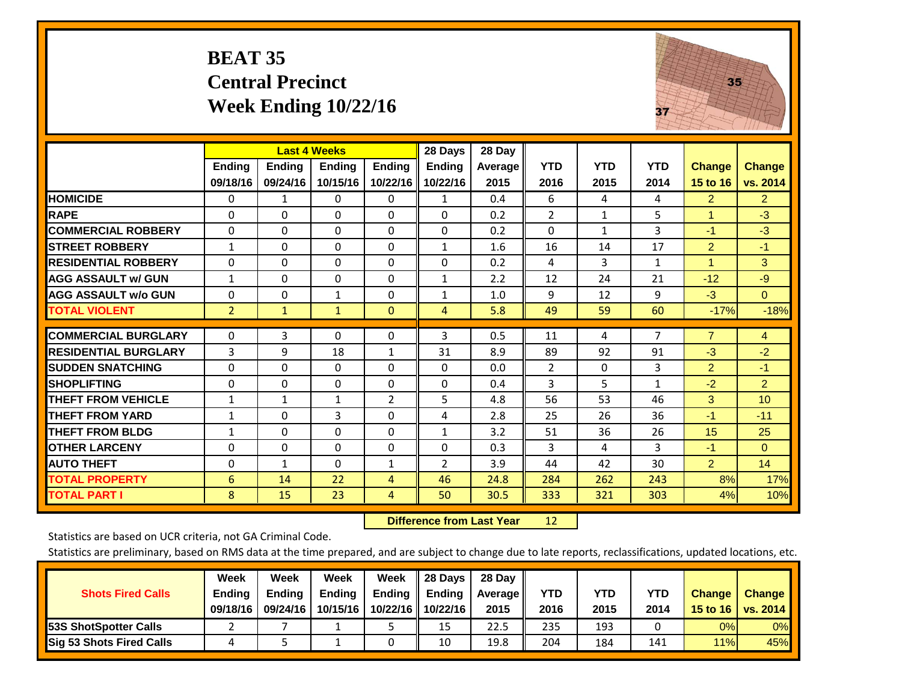# BEAT 35
## Central Precinct
## Week Ending 10/22/16

| | Last 4 Weeks | | | | 28 Days | 28 Day | | | | | |
|---|---|---|---|---|---|---|---|---|---|---|---|
| | Ending 09/18/16 | Ending 09/24/16 | Ending 10/15/16 | Ending 10/22/16 | Ending 10/22/16 | Average 2015 | YTD 2016 | YTD 2015 | YTD 2014 | Change 15 to 16 | Change vs. 2014 |
| **HOMICIDE** | 0 | 1 | 0 | 0 | 1 | 0.4 | 6 | 4 | 4 | 2 | 2 |
| **RAPE** | 0 | 0 | 0 | 0 | 0 | 0.2 | 2 | 1 | 5 | 1 | -3 |
| **COMMERCIAL ROBBERY** | 0 | 0 | 0 | 0 | 0 | 0.2 | 0 | 1 | 3 | -1 | -3 |
| **STREET ROBBERY** | 1 | 0 | 0 | 0 | 1 | 1.6 | 16 | 14 | 17 | 2 | -1 |
| **RESIDENTIAL ROBBERY** | 0 | 0 | 0 | 0 | 0 | 0.2 | 4 | 3 | 1 | 1 | 3 |
| **AGG ASSAULT w/ GUN** | 1 | 0 | 0 | 0 | 1 | 2.2 | 12 | 24 | 21 | -12 | -9 |
| **AGG ASSAULT w/o GUN** | 0 | 0 | 1 | 0 | 1 | 1.0 | 9 | 12 | 9 | -3 | 0 |
| **TOTAL VIOLENT** | 2 | 1 | 1 | 0 | 4 | 5.8 | 49 | 59 | 60 | -17% | -18% |
| **COMMERCIAL BURGLARY** | 0 | 3 | 0 | 0 | 3 | 0.5 | 11 | 4 | 7 | 7 | 4 |
| **RESIDENTIAL BURGLARY** | 3 | 9 | 18 | 1 | 31 | 8.9 | 89 | 92 | 91 | -3 | -2 |
| **SUDDEN SNATCHING** | 0 | 0 | 0 | 0 | 0 | 0.0 | 2 | 0 | 3 | 2 | -1 |
| **SHOPLIFTING** | 0 | 0 | 0 | 0 | 0 | 0.4 | 3 | 5 | 1 | -2 | 2 |
| **THEFT FROM VEHICLE** | 1 | 1 | 1 | 2 | 5 | 4.8 | 56 | 53 | 46 | 3 | 10 |
| **THEFT FROM YARD** | 1 | 0 | 3 | 0 | 4 | 2.8 | 25 | 26 | 36 | -1 | -11 |
| **THEFT FROM BLDG** | 1 | 0 | 0 | 0 | 1 | 3.2 | 51 | 36 | 26 | 15 | 25 |
| **OTHER LARCENY** | 0 | 0 | 0 | 0 | 0 | 0.3 | 3 | 4 | 3 | -1 | 0 |
| **AUTO THEFT** | 0 | 1 | 0 | 1 | 2 | 3.9 | 44 | 42 | 30 | 2 | 14 |
| **TOTAL PROPERTY** | 6 | 14 | 22 | 4 | 46 | 24.8 | 284 | 262 | 243 | 8% | 17% |
| **TOTAL PART I** | 8 | 15 | 23 | 4 | 50 | 30.5 | 333 | 321 | 303 | 4% | 10% |

**Difference from Last Year** 12

Statistics are based on UCR criteria, not GA Criminal Code.

Statistics are preliminary, based on RMS data at the time prepared, and are subject to change due to late reports, reclassifications, updated locations, etc.

| Shots Fired Calls | Week Ending 09/18/16 | Week Ending 09/24/16 | Week Ending 10/15/16 | Week Ending 10/22/16 | 28 Days Ending 10/22/16 | 28 Day Average 2015 | YTD 2016 | YTD 2015 | YTD 2014 | Change 15 to 16 | Change vs. 2014 |
|---|---|---|---|---|---|---|---|---|---|---|---|
| **53S ShotSpotter Calls** | 2 | 7 | 1 | 5 | 15 | 22.5 | 235 | 193 | 0 | 0% | 0% |
| **Sig 53 Shots Fired Calls** | 4 | 5 | 1 | 0 | 10 | 19.8 | 204 | 184 | 141 | 11% | 45% |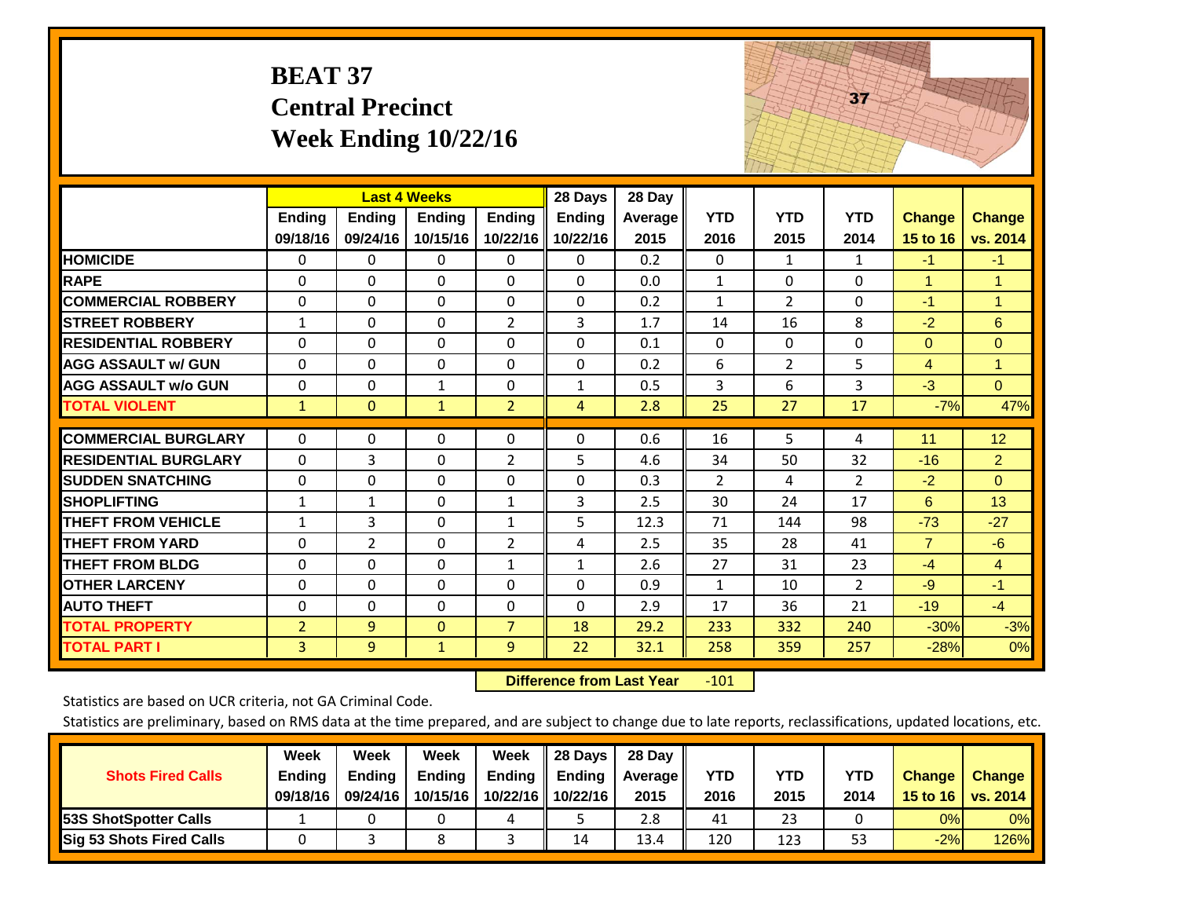# BEAT 37
## Central Precinct
## Week Ending 10/22/16

| | Last 4 Weeks | | | | 28 Days | 28 Day | | | | | |
|---|---|---|---|---|---|---|---|---|---|---|---|
| | Ending 09/18/16 | Ending 09/24/16 | Ending 10/15/16 | Ending 10/22/16 | Ending 10/22/16 | Average 2015 | YTD 2016 | YTD 2015 | YTD 2014 | Change 15 to 16 | Change vs. 2014 |
| HOMICIDE | 0 | 0 | 0 | 0 | 0 | 0.2 | 0 | 1 | 1 | -1 | -1 |
| RAPE | 0 | 0 | 0 | 0 | 0 | 0.0 | 1 | 0 | 0 | 1 | 1 |
| COMMERCIAL ROBBERY | 0 | 0 | 0 | 0 | 0 | 0.2 | 1 | 2 | 0 | -1 | 1 |
| STREET ROBBERY | 1 | 0 | 0 | 2 | 3 | 1.7 | 14 | 16 | 8 | -2 | 6 |
| RESIDENTIAL ROBBERY | 0 | 0 | 0 | 0 | 0 | 0.1 | 0 | 0 | 0 | 0 | 0 |
| AGG ASSAULT w/ GUN | 0 | 0 | 0 | 0 | 0 | 0.2 | 6 | 2 | 5 | 4 | 1 |
| AGG ASSAULT w/o GUN | 0 | 0 | 1 | 0 | 1 | 0.5 | 3 | 6 | 3 | -3 | 0 |
| TOTAL VIOLENT | 1 | 0 | 1 | 2 | 4 | 2.8 | 25 | 27 | 17 | -7% | 47% |
| COMMERCIAL BURGLARY | 0 | 0 | 0 | 0 | 0 | 0.6 | 16 | 5 | 4 | 11 | 12 |
| RESIDENTIAL BURGLARY | 0 | 3 | 0 | 2 | 5 | 4.6 | 34 | 50 | 32 | -16 | 2 |
| SUDDEN SNATCHING | 0 | 0 | 0 | 0 | 0 | 0.3 | 2 | 4 | 2 | -2 | 0 |
| SHOPLIFTING | 1 | 1 | 0 | 1 | 3 | 2.5 | 30 | 24 | 17 | 6 | 13 |
| THEFT FROM VEHICLE | 1 | 3 | 0 | 1 | 5 | 12.3 | 71 | 144 | 98 | -73 | -27 |
| THEFT FROM YARD | 0 | 2 | 0 | 2 | 4 | 2.5 | 35 | 28 | 41 | 7 | -6 |
| THEFT FROM BLDG | 0 | 0 | 0 | 1 | 1 | 2.6 | 27 | 31 | 23 | -4 | 4 |
| OTHER LARCENY | 0 | 0 | 0 | 0 | 0 | 0.9 | 1 | 10 | 2 | -9 | -1 |
| AUTO THEFT | 0 | 0 | 0 | 0 | 0 | 2.9 | 17 | 36 | 21 | -19 | -4 |
| TOTAL PROPERTY | 2 | 9 | 0 | 7 | 18 | 29.2 | 233 | 332 | 240 | -30% | -3% |
| TOTAL PART I | 3 | 9 | 1 | 9 | 22 | 32.1 | 258 | 359 | 257 | -28% | 0% |

**Difference from Last Year** -101

Statistics are based on UCR criteria, not GA Criminal Code.

Statistics are preliminary, based on RMS data at the time prepared, and are subject to change due to late reports, reclassifications, updated locations, etc.

| Shots Fired Calls | Week Ending 09/18/16 | Week Ending 09/24/16 | Week Ending 10/15/16 | Week Ending 10/22/16 | 28 Days Ending 10/22/16 | 28 Day Average 2015 | YTD 2016 | YTD 2015 | YTD 2014 | Change 15 to 16 | Change vs. 2014 |
|---|---|---|---|---|---|---|---|---|---|---|---|
| 53S ShotSpotter Calls | 1 | 0 | 0 | 4 | 5 | 2.8 | 41 | 23 | 0 | 0% | 0% |
| Sig 53 Shots Fired Calls | 0 | 3 | 8 | 3 | 14 | 13.4 | 120 | 123 | 53 | -2% | 126% |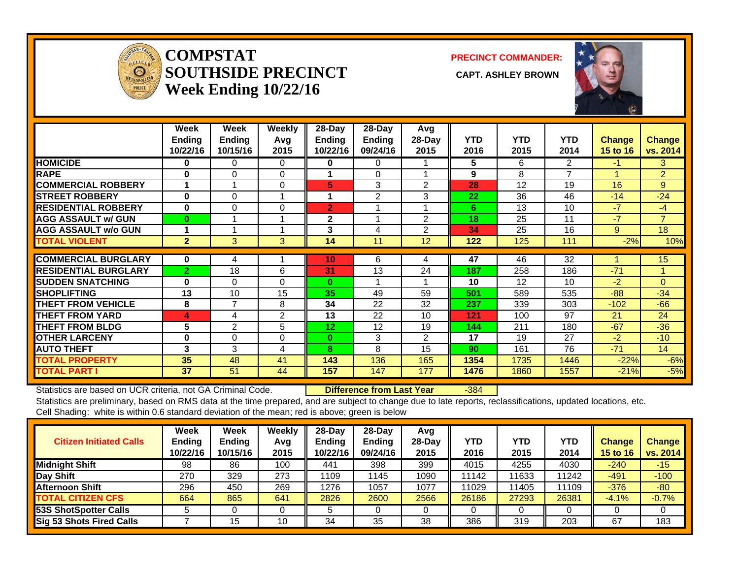# COMPSTAT SOUTHSIDE PRECINCT
## Week Ending 10/22/16

**PRECINCT COMMANDER:**
**CAPT. ASHLEY BROWN**

| | Week Ending 10/22/16 | Week Ending 10/15/16 | Weekly Avg 2015 | 28-Day Ending 10/22/16 | 28-Day Ending 09/24/16 | Avg 28-Day 2015 | YTD 2016 | YTD 2015 | YTD 2014 | Change 15 to 16 | Change vs. 2014 |
|---|---|---|---|---|---|---|---|---|---|---|---|
| HOMICIDE | 0 | 0 | 0 | 0 | 0 | 1 | 5 | 6 | 2 | -1 | 3 |
| RAPE | 0 | 0 | 0 | 1 | 0 | 1 | 9 | 8 | 7 | 1 | 2 |
| COMMERCIAL ROBBERY | 1 | 1 | 0 | 5 | 3 | 2 | 28 | 12 | 19 | 16 | 9 |
| STREET ROBBERY | 0 | 0 | 1 | 1 | 2 | 3 | 22 | 36 | 46 | -14 | -24 |
| RESIDENTIAL ROBBERY | 0 | 0 | 0 | 2 | 1 | 1 | 6 | 13 | 10 | -7 | -4 |
| AGG ASSAULT w/ GUN | 0 | 1 | 1 | 2 | 1 | 2 | 18 | 25 | 11 | -7 | 7 |
| AGG ASSAULT w/o GUN | 1 | 1 | 1 | 3 | 4 | 2 | 34 | 25 | 16 | 9 | 18 |
| TOTAL VIOLENT | 2 | 3 | 3 | 14 | 11 | 12 | 122 | 125 | 111 | -2% | 10% |
| COMMERCIAL BURGLARY | 0 | 4 | 1 | 10 | 6 | 4 | 47 | 46 | 32 | 1 | 15 |
| RESIDENTIAL BURGLARY | 2 | 18 | 6 | 31 | 13 | 24 | 187 | 258 | 186 | -71 | 1 |
| SUDDEN SNATCHING | 0 | 0 | 0 | 0 | 1 | 1 | 10 | 12 | 10 | -2 | 0 |
| SHOPLIFTING | 13 | 10 | 15 | 35 | 49 | 59 | 501 | 589 | 535 | -88 | -34 |
| THEFT FROM VEHICLE | 8 | 7 | 8 | 34 | 22 | 32 | 237 | 339 | 303 | -102 | -66 |
| THEFT FROM YARD | 4 | 4 | 2 | 13 | 22 | 10 | 121 | 100 | 97 | 21 | 24 |
| THEFT FROM BLDG | 5 | 2 | 5 | 12 | 12 | 19 | 144 | 211 | 180 | -67 | -36 |
| OTHER LARCENY | 0 | 0 | 0 | 0 | 3 | 2 | 17 | 19 | 27 | -2 | -10 |
| AUTO THEFT | 3 | 3 | 4 | 8 | 8 | 15 | 90 | 161 | 76 | -71 | 14 |
| TOTAL PROPERTY | 35 | 48 | 41 | 143 | 136 | 165 | 1354 | 1735 | 1446 | -22% | -6% |
| TOTAL PART I | 37 | 51 | 44 | 157 | 147 | 177 | 1476 | 1860 | 1557 | -21% | -5% |

Statistics are based on UCR criteria, not GA Criminal Code. **Difference from Last Year** -384

Statistics are preliminary, based on RMS data at the time prepared, and are subject to change due to late reports, reclassifications, updated locations, etc.
Cell Shading: white is within 0.6 standard deviation of the mean; red is above; green is below

| Citizen Initiated Calls | Week Ending 10/22/16 | Week Ending 10/15/16 | Weekly Avg 2015 | 28-Day Ending 10/22/16 | 28-Day Ending 09/24/16 | Avg 28-Day 2015 | YTD 2016 | YTD 2015 | YTD 2014 | Change 15 to 16 | Change vs. 2014 |
|---|---|---|---|---|---|---|---|---|---|---|---|
| Midnight Shift | 98 | 86 | 100 | 441 | 398 | 399 | 4015 | 4255 | 4030 | -240 | -15 |
| Day Shift | 270 | 329 | 273 | 1109 | 1145 | 1090 | 11142 | 11633 | 11242 | -491 | -100 |
| Afternoon Shift | 296 | 450 | 269 | 1276 | 1057 | 1077 | 11029 | 11405 | 11109 | -376 | -80 |
| TOTAL CITIZEN CFS | 664 | 865 | 641 | 2826 | 2600 | 2566 | 26186 | 27293 | 26381 | -4.1% | -0.7% |
| 53S ShotSpotter Calls | 5 | 0 | 0 | 5 | 0 | 0 | 0 | 0 | 0 | 0 | 0 |
| Sig 53 Shots Fired Calls | 7 | 15 | 10 | 34 | 35 | 38 | 386 | 319 | 203 | 67 | 183 |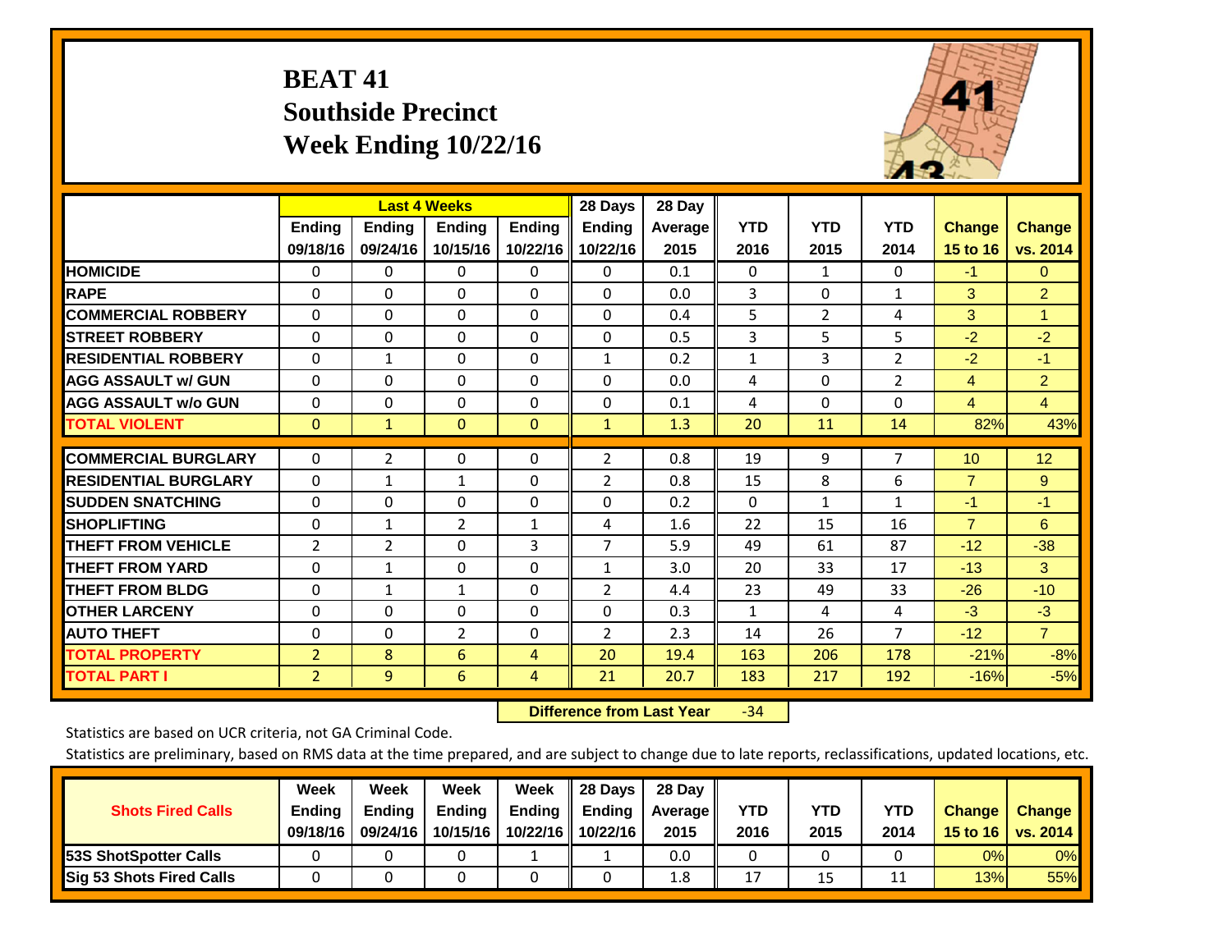# BEAT 41
## Southside Precinct
## Week Ending 10/22/16

| | Last 4 Weeks | | | | 28 Days | 28 Day | | | | | |
|---|---|---|---|---|---|---|---|---|---|---|---|
| | Ending 09/18/16 | Ending 09/24/16 | Ending 10/15/16 | Ending 10/22/16 | Ending 10/22/16 | Average 2015 | YTD 2016 | YTD 2015 | YTD 2014 | Change 15 to 16 | Change vs. 2014 |
| HOMICIDE | 0 | 0 | 0 | 0 | 0 | 0.1 | 0 | 1 | 0 | -1 | 0 |
| RAPE | 0 | 0 | 0 | 0 | 0 | 0.0 | 3 | 0 | 1 | 3 | 2 |
| COMMERCIAL ROBBERY | 0 | 0 | 0 | 0 | 0 | 0.4 | 5 | 2 | 4 | 3 | 1 |
| STREET ROBBERY | 0 | 0 | 0 | 0 | 0 | 0.5 | 3 | 5 | 5 | -2 | -2 |
| RESIDENTIAL ROBBERY | 0 | 1 | 0 | 0 | 1 | 0.2 | 1 | 3 | 2 | -2 | -1 |
| AGG ASSAULT w/ GUN | 0 | 0 | 0 | 0 | 0 | 0.0 | 4 | 0 | 2 | 4 | 2 |
| AGG ASSAULT w/o GUN | 0 | 0 | 0 | 0 | 0 | 0.1 | 4 | 0 | 0 | 4 | 4 |
| TOTAL VIOLENT | 0 | 1 | 0 | 0 | 1 | 1.3 | 20 | 11 | 14 | 82% | 43% |
| COMMERCIAL BURGLARY | 0 | 2 | 0 | 0 | 2 | 0.8 | 19 | 9 | 7 | 10 | 12 |
| RESIDENTIAL BURGLARY | 0 | 1 | 1 | 0 | 2 | 0.8 | 15 | 8 | 6 | 7 | 9 |
| SUDDEN SNATCHING | 0 | 0 | 0 | 0 | 0 | 0.2 | 0 | 1 | 1 | -1 | -1 |
| SHOPLIFTING | 0 | 1 | 2 | 1 | 4 | 1.6 | 22 | 15 | 16 | 7 | 6 |
| THEFT FROM VEHICLE | 2 | 2 | 0 | 3 | 7 | 5.9 | 49 | 61 | 87 | -12 | -38 |
| THEFT FROM YARD | 0 | 1 | 0 | 0 | 1 | 3.0 | 20 | 33 | 17 | -13 | 3 |
| THEFT FROM BLDG | 0 | 1 | 1 | 0 | 2 | 4.4 | 23 | 49 | 33 | -26 | -10 |
| OTHER LARCENY | 0 | 0 | 0 | 0 | 0 | 0.3 | 1 | 4 | 4 | -3 | -3 |
| AUTO THEFT | 0 | 0 | 2 | 0 | 2 | 2.3 | 14 | 26 | 7 | -12 | 7 |
| TOTAL PROPERTY | 2 | 8 | 6 | 4 | 20 | 19.4 | 163 | 206 | 178 | -21% | -8% |
| TOTAL PART I | 2 | 9 | 6 | 4 | 21 | 20.7 | 183 | 217 | 192 | -16% | -5% |

**Difference from Last Year** -34

Statistics are based on UCR criteria, not GA Criminal Code.

Statistics are preliminary, based on RMS data at the time prepared, and are subject to change due to late reports, reclassifications, updated locations, etc.

| Shots Fired Calls | Week Ending 09/18/16 | Week Ending 09/24/16 | Week Ending 10/15/16 | Week Ending 10/22/16 | 28 Days Ending 10/22/16 | 28 Day Average 2015 | YTD 2016 | YTD 2015 | YTD 2014 | Change 15 to 16 | Change vs. 2014 |
|---|---|---|---|---|---|---|---|---|---|---|---|
| 53S ShotSpotter Calls | 0 | 0 | 0 | 1 | 1 | 0.0 | 0 | 0 | 0 | 0% | 0% |
| Sig 53 Shots Fired Calls | 0 | 0 | 0 | 0 | 0 | 1.8 | 17 | 15 | 11 | 13% | 55% |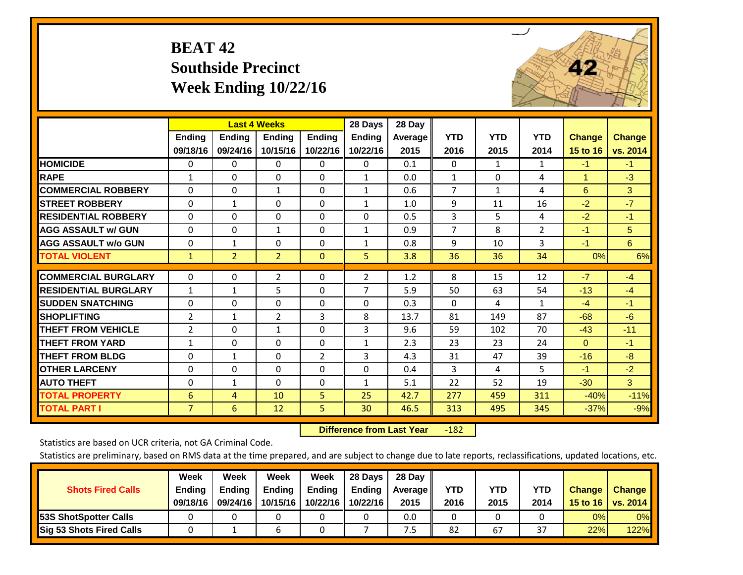# BEAT 42
## Southside Precinct
## Week Ending 10/22/16

| | Last 4 Weeks | | | | 28 Days | 28 Day | | | | | |
|---|---|---|---|---|---|---|---|---|---|---|---|
| | Ending 09/18/16 | Ending 09/24/16 | Ending 10/15/16 | Ending 10/22/16 | Ending 10/22/16 | Average 2015 | YTD 2016 | YTD 2015 | YTD 2014 | Change 15 to 16 | Change vs. 2014 |
| HOMICIDE | 0 | 0 | 0 | 0 | 0 | 0.1 | 0 | 1 | 1 | -1 | -1 |
| RAPE | 1 | 0 | 0 | 0 | 1 | 0.0 | 1 | 0 | 4 | 1 | -3 |
| COMMERCIAL ROBBERY | 0 | 0 | 1 | 0 | 1 | 0.6 | 7 | 1 | 4 | 6 | 3 |
| STREET ROBBERY | 0 | 1 | 0 | 0 | 1 | 1.0 | 9 | 11 | 16 | -2 | -7 |
| RESIDENTIAL ROBBERY | 0 | 0 | 0 | 0 | 0 | 0.5 | 3 | 5 | 4 | -2 | -1 |
| AGG ASSAULT w/ GUN | 0 | 0 | 1 | 0 | 1 | 0.9 | 7 | 8 | 2 | -1 | 5 |
| AGG ASSAULT w/o GUN | 0 | 1 | 0 | 0 | 1 | 0.8 | 9 | 10 | 3 | -1 | 6 |
| TOTAL VIOLENT | 1 | 2 | 2 | 0 | 5 | 3.8 | 36 | 36 | 34 | 0% | 6% |
| COMMERCIAL BURGLARY | 0 | 0 | 2 | 0 | 2 | 1.2 | 8 | 15 | 12 | -7 | -4 |
| RESIDENTIAL BURGLARY | 1 | 1 | 5 | 0 | 7 | 5.9 | 50 | 63 | 54 | -13 | -4 |
| SUDDEN SNATCHING | 0 | 0 | 0 | 0 | 0 | 0.3 | 0 | 4 | 1 | -4 | -1 |
| SHOPLIFTING | 2 | 1 | 2 | 3 | 8 | 13.7 | 81 | 149 | 87 | -68 | -6 |
| THEFT FROM VEHICLE | 2 | 0 | 1 | 0 | 3 | 9.6 | 59 | 102 | 70 | -43 | -11 |
| THEFT FROM YARD | 1 | 0 | 0 | 0 | 1 | 2.3 | 23 | 23 | 24 | 0 | -1 |
| THEFT FROM BLDG | 0 | 1 | 0 | 2 | 3 | 4.3 | 31 | 47 | 39 | -16 | -8 |
| OTHER LARCENY | 0 | 0 | 0 | 0 | 0 | 0.4 | 3 | 4 | 5 | -1 | -2 |
| AUTO THEFT | 0 | 1 | 0 | 0 | 1 | 5.1 | 22 | 52 | 19 | -30 | 3 |
| TOTAL PROPERTY | 6 | 4 | 10 | 5 | 25 | 42.7 | 277 | 459 | 311 | -40% | -11% |
| TOTAL PART I | 7 | 6 | 12 | 5 | 30 | 46.5 | 313 | 495 | 345 | -37% | -9% |

**Difference from Last Year** -182

Statistics are based on UCR criteria, not GA Criminal Code.

Statistics are preliminary, based on RMS data at the time prepared, and are subject to change due to late reports, reclassifications, updated locations, etc.

| Shots Fired Calls | Week Ending 09/18/16 | Week Ending 09/24/16 | Week Ending 10/15/16 | Week Ending 10/22/16 | 28 Days Ending 10/22/16 | 28 Day Average 2015 | YTD 2016 | YTD 2015 | YTD 2014 | Change 15 to 16 | Change vs. 2014 |
|---|---|---|---|---|---|---|---|---|---|---|---|
| 53S ShotSpotter Calls | 0 | 0 | 0 | 0 | 0 | 0.0 | 0 | 0 | 0 | 0% | 0% |
| Sig 53 Shots Fired Calls | 0 | 1 | 6 | 0 | 7 | 7.5 | 82 | 67 | 37 | 22% | 122% |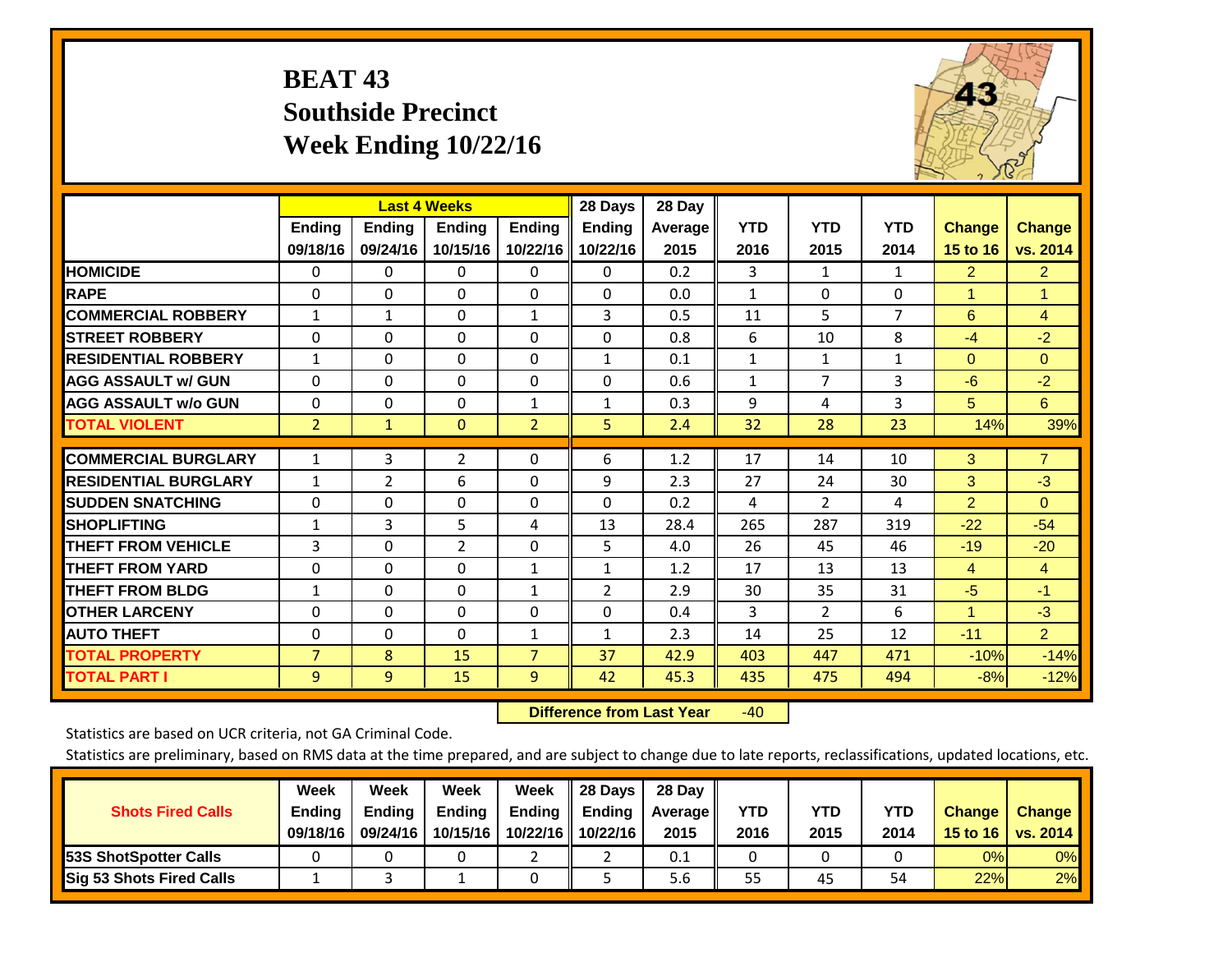# BEAT 43
## Southside Precinct
## Week Ending 10/22/16

| | Last 4 Weeks | | | | 28 Days | 28 Day | | | | | |
|---|---|---|---|---|---|---|---|---|---|---|---|
| | Ending 09/18/16 | Ending 09/24/16 | Ending 10/15/16 | Ending 10/22/16 | Ending 10/22/16 | Average 2015 | YTD 2016 | YTD 2015 | YTD 2014 | Change 15 to 16 | Change vs. 2014 |
| HOMICIDE | 0 | 0 | 0 | 0 | 0 | 0.2 | 3 | 1 | 1 | 2 | 2 |
| RAPE | 0 | 0 | 0 | 0 | 0 | 0.0 | 1 | 0 | 0 | 1 | 1 |
| COMMERCIAL ROBBERY | 1 | 1 | 0 | 1 | 3 | 0.5 | 11 | 5 | 7 | 6 | 4 |
| STREET ROBBERY | 0 | 0 | 0 | 0 | 0 | 0.8 | 6 | 10 | 8 | -4 | -2 |
| RESIDENTIAL ROBBERY | 1 | 0 | 0 | 0 | 1 | 0.1 | 1 | 1 | 1 | 0 | 0 |
| AGG ASSAULT w/ GUN | 0 | 0 | 0 | 0 | 0 | 0.6 | 1 | 7 | 3 | -6 | -2 |
| AGG ASSAULT w/o GUN | 0 | 0 | 0 | 1 | 1 | 0.3 | 9 | 4 | 3 | 5 | 6 |
| TOTAL VIOLENT | 2 | 1 | 0 | 2 | 5 | 2.4 | 32 | 28 | 23 | 14% | 39% |
| COMMERCIAL BURGLARY | 1 | 3 | 2 | 0 | 6 | 1.2 | 17 | 14 | 10 | 3 | 7 |
| RESIDENTIAL BURGLARY | 1 | 2 | 6 | 0 | 9 | 2.3 | 27 | 24 | 30 | 3 | -3 |
| SUDDEN SNATCHING | 0 | 0 | 0 | 0 | 0 | 0.2 | 4 | 2 | 4 | 2 | 0 |
| SHOPLIFTING | 1 | 3 | 5 | 4 | 13 | 28.4 | 265 | 287 | 319 | -22 | -54 |
| THEFT FROM VEHICLE | 3 | 0 | 2 | 0 | 5 | 4.0 | 26 | 45 | 46 | -19 | -20 |
| THEFT FROM YARD | 0 | 0 | 0 | 1 | 1 | 1.2 | 17 | 13 | 13 | 4 | 4 |
| THEFT FROM BLDG | 1 | 0 | 0 | 1 | 2 | 2.9 | 30 | 35 | 31 | -5 | -1 |
| OTHER LARCENY | 0 | 0 | 0 | 0 | 0 | 0.4 | 3 | 2 | 6 | 1 | -3 |
| AUTO THEFT | 0 | 0 | 0 | 1 | 1 | 2.3 | 14 | 25 | 12 | -11 | 2 |
| TOTAL PROPERTY | 7 | 8 | 15 | 7 | 37 | 42.9 | 403 | 447 | 471 | -10% | -14% |
| TOTAL PART I | 9 | 9 | 15 | 9 | 42 | 45.3 | 435 | 475 | 494 | -8% | -12% |

**Difference from Last Year** -40

Statistics are based on UCR criteria, not GA Criminal Code.

Statistics are preliminary, based on RMS data at the time prepared, and are subject to change due to late reports, reclassifications, updated locations, etc.

| Shots Fired Calls | Week Ending 09/18/16 | Week Ending 09/24/16 | Week Ending 10/15/16 | Week Ending 10/22/16 | 28 Days Ending 10/22/16 | 28 Day Average 2015 | YTD 2016 | YTD 2015 | YTD 2014 | Change 15 to 16 | Change vs. 2014 |
|---|---|---|---|---|---|---|---|---|---|---|---|
| 53S ShotSpotter Calls | 0 | 0 | 0 | 2 | 2 | 0.1 | 0 | 0 | 0 | 0% | 0% |
| Sig 53 Shots Fired Calls | 1 | 3 | 1 | 0 | 5 | 5.6 | 55 | 45 | 54 | 22% | 2% |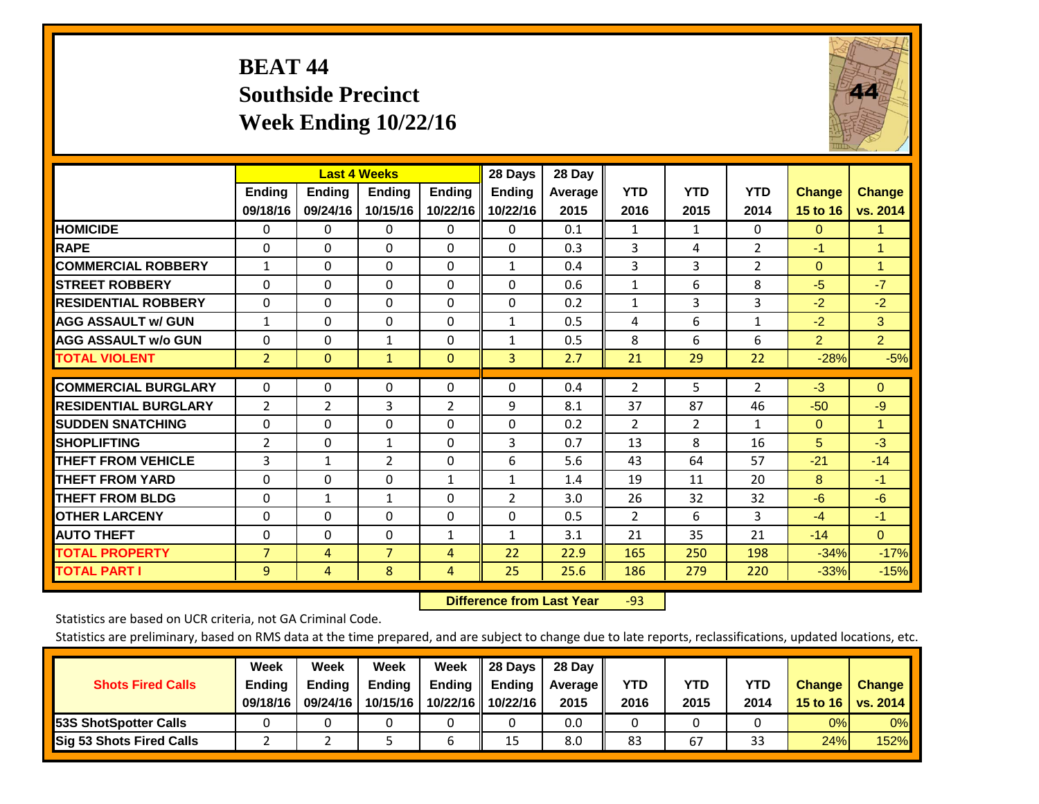# BEAT 44
## Southside Precinct
## Week Ending 10/22/16

| | Last 4 Weeks | | | | 28 Days | 28 Day | | | | | |
|---|---|---|---|---|---|---|---|---|---|---|---|
| | Ending 09/18/16 | Ending 09/24/16 | Ending 10/15/16 | Ending 10/22/16 | Ending 10/22/16 | Average 2015 | YTD 2016 | YTD 2015 | YTD 2014 | Change 15 to 16 | Change vs. 2014 |
| **HOMICIDE** | 0 | 0 | 0 | 0 | 0 | 0.1 | 1 | 1 | 0 | 0 | 1 |
| **RAPE** | 0 | 0 | 0 | 0 | 0 | 0.3 | 3 | 4 | 2 | -1 | 1 |
| **COMMERCIAL ROBBERY** | 1 | 0 | 0 | 0 | 1 | 0.4 | 3 | 3 | 2 | 0 | 1 |
| **STREET ROBBERY** | 0 | 0 | 0 | 0 | 0 | 0.6 | 1 | 6 | 8 | -5 | -7 |
| **RESIDENTIAL ROBBERY** | 0 | 0 | 0 | 0 | 0 | 0.2 | 1 | 3 | 3 | -2 | -2 |
| **AGG ASSAULT w/ GUN** | 1 | 0 | 0 | 0 | 1 | 0.5 | 4 | 6 | 1 | -2 | 3 |
| **AGG ASSAULT w/o GUN** | 0 | 0 | 1 | 0 | 1 | 0.5 | 8 | 6 | 6 | 2 | 2 |
| **TOTAL VIOLENT** | 2 | 0 | 1 | 0 | 3 | 2.7 | 21 | 29 | 22 | -28% | -5% |
| **COMMERCIAL BURGLARY** | 0 | 0 | 0 | 0 | 0 | 0.4 | 2 | 5 | 2 | -3 | 0 |
| **RESIDENTIAL BURGLARY** | 2 | 2 | 3 | 2 | 9 | 8.1 | 37 | 87 | 46 | -50 | -9 |
| **SUDDEN SNATCHING** | 0 | 0 | 0 | 0 | 0 | 0.2 | 2 | 2 | 1 | 0 | 1 |
| **SHOPLIFTING** | 2 | 0 | 1 | 0 | 3 | 0.7 | 13 | 8 | 16 | 5 | -3 |
| **THEFT FROM VEHICLE** | 3 | 1 | 2 | 0 | 6 | 5.6 | 43 | 64 | 57 | -21 | -14 |
| **THEFT FROM YARD** | 0 | 0 | 0 | 1 | 1 | 1.4 | 19 | 11 | 20 | 8 | -1 |
| **THEFT FROM BLDG** | 0 | 1 | 1 | 0 | 2 | 3.0 | 26 | 32 | 32 | -6 | -6 |
| **OTHER LARCENY** | 0 | 0 | 0 | 0 | 0 | 0.5 | 2 | 6 | 3 | -4 | -1 |
| **AUTO THEFT** | 0 | 0 | 0 | 1 | 1 | 3.1 | 21 | 35 | 21 | -14 | 0 |
| **TOTAL PROPERTY** | 7 | 4 | 7 | 4 | 22 | 22.9 | 165 | 250 | 198 | -34% | -17% |
| **TOTAL PART I** | 9 | 4 | 8 | 4 | 25 | 25.6 | 186 | 279 | 220 | -33% | -15% |

**Difference from Last Year** -93

Statistics are based on UCR criteria, not GA Criminal Code.

Statistics are preliminary, based on RMS data at the time prepared, and are subject to change due to late reports, reclassifications, updated locations, etc.

| Shots Fired Calls | Week Ending 09/18/16 | Week Ending 09/24/16 | Week Ending 10/15/16 | Week Ending 10/22/16 | 28 Days Ending 10/22/16 | 28 Day Average 2015 | YTD 2016 | YTD 2015 | YTD 2014 | Change 15 to 16 | Change vs. 2014 |
|---|---|---|---|---|---|---|---|---|---|---|---|
| **53S ShotSpotter Calls** | 0 | 0 | 0 | 0 | 0 | 0.0 | 0 | 0 | 0 | 0% | 0% |
| **Sig 53 Shots Fired Calls** | 2 | 2 | 5 | 6 | 15 | 8.0 | 83 | 67 | 33 | 24% | 152% |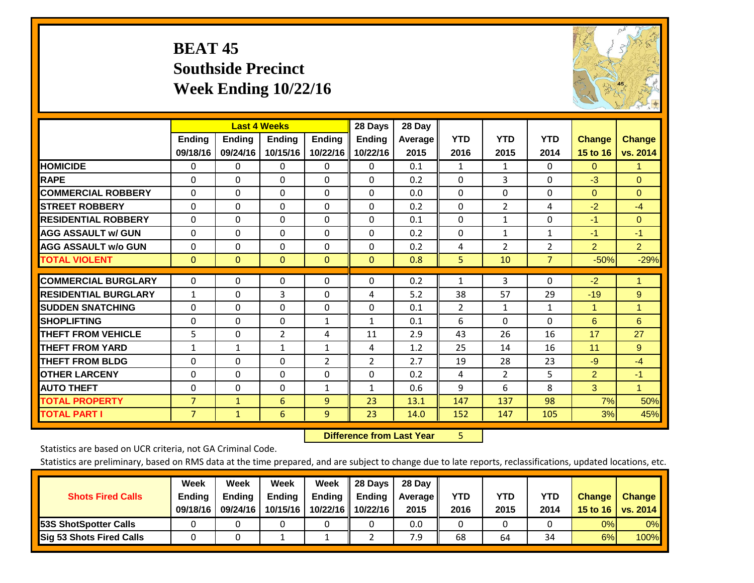# BEAT 45
## Southside Precinct
## Week Ending 10/22/16

| | Last 4 Weeks | | | | 28 Days | 28 Day | | | | | |
|---|---|---|---|---|---|---|---|---|---|---|---|
| | Ending 09/18/16 | Ending 09/24/16 | Ending 10/15/16 | Ending 10/22/16 | Ending 10/22/16 | Average 2015 | YTD 2016 | YTD 2015 | YTD 2014 | Change 15 to 16 | Change vs. 2014 |
| HOMICIDE | 0 | 0 | 0 | 0 | 0 | 0.1 | 1 | 1 | 0 | 0 | 1 |
| RAPE | 0 | 0 | 0 | 0 | 0 | 0.2 | 0 | 3 | 0 | -3 | 0 |
| COMMERCIAL ROBBERY | 0 | 0 | 0 | 0 | 0 | 0.0 | 0 | 0 | 0 | 0 | 0 |
| STREET ROBBERY | 0 | 0 | 0 | 0 | 0 | 0.2 | 0 | 2 | 4 | -2 | -4 |
| RESIDENTIAL ROBBERY | 0 | 0 | 0 | 0 | 0 | 0.1 | 0 | 1 | 0 | -1 | 0 |
| AGG ASSAULT w/ GUN | 0 | 0 | 0 | 0 | 0 | 0.2 | 0 | 1 | 1 | -1 | -1 |
| AGG ASSAULT w/o GUN | 0 | 0 | 0 | 0 | 0 | 0.2 | 4 | 2 | 2 | 2 | 2 |
| TOTAL VIOLENT | 0 | 0 | 0 | 0 | 0 | 0.8 | 5 | 10 | 7 | -50% | -29% |
| COMMERCIAL BURGLARY | 0 | 0 | 0 | 0 | 0 | 0.2 | 1 | 3 | 0 | -2 | 1 |
| RESIDENTIAL BURGLARY | 1 | 0 | 3 | 0 | 4 | 5.2 | 38 | 57 | 29 | -19 | 9 |
| SUDDEN SNATCHING | 0 | 0 | 0 | 0 | 0 | 0.1 | 2 | 1 | 1 | 1 | 1 |
| SHOPLIFTING | 0 | 0 | 0 | 1 | 1 | 0.1 | 6 | 0 | 0 | 6 | 6 |
| THEFT FROM VEHICLE | 5 | 0 | 2 | 4 | 11 | 2.9 | 43 | 26 | 16 | 17 | 27 |
| THEFT FROM YARD | 1 | 1 | 1 | 1 | 4 | 1.2 | 25 | 14 | 16 | 11 | 9 |
| THEFT FROM BLDG | 0 | 0 | 0 | 2 | 2 | 2.7 | 19 | 28 | 23 | -9 | -4 |
| OTHER LARCENY | 0 | 0 | 0 | 0 | 0 | 0.2 | 4 | 2 | 5 | 2 | -1 |
| AUTO THEFT | 0 | 0 | 0 | 1 | 1 | 0.6 | 9 | 6 | 8 | 3 | 1 |
| TOTAL PROPERTY | 7 | 1 | 6 | 9 | 23 | 13.1 | 147 | 137 | 98 | 7% | 50% |
| TOTAL PART I | 7 | 1 | 6 | 9 | 23 | 14.0 | 152 | 147 | 105 | 3% | 45% |

**Difference from Last Year** 5

Statistics are based on UCR criteria, not GA Criminal Code.

Statistics are preliminary, based on RMS data at the time prepared, and are subject to change due to late reports, reclassifications, updated locations, etc.

| Shots Fired Calls | Week Ending 09/18/16 | Week Ending 09/24/16 | Week Ending 10/15/16 | Week Ending 10/22/16 | 28 Days Ending 10/22/16 | 28 Day Average 2015 | YTD 2016 | YTD 2015 | YTD 2014 | Change 15 to 16 | Change vs. 2014 |
|---|---|---|---|---|---|---|---|---|---|---|---|
| 53S ShotSpotter Calls | 0 | 0 | 0 | 0 | 0 | 0.0 | 0 | 0 | 0 | 0% | 0% |
| Sig 53 Shots Fired Calls | 0 | 0 | 1 | 1 | 2 | 7.9 | 68 | 64 | 34 | 6% | 100% |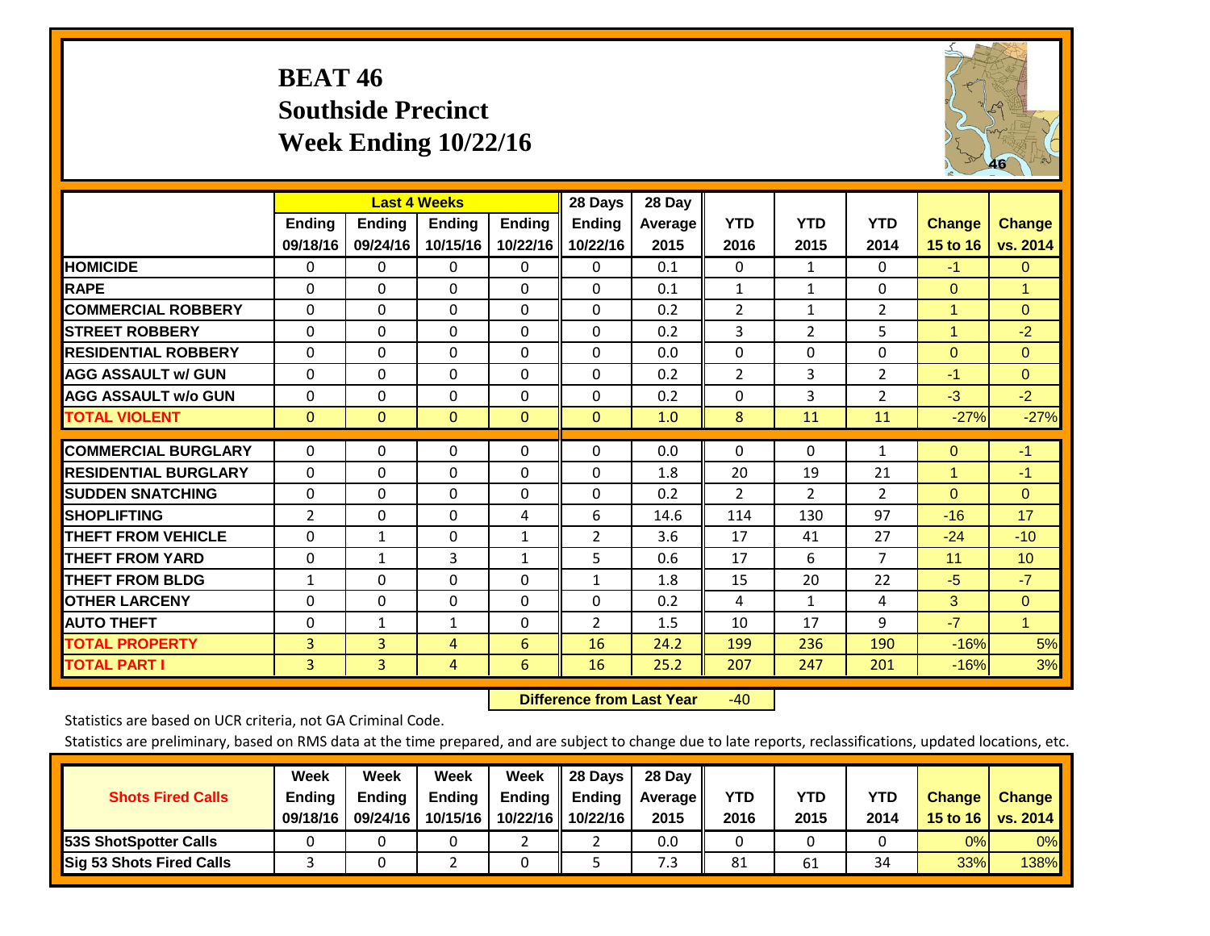# BEAT 46
## Southside Precinct
## Week Ending 10/22/16

| | Last 4 Weeks | | | | 28 Days | 28 Day | YTD | YTD | YTD | Change | Change |
|---|---|---|---|---|---|---|---|---|---|---|---|
| | Ending 09/18/16 | Ending 09/24/16 | Ending 10/15/16 | Ending 10/22/16 | Ending 10/22/16 | Average 2015 | 2016 | 2015 | 2014 | 15 to 16 | vs. 2014 |
| **HOMICIDE** | 0 | 0 | 0 | 0 | 0 | 0.1 | 0 | 1 | 0 | -1 | 0 |
| **RAPE** | 0 | 0 | 0 | 0 | 0 | 0.1 | 1 | 1 | 0 | 0 | 1 |
| **COMMERCIAL ROBBERY** | 0 | 0 | 0 | 0 | 0 | 0.2 | 2 | 1 | 2 | 1 | 0 |
| **STREET ROBBERY** | 0 | 0 | 0 | 0 | 0 | 0.2 | 3 | 2 | 5 | 1 | -2 |
| **RESIDENTIAL ROBBERY** | 0 | 0 | 0 | 0 | 0 | 0.0 | 0 | 0 | 0 | 0 | 0 |
| **AGG ASSAULT w/ GUN** | 0 | 0 | 0 | 0 | 0 | 0.2 | 2 | 3 | 2 | -1 | 0 |
| **AGG ASSAULT w/o GUN** | 0 | 0 | 0 | 0 | 0 | 0.2 | 0 | 3 | 2 | -3 | -2 |
| **TOTAL VIOLENT** | 0 | 0 | 0 | 0 | 0 | 1.0 | 8 | 11 | 11 | -27% | -27% |
| **COMMERCIAL BURGLARY** | 0 | 0 | 0 | 0 | 0 | 0.0 | 0 | 0 | 1 | 0 | -1 |
| **RESIDENTIAL BURGLARY** | 0 | 0 | 0 | 0 | 0 | 1.8 | 20 | 19 | 21 | 1 | -1 |
| **SUDDEN SNATCHING** | 0 | 0 | 0 | 0 | 0 | 0.2 | 2 | 2 | 2 | 0 | 0 |
| **SHOPLIFTING** | 2 | 0 | 0 | 4 | 6 | 14.6 | 114 | 130 | 97 | -16 | 17 |
| **THEFT FROM VEHICLE** | 0 | 1 | 0 | 1 | 2 | 3.6 | 17 | 41 | 27 | -24 | -10 |
| **THEFT FROM YARD** | 0 | 1 | 3 | 1 | 5 | 0.6 | 17 | 6 | 7 | 11 | 10 |
| **THEFT FROM BLDG** | 1 | 0 | 0 | 0 | 1 | 1.8 | 15 | 20 | 22 | -5 | -7 |
| **OTHER LARCENY** | 0 | 0 | 0 | 0 | 0 | 0.2 | 4 | 1 | 4 | 3 | 0 |
| **AUTO THEFT** | 0 | 1 | 1 | 0 | 2 | 1.5 | 10 | 17 | 9 | -7 | 1 |
| **TOTAL PROPERTY** | 3 | 3 | 4 | 6 | 16 | 24.2 | 199 | 236 | 190 | -16% | 5% |
| **TOTAL PART I** | 3 | 3 | 4 | 6 | 16 | 25.2 | 207 | 247 | 201 | -16% | 3% |

**Difference from Last Year** -40

Statistics are based on UCR criteria, not GA Criminal Code.

Statistics are preliminary, based on RMS data at the time prepared, and are subject to change due to late reports, reclassifications, updated locations, etc.

| Shots Fired Calls | Week Ending 09/18/16 | Week Ending 09/24/16 | Week Ending 10/15/16 | Week Ending 10/22/16 | 28 Days Ending 10/22/16 | 28 Day Average 2015 | YTD 2016 | YTD 2015 | YTD 2014 | Change 15 to 16 | Change vs. 2014 |
|---|---|---|---|---|---|---|---|---|---|---|---|
| **53S ShotSpotter Calls** | 0 | 0 | 0 | 2 | 2 | 0.0 | 0 | 0 | 0 | 0% | 0% |
| **Sig 53 Shots Fired Calls** | 3 | 0 | 2 | 0 | 5 | 7.3 | 81 | 61 | 34 | 33% | 138% |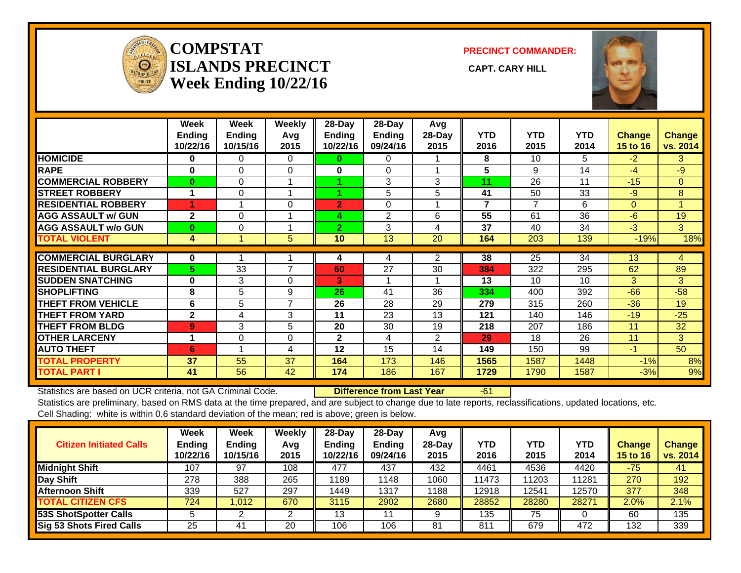# COMPSTAT ISLANDS PRECINCT Week Ending 10/22/16

**PRECINCT COMMANDER:**

**CAPT. CARY HILL**

| | Week Ending 10/22/16 | Week Ending 10/15/16 | Weekly Avg 2015 | 28-Day Ending 10/22/16 | 28-Day Ending 09/24/16 | Avg 28-Day 2015 | YTD 2016 | YTD 2015 | YTD 2014 | Change 15 to 16 | Change vs. 2014 |
|---|---|---|---|---|---|---|---|---|---|---|---|
| HOMICIDE | 0 | 0 | 0 | 0 | 0 | 1 | 8 | 10 | 5 | -2 | 3 |
| RAPE | 0 | 0 | 0 | 0 | 0 | 1 | 5 | 9 | 14 | -4 | -9 |
| COMMERCIAL ROBBERY | 0 | 0 | 1 | 1 | 3 | 3 | 11 | 26 | 11 | -15 | 0 |
| STREET ROBBERY | 1 | 0 | 1 | 1 | 5 | 5 | 41 | 50 | 33 | -9 | 8 |
| RESIDENTIAL ROBBERY | 1 | 1 | 0 | 2 | 0 | 1 | 7 | 7 | 6 | 0 | 1 |
| AGG ASSAULT w/ GUN | 2 | 0 | 1 | 4 | 2 | 6 | 55 | 61 | 36 | -6 | 19 |
| AGG ASSAULT w/o GUN | 0 | 0 | 1 | 2 | 3 | 4 | 37 | 40 | 34 | -3 | 3 |
| TOTAL VIOLENT | 4 | 1 | 5 | 10 | 13 | 20 | 164 | 203 | 139 | -19% | 18% |
| COMMERCIAL BURGLARY | 0 | 1 | 1 | 4 | 4 | 2 | 38 | 25 | 34 | 13 | 4 |
| RESIDENTIAL BURGLARY | 5 | 33 | 7 | 60 | 27 | 30 | 384 | 322 | 295 | 62 | 89 |
| SUDDEN SNATCHING | 0 | 3 | 0 | 3 | 1 | 1 | 13 | 10 | 10 | 3 | 3 |
| SHOPLIFTING | 8 | 5 | 9 | 26 | 41 | 36 | 334 | 400 | 392 | -66 | -58 |
| THEFT FROM VEHICLE | 6 | 5 | 7 | 26 | 28 | 29 | 279 | 315 | 260 | -36 | 19 |
| THEFT FROM YARD | 2 | 4 | 3 | 11 | 23 | 13 | 121 | 140 | 146 | -19 | -25 |
| THEFT FROM BLDG | 9 | 3 | 5 | 20 | 30 | 19 | 218 | 207 | 186 | 11 | 32 |
| OTHER LARCENY | 1 | 0 | 0 | 2 | 4 | 2 | 29 | 18 | 26 | 11 | 3 |
| AUTO THEFT | 6 | 1 | 4 | 12 | 15 | 14 | 149 | 150 | 99 | -1 | 50 |
| TOTAL PROPERTY | 37 | 55 | 37 | 164 | 173 | 146 | 1565 | 1587 | 1448 | -1% | 8% |
| TOTAL PART I | 41 | 56 | 42 | 174 | 186 | 167 | 1729 | 1790 | 1587 | -3% | 9% |

Statistics are based on UCR criteria, not GA Criminal Code. **Difference from Last Year** -61

Statistics are preliminary, based on RMS data at the time prepared, and are subject to change due to late reports, reclassifications, updated locations, etc.

Cell Shading: white is within 0.6 standard deviation of the mean; red is above; green is below.

| Citizen Initiated Calls | Week Ending 10/22/16 | Week Ending 10/15/16 | Weekly Avg 2015 | 28-Day Ending 10/22/16 | 28-Day Ending 09/24/16 | Avg 28-Day 2015 | YTD 2016 | YTD 2015 | YTD 2014 | Change 15 to 16 | Change vs. 2014 |
|---|---|---|---|---|---|---|---|---|---|---|---|
| Midnight Shift | 107 | 97 | 108 | 477 | 437 | 432 | 4461 | 4536 | 4420 | -75 | 41 |
| Day Shift | 278 | 388 | 265 | 1189 | 1148 | 1060 | 11473 | 11203 | 11281 | 270 | 192 |
| Afternoon Shift | 339 | 527 | 297 | 1449 | 1317 | 1188 | 12918 | 12541 | 12570 | 377 | 348 |
| TOTAL CITIZEN CFS | 724 | 1,012 | 670 | 3115 | 2902 | 2680 | 28852 | 28280 | 28271 | 2.0% | 2.1% |
| 53S ShotSpotter Calls | 5 | 2 | 2 | 13 | 11 | 9 | 135 | 75 | 0 | 60 | 135 |
| Sig 53 Shots Fired Calls | 25 | 41 | 20 | 106 | 106 | 81 | 811 | 679 | 472 | 132 | 339 |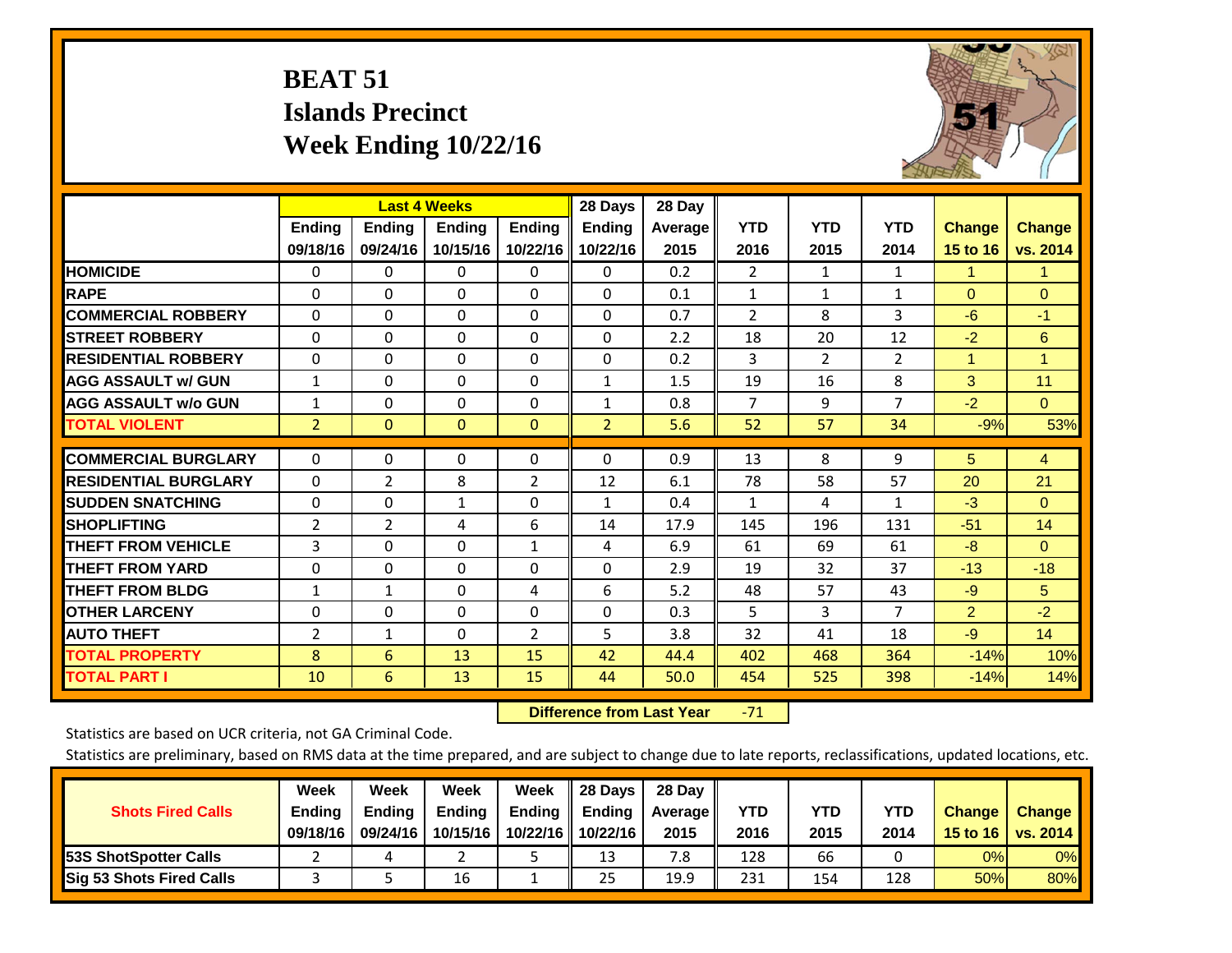# BEAT 51
# Islands Precinct
# Week Ending 10/22/16

| | Last 4 Weeks | | | | 28 Days | 28 Day | | | | | |
|---|---|---|---|---|---|---|---|---|---|---|---|
| | Ending 09/18/16 | Ending 09/24/16 | Ending 10/15/16 | Ending 10/22/16 | Ending 10/22/16 | Average 2015 | YTD 2016 | YTD 2015 | YTD 2014 | Change 15 to 16 | Change vs. 2014 |
| HOMICIDE | 0 | 0 | 0 | 0 | 0 | 0.2 | 2 | 1 | 1 | 1 | 1 |
| RAPE | 0 | 0 | 0 | 0 | 0 | 0.1 | 1 | 1 | 1 | 0 | 0 |
| COMMERCIAL ROBBERY | 0 | 0 | 0 | 0 | 0 | 0.7 | 2 | 8 | 3 | -6 | -1 |
| STREET ROBBERY | 0 | 0 | 0 | 0 | 0 | 2.2 | 18 | 20 | 12 | -2 | 6 |
| RESIDENTIAL ROBBERY | 0 | 0 | 0 | 0 | 0 | 0.2 | 3 | 2 | 2 | 1 | 1 |
| AGG ASSAULT w/ GUN | 1 | 0 | 0 | 0 | 1 | 1.5 | 19 | 16 | 8 | 3 | 11 |
| AGG ASSAULT w/o GUN | 1 | 0 | 0 | 0 | 1 | 0.8 | 7 | 9 | 7 | -2 | 0 |
| TOTAL VIOLENT | 2 | 0 | 0 | 0 | 2 | 5.6 | 52 | 57 | 34 | -9% | 53% |
| COMMERCIAL BURGLARY | 0 | 0 | 0 | 0 | 0 | 0.9 | 13 | 8 | 9 | 5 | 4 |
| RESIDENTIAL BURGLARY | 0 | 2 | 8 | 2 | 12 | 6.1 | 78 | 58 | 57 | 20 | 21 |
| SUDDEN SNATCHING | 0 | 0 | 1 | 0 | 1 | 0.4 | 1 | 4 | 1 | -3 | 0 |
| SHOPLIFTING | 2 | 2 | 4 | 6 | 14 | 17.9 | 145 | 196 | 131 | -51 | 14 |
| THEFT FROM VEHICLE | 3 | 0 | 0 | 1 | 4 | 6.9 | 61 | 69 | 61 | -8 | 0 |
| THEFT FROM YARD | 0 | 0 | 0 | 0 | 0 | 2.9 | 19 | 32 | 37 | -13 | -18 |
| THEFT FROM BLDG | 1 | 1 | 0 | 4 | 6 | 5.2 | 48 | 57 | 43 | -9 | 5 |
| OTHER LARCENY | 0 | 0 | 0 | 0 | 0 | 0.3 | 5 | 3 | 7 | 2 | -2 |
| AUTO THEFT | 2 | 1 | 0 | 2 | 5 | 3.8 | 32 | 41 | 18 | -9 | 14 |
| TOTAL PROPERTY | 8 | 6 | 13 | 15 | 42 | 44.4 | 402 | 468 | 364 | -14% | 10% |
| TOTAL PART I | 10 | 6 | 13 | 15 | 44 | 50.0 | 454 | 525 | 398 | -14% | 14% |

**Difference from Last Year** -71

Statistics are based on UCR criteria, not GA Criminal Code.

Statistics are preliminary, based on RMS data at the time prepared, and are subject to change due to late reports, reclassifications, updated locations, etc.

| Shots Fired Calls | Week Ending 09/18/16 | Week Ending 09/24/16 | Week Ending 10/15/16 | Week Ending 10/22/16 | 28 Days Ending 10/22/16 | 28 Day Average 2015 | YTD 2016 | YTD 2015 | YTD 2014 | Change 15 to 16 | Change vs. 2014 |
|---|---|---|---|---|---|---|---|---|---|---|---|
| 53S ShotSpotter Calls | 2 | 4 | 2 | 5 | 13 | 7.8 | 128 | 66 | 0 | 0% | 0% |
| Sig 53 Shots Fired Calls | 3 | 5 | 16 | 1 | 25 | 19.9 | 231 | 154 | 128 | 50% | 80% |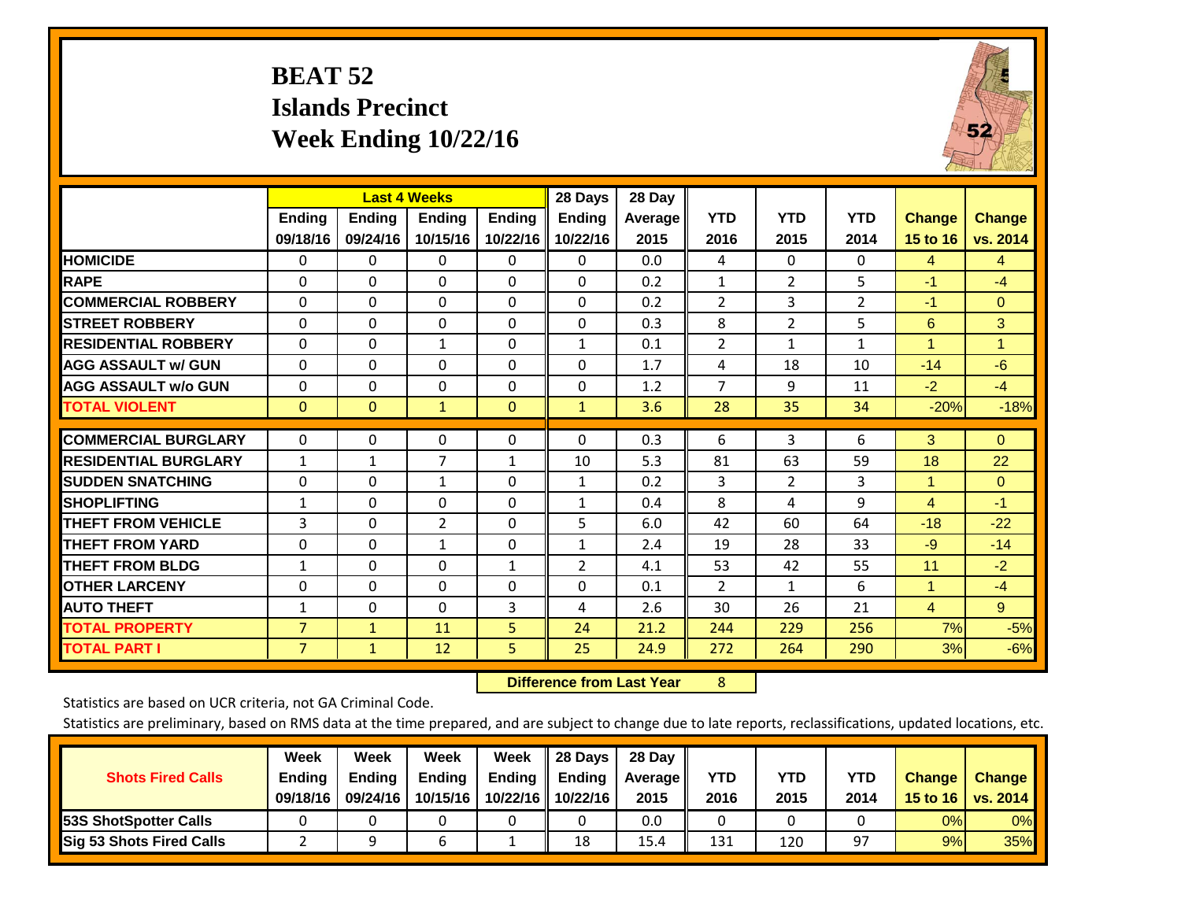# BEAT 52
## Islands Precinct
## Week Ending 10/22/16

| | Last 4 Weeks | | | | 28 Days | 28 Day | | | | | |
|---|---|---|---|---|---|---|---|---|---|---|---|
| | Ending 09/18/16 | Ending 09/24/16 | Ending 10/15/16 | Ending 10/22/16 | Ending 10/22/16 | Average 2015 | YTD 2016 | YTD 2015 | YTD 2014 | Change 15 to 16 | Change vs. 2014 |
| HOMICIDE | 0 | 0 | 0 | 0 | 0 | 0.0 | 4 | 0 | 0 | 4 | 4 |
| RAPE | 0 | 0 | 0 | 0 | 0 | 0.2 | 1 | 2 | 5 | -1 | -4 |
| COMMERCIAL ROBBERY | 0 | 0 | 0 | 0 | 0 | 0.2 | 2 | 3 | 2 | -1 | 0 |
| STREET ROBBERY | 0 | 0 | 0 | 0 | 0 | 0.3 | 8 | 2 | 5 | 6 | 3 |
| RESIDENTIAL ROBBERY | 0 | 0 | 1 | 0 | 1 | 0.1 | 2 | 1 | 1 | 1 | 1 |
| AGG ASSAULT w/ GUN | 0 | 0 | 0 | 0 | 0 | 1.7 | 4 | 18 | 10 | -14 | -6 |
| AGG ASSAULT w/o GUN | 0 | 0 | 0 | 0 | 0 | 1.2 | 7 | 9 | 11 | -2 | -4 |
| TOTAL VIOLENT | 0 | 0 | 1 | 0 | 1 | 3.6 | 28 | 35 | 34 | -20% | -18% |
| COMMERCIAL BURGLARY | 0 | 0 | 0 | 0 | 0 | 0.3 | 6 | 3 | 6 | 3 | 0 |
| RESIDENTIAL BURGLARY | 1 | 1 | 7 | 1 | 10 | 5.3 | 81 | 63 | 59 | 18 | 22 |
| SUDDEN SNATCHING | 0 | 0 | 1 | 0 | 1 | 0.2 | 3 | 2 | 3 | 1 | 0 |
| SHOPLIFTING | 1 | 0 | 0 | 0 | 1 | 0.4 | 8 | 4 | 9 | 4 | -1 |
| THEFT FROM VEHICLE | 3 | 0 | 2 | 0 | 5 | 6.0 | 42 | 60 | 64 | -18 | -22 |
| THEFT FROM YARD | 0 | 0 | 1 | 0 | 1 | 2.4 | 19 | 28 | 33 | -9 | -14 |
| THEFT FROM BLDG | 1 | 0 | 0 | 1 | 2 | 4.1 | 53 | 42 | 55 | 11 | -2 |
| OTHER LARCENY | 0 | 0 | 0 | 0 | 0 | 0.1 | 2 | 1 | 6 | 1 | -4 |
| AUTO THEFT | 1 | 0 | 0 | 3 | 4 | 2.6 | 30 | 26 | 21 | 4 | 9 |
| TOTAL PROPERTY | 7 | 1 | 11 | 5 | 24 | 21.2 | 244 | 229 | 256 | 7% | -5% |
| TOTAL PART I | 7 | 1 | 12 | 5 | 25 | 24.9 | 272 | 264 | 290 | 3% | -6% |

**Difference from Last Year** 8

Statistics are based on UCR criteria, not GA Criminal Code.

Statistics are preliminary, based on RMS data at the time prepared, and are subject to change due to late reports, reclassifications, updated locations, etc.

| Shots Fired Calls | Week Ending 09/18/16 | Week Ending 09/24/16 | Week Ending 10/15/16 | Week Ending 10/22/16 | 28 Days Ending 10/22/16 | 28 Day Average 2015 | YTD 2016 | YTD 2015 | YTD 2014 | Change 15 to 16 | Change vs. 2014 |
|---|---|---|---|---|---|---|---|---|---|---|---|
| 53S ShotSpotter Calls | 0 | 0 | 0 | 0 | 0 | 0.0 | 0 | 0 | 0 | 0% | 0% |
| Sig 53 Shots Fired Calls | 2 | 9 | 6 | 1 | 18 | 15.4 | 131 | 120 | 97 | 9% | 35% |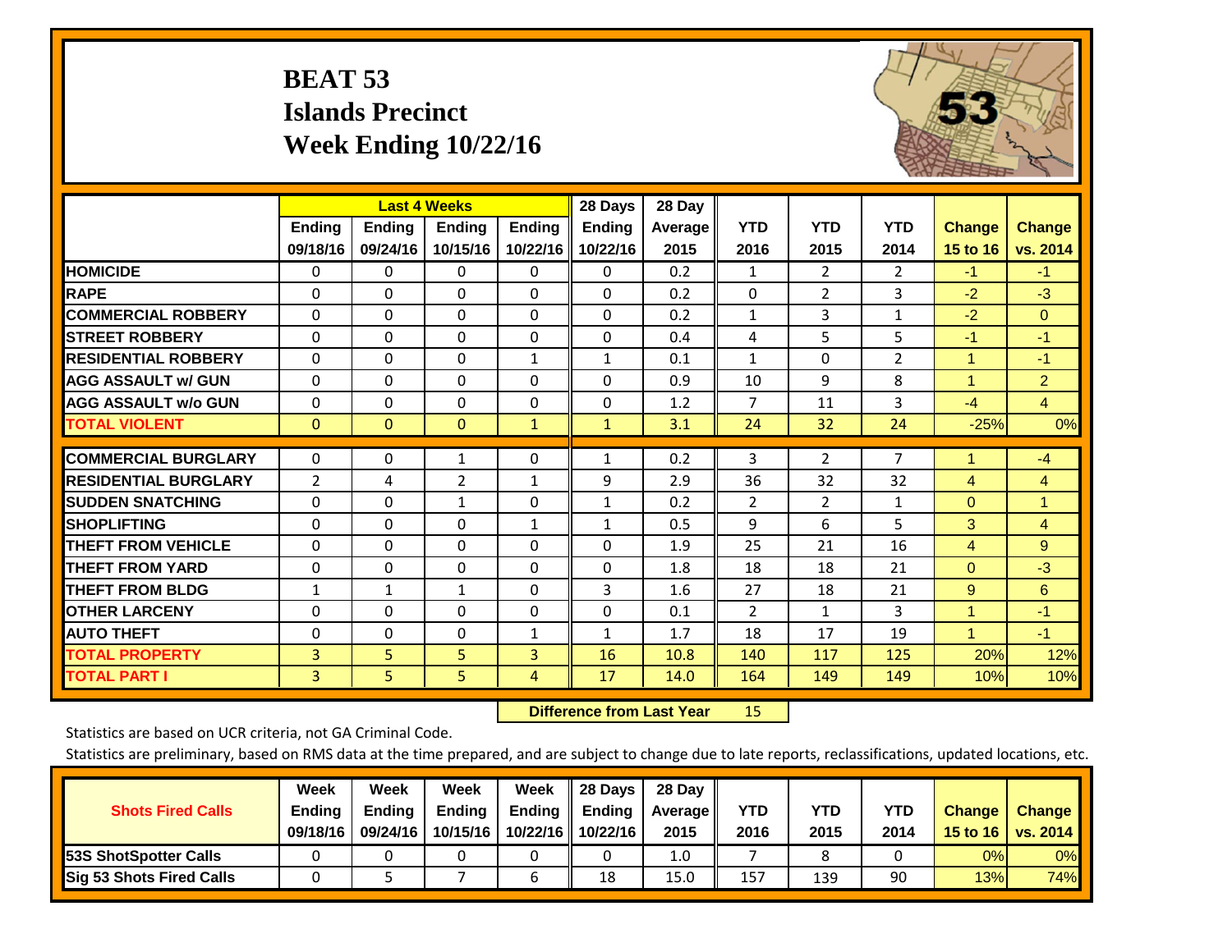# BEAT 53
## Islands Precinct
## Week Ending 10/22/16

| | Last 4 Weeks | | | | 28 Days | 28 Day | | | | | |
|---|---|---|---|---|---|---|---|---|---|---|---|
| | Ending 09/18/16 | Ending 09/24/16 | Ending 10/15/16 | Ending 10/22/16 | Ending 10/22/16 | Average 2015 | YTD 2016 | YTD 2015 | YTD 2014 | Change 15 to 16 | Change vs. 2014 |
| **HOMICIDE** | 0 | 0 | 0 | 0 | 0 | 0.2 | 1 | 2 | 2 | -1 | -1 |
| **RAPE** | 0 | 0 | 0 | 0 | 0 | 0.2 | 0 | 2 | 3 | -2 | -3 |
| **COMMERCIAL ROBBERY** | 0 | 0 | 0 | 0 | 0 | 0.2 | 1 | 3 | 1 | -2 | 0 |
| **STREET ROBBERY** | 0 | 0 | 0 | 0 | 0 | 0.4 | 4 | 5 | 5 | -1 | -1 |
| **RESIDENTIAL ROBBERY** | 0 | 0 | 0 | 1 | 1 | 0.1 | 1 | 0 | 2 | 1 | -1 |
| **AGG ASSAULT w/ GUN** | 0 | 0 | 0 | 0 | 0 | 0.9 | 10 | 9 | 8 | 1 | 2 |
| **AGG ASSAULT w/o GUN** | 0 | 0 | 0 | 0 | 0 | 1.2 | 7 | 11 | 3 | -4 | 4 |
| **TOTAL VIOLENT** | 0 | 0 | 0 | 1 | 1 | 3.1 | 24 | 32 | 24 | -25% | 0% |
| **COMMERCIAL BURGLARY** | 0 | 0 | 1 | 0 | 1 | 0.2 | 3 | 2 | 7 | 1 | -4 |
| **RESIDENTIAL BURGLARY** | 2 | 4 | 2 | 1 | 9 | 2.9 | 36 | 32 | 32 | 4 | 4 |
| **SUDDEN SNATCHING** | 0 | 0 | 1 | 0 | 1 | 0.2 | 2 | 2 | 1 | 0 | 1 |
| **SHOPLIFTING** | 0 | 0 | 0 | 1 | 1 | 0.5 | 9 | 6 | 5 | 3 | 4 |
| **THEFT FROM VEHICLE** | 0 | 0 | 0 | 0 | 0 | 1.9 | 25 | 21 | 16 | 4 | 9 |
| **THEFT FROM YARD** | 0 | 0 | 0 | 0 | 0 | 1.8 | 18 | 18 | 21 | 0 | -3 |
| **THEFT FROM BLDG** | 1 | 1 | 1 | 0 | 3 | 1.6 | 27 | 18 | 21 | 9 | 6 |
| **OTHER LARCENY** | 0 | 0 | 0 | 0 | 0 | 0.1 | 2 | 1 | 3 | 1 | -1 |
| **AUTO THEFT** | 0 | 0 | 0 | 1 | 1 | 1.7 | 18 | 17 | 19 | 1 | -1 |
| **TOTAL PROPERTY** | 3 | 5 | 5 | 3 | 16 | 10.8 | 140 | 117 | 125 | 20% | 12% |
| **TOTAL PART I** | 3 | 5 | 5 | 4 | 17 | 14.0 | 164 | 149 | 149 | 10% | 10% |

**Difference from Last Year** 15

Statistics are based on UCR criteria, not GA Criminal Code.

Statistics are preliminary, based on RMS data at the time prepared, and are subject to change due to late reports, reclassifications, updated locations, etc.

| Shots Fired Calls | Week Ending 09/18/16 | Week Ending 09/24/16 | Week Ending 10/15/16 | Week Ending 10/22/16 | 28 Days Ending 10/22/16 | 28 Day Average 2015 | YTD 2016 | YTD 2015 | YTD 2014 | Change 15 to 16 | Change vs. 2014 |
|---|---|---|---|---|---|---|---|---|---|---|---|
| **53S ShotSpotter Calls** | 0 | 0 | 0 | 0 | 0 | 1.0 | 7 | 8 | 0 | 0% | 0% |
| **Sig 53 Shots Fired Calls** | 0 | 5 | 7 | 6 | 18 | 15.0 | 157 | 139 | 90 | 13% | 74% |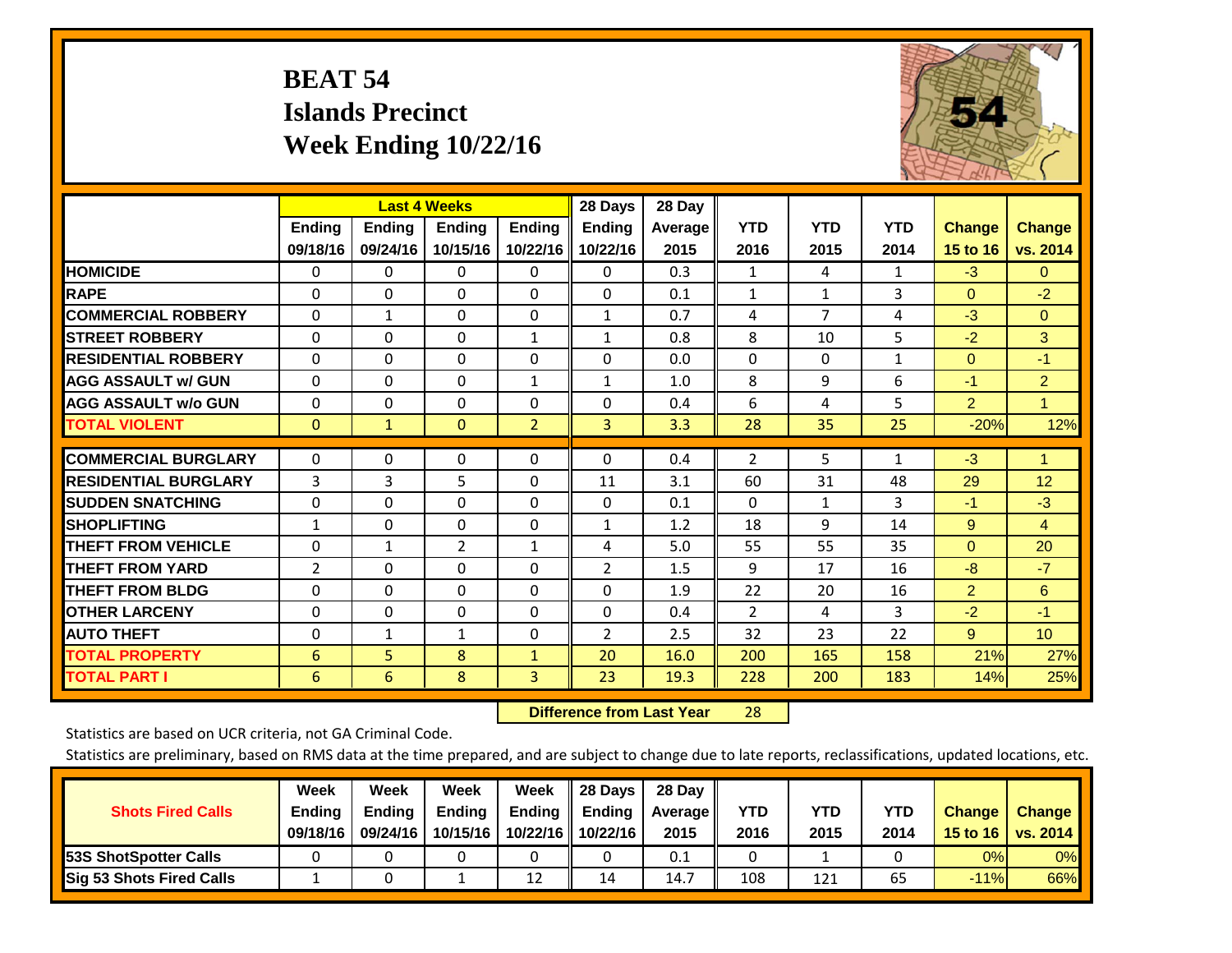# BEAT 54
## Islands Precinct
## Week Ending 10/22/16

| | Last 4 Weeks | | | | 28 Days | 28 Day | YTD | YTD | YTD | Change | Change |
|---|---|---|---|---|---|---|---|---|---|---|---|
| | Ending 09/18/16 | Ending 09/24/16 | Ending 10/15/16 | Ending 10/22/16 | Ending 10/22/16 | Average 2015 | 2016 | 2015 | 2014 | 15 to 16 | vs. 2014 |
| **HOMICIDE** | 0 | 0 | 0 | 0 | 0 | 0.3 | 1 | 4 | 1 | -3 | 0 |
| **RAPE** | 0 | 0 | 0 | 0 | 0 | 0.1 | 1 | 1 | 3 | 0 | -2 |
| **COMMERCIAL ROBBERY** | 0 | 1 | 0 | 0 | 1 | 0.7 | 4 | 7 | 4 | -3 | 0 |
| **STREET ROBBERY** | 0 | 0 | 0 | 1 | 1 | 0.8 | 8 | 10 | 5 | -2 | 3 |
| **RESIDENTIAL ROBBERY** | 0 | 0 | 0 | 0 | 0 | 0.0 | 0 | 0 | 1 | 0 | -1 |
| **AGG ASSAULT w/ GUN** | 0 | 0 | 0 | 1 | 1 | 1.0 | 8 | 9 | 6 | -1 | 2 |
| **AGG ASSAULT w/o GUN** | 0 | 0 | 0 | 0 | 0 | 0.4 | 6 | 4 | 5 | 2 | 1 |
| **TOTAL VIOLENT** | 0 | 1 | 0 | 2 | 3 | 3.3 | 28 | 35 | 25 | -20% | 12% |
| **COMMERCIAL BURGLARY** | 0 | 0 | 0 | 0 | 0 | 0.4 | 2 | 5 | 1 | -3 | 1 |
| **RESIDENTIAL BURGLARY** | 3 | 3 | 5 | 0 | 11 | 3.1 | 60 | 31 | 48 | 29 | 12 |
| **SUDDEN SNATCHING** | 0 | 0 | 0 | 0 | 0 | 0.1 | 0 | 1 | 3 | -1 | -3 |
| **SHOPLIFTING** | 1 | 0 | 0 | 0 | 1 | 1.2 | 18 | 9 | 14 | 9 | 4 |
| **THEFT FROM VEHICLE** | 0 | 1 | 2 | 1 | 4 | 5.0 | 55 | 55 | 35 | 0 | 20 |
| **THEFT FROM YARD** | 2 | 0 | 0 | 0 | 2 | 1.5 | 9 | 17 | 16 | -8 | -7 |
| **THEFT FROM BLDG** | 0 | 0 | 0 | 0 | 0 | 1.9 | 22 | 20 | 16 | 2 | 6 |
| **OTHER LARCENY** | 0 | 0 | 0 | 0 | 0 | 0.4 | 2 | 4 | 3 | -2 | -1 |
| **AUTO THEFT** | 0 | 1 | 1 | 0 | 2 | 2.5 | 32 | 23 | 22 | 9 | 10 |
| **TOTAL PROPERTY** | 6 | 5 | 8 | 1 | 20 | 16.0 | 200 | 165 | 158 | 21% | 27% |
| **TOTAL PART I** | 6 | 6 | 8 | 3 | 23 | 19.3 | 228 | 200 | 183 | 14% | 25% |

**Difference from Last Year** 28

Statistics are based on UCR criteria, not GA Criminal Code.

Statistics are preliminary, based on RMS data at the time prepared, and are subject to change due to late reports, reclassifications, updated locations, etc.

| Shots Fired Calls | Week Ending 09/18/16 | Week Ending 09/24/16 | Week Ending 10/15/16 | Week Ending 10/22/16 | 28 Days Ending 10/22/16 | 28 Day Average 2015 | YTD 2016 | YTD 2015 | YTD 2014 | Change 15 to 16 | Change vs. 2014 |
|---|---|---|---|---|---|---|---|---|---|---|---|
| **53S ShotSpotter Calls** | 0 | 0 | 0 | 0 | 0 | 0.1 | 0 | 1 | 0 | 0% | 0% |
| **Sig 53 Shots Fired Calls** | 1 | 0 | 1 | 12 | 14 | 14.7 | 108 | 121 | 65 | -11% | 66% |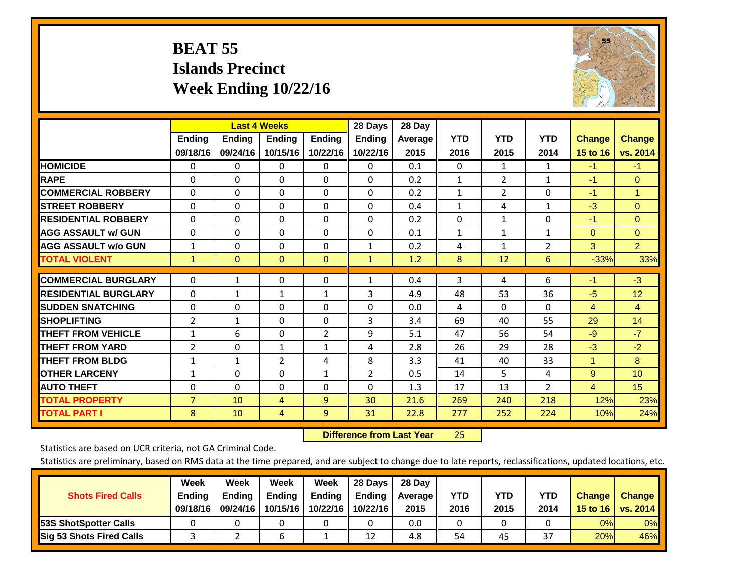# BEAT 55
## Islands Precinct
## Week Ending 10/22/16

| | Last 4 Weeks | | | | 28 Days | 28 Day | YTD | YTD | YTD | Change | Change |
|---|---|---|---|---|---|---|---|---|---|---|---|
| | Ending 09/18/16 | Ending 09/24/16 | Ending 10/15/16 | Ending 10/22/16 | Ending 10/22/16 | Average 2015 | 2016 | 2015 | 2014 | 15 to 16 | vs. 2014 |
| HOMICIDE | 0 | 0 | 0 | 0 | 0 | 0.1 | 0 | 1 | 1 | -1 | -1 |
| RAPE | 0 | 0 | 0 | 0 | 0 | 0.2 | 1 | 2 | 1 | -1 | 0 |
| COMMERCIAL ROBBERY | 0 | 0 | 0 | 0 | 0 | 0.2 | 1 | 2 | 0 | -1 | 1 |
| STREET ROBBERY | 0 | 0 | 0 | 0 | 0 | 0.4 | 1 | 4 | 1 | -3 | 0 |
| RESIDENTIAL ROBBERY | 0 | 0 | 0 | 0 | 0 | 0.2 | 0 | 1 | 0 | -1 | 0 |
| AGG ASSAULT w/ GUN | 0 | 0 | 0 | 0 | 0 | 0.1 | 1 | 1 | 1 | 0 | 0 |
| AGG ASSAULT w/o GUN | 1 | 0 | 0 | 0 | 1 | 0.2 | 4 | 1 | 2 | 3 | 2 |
| TOTAL VIOLENT | 1 | 0 | 0 | 0 | 1 | 1.2 | 8 | 12 | 6 | -33% | 33% |
| COMMERCIAL BURGLARY | 0 | 1 | 0 | 0 | 1 | 0.4 | 3 | 4 | 6 | -1 | -3 |
| RESIDENTIAL BURGLARY | 0 | 1 | 1 | 1 | 3 | 4.9 | 48 | 53 | 36 | -5 | 12 |
| SUDDEN SNATCHING | 0 | 0 | 0 | 0 | 0 | 0.0 | 4 | 0 | 0 | 4 | 4 |
| SHOPLIFTING | 2 | 1 | 0 | 0 | 3 | 3.4 | 69 | 40 | 55 | 29 | 14 |
| THEFT FROM VEHICLE | 1 | 6 | 0 | 2 | 9 | 5.1 | 47 | 56 | 54 | -9 | -7 |
| THEFT FROM YARD | 2 | 0 | 1 | 1 | 4 | 2.8 | 26 | 29 | 28 | -3 | -2 |
| THEFT FROM BLDG | 1 | 1 | 2 | 4 | 8 | 3.3 | 41 | 40 | 33 | 1 | 8 |
| OTHER LARCENY | 1 | 0 | 0 | 1 | 2 | 0.5 | 14 | 5 | 4 | 9 | 10 |
| AUTO THEFT | 0 | 0 | 0 | 0 | 0 | 1.3 | 17 | 13 | 2 | 4 | 15 |
| TOTAL PROPERTY | 7 | 10 | 4 | 9 | 30 | 21.6 | 269 | 240 | 218 | 12% | 23% |
| TOTAL PART I | 8 | 10 | 4 | 9 | 31 | 22.8 | 277 | 252 | 224 | 10% | 24% |

**Difference from Last Year** 25

Statistics are based on UCR criteria, not GA Criminal Code.

Statistics are preliminary, based on RMS data at the time prepared, and are subject to change due to late reports, reclassifications, updated locations, etc.

| Shots Fired Calls | Week Ending 09/18/16 | Week Ending 09/24/16 | Week Ending 10/15/16 | Week Ending 10/22/16 | 28 Days Ending 10/22/16 | 28 Day Average 2015 | YTD 2016 | YTD 2015 | YTD 2014 | Change 15 to 16 | Change vs. 2014 |
|---|---|---|---|---|---|---|---|---|---|---|---|
| 53S ShotSpotter Calls | 0 | 0 | 0 | 0 | 0 | 0.0 | 0 | 0 | 0 | 0% | 0% |
| Sig 53 Shots Fired Calls | 3 | 2 | 6 | 1 | 12 | 4.8 | 54 | 45 | 37 | 20% | 46% |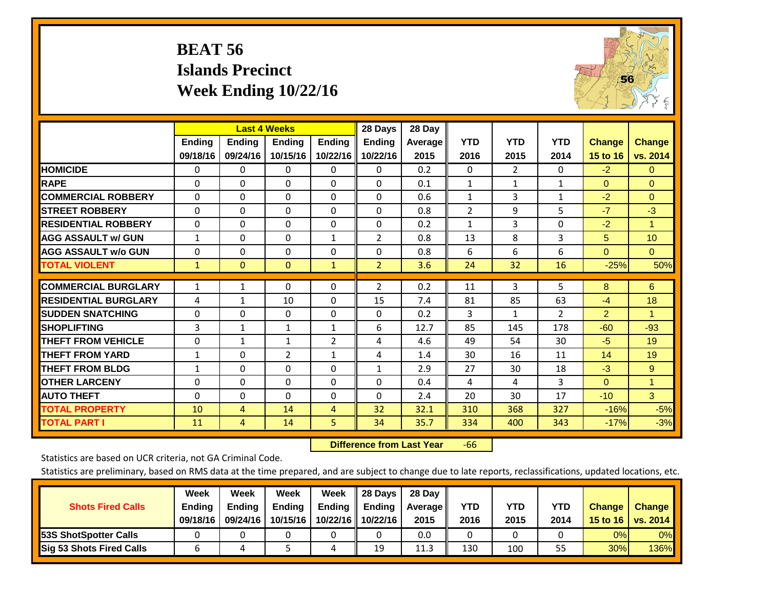# BEAT 56
## Islands Precinct
## Week Ending 10/22/16

| | Last 4 Weeks | | | | 28 Days | 28 Day | | | | | |
|---|---|---|---|---|---|---|---|---|---|---|---|
| | Ending 09/18/16 | Ending 09/24/16 | Ending 10/15/16 | Ending 10/22/16 | Ending 10/22/16 | Average 2015 | YTD 2016 | YTD 2015 | YTD 2014 | Change 15 to 16 | Change vs. 2014 |
| **HOMICIDE** | 0 | 0 | 0 | 0 | 0 | 0.2 | 0 | 2 | 0 | -2 | 0 |
| **RAPE** | 0 | 0 | 0 | 0 | 0 | 0.1 | 1 | 1 | 1 | 0 | 0 |
| **COMMERCIAL ROBBERY** | 0 | 0 | 0 | 0 | 0 | 0.6 | 1 | 3 | 1 | -2 | 0 |
| **STREET ROBBERY** | 0 | 0 | 0 | 0 | 0 | 0.8 | 2 | 9 | 5 | -7 | -3 |
| **RESIDENTIAL ROBBERY** | 0 | 0 | 0 | 0 | 0 | 0.2 | 1 | 3 | 0 | -2 | 1 |
| **AGG ASSAULT w/ GUN** | 1 | 0 | 0 | 1 | 2 | 0.8 | 13 | 8 | 3 | 5 | 10 |
| **AGG ASSAULT w/o GUN** | 0 | 0 | 0 | 0 | 0 | 0.8 | 6 | 6 | 6 | 0 | 0 |
| **TOTAL VIOLENT** | 1 | 0 | 0 | 1 | 2 | 3.6 | 24 | 32 | 16 | -25% | 50% |
| **COMMERCIAL BURGLARY** | 1 | 1 | 0 | 0 | 2 | 0.2 | 11 | 3 | 5 | 8 | 6 |
| **RESIDENTIAL BURGLARY** | 4 | 1 | 10 | 0 | 15 | 7.4 | 81 | 85 | 63 | -4 | 18 |
| **SUDDEN SNATCHING** | 0 | 0 | 0 | 0 | 0 | 0.2 | 3 | 1 | 2 | 2 | 1 |
| **SHOPLIFTING** | 3 | 1 | 1 | 1 | 6 | 12.7 | 85 | 145 | 178 | -60 | -93 |
| **THEFT FROM VEHICLE** | 0 | 1 | 1 | 2 | 4 | 4.6 | 49 | 54 | 30 | -5 | 19 |
| **THEFT FROM YARD** | 1 | 0 | 2 | 1 | 4 | 1.4 | 30 | 16 | 11 | 14 | 19 |
| **THEFT FROM BLDG** | 1 | 0 | 0 | 0 | 1 | 2.9 | 27 | 30 | 18 | -3 | 9 |
| **OTHER LARCENY** | 0 | 0 | 0 | 0 | 0 | 0.4 | 4 | 4 | 3 | 0 | 1 |
| **AUTO THEFT** | 0 | 0 | 0 | 0 | 0 | 2.4 | 20 | 30 | 17 | -10 | 3 |
| **TOTAL PROPERTY** | 10 | 4 | 14 | 4 | 32 | 32.1 | 310 | 368 | 327 | -16% | -5% |
| **TOTAL PART I** | 11 | 4 | 14 | 5 | 34 | 35.7 | 334 | 400 | 343 | -17% | -3% |

**Difference from Last Year** -66

Statistics are based on UCR criteria, not GA Criminal Code.

Statistics are preliminary, based on RMS data at the time prepared, and are subject to change due to late reports, reclassifications, updated locations, etc.

| Shots Fired Calls | Week Ending 09/18/16 | Week Ending 09/24/16 | Week Ending 10/15/16 | Week Ending 10/22/16 | 28 Days Ending 10/22/16 | 28 Day Average 2015 | YTD 2016 | YTD 2015 | YTD 2014 | Change 15 to 16 | Change vs. 2014 |
|---|---|---|---|---|---|---|---|---|---|---|---|
| **53S ShotSpotter Calls** | 0 | 0 | 0 | 0 | 0 | 0.0 | 0 | 0 | 0 | 0% | 0% |
| **Sig 53 Shots Fired Calls** | 6 | 4 | 5 | 4 | 19 | 11.3 | 130 | 100 | 55 | 30% | 136% |